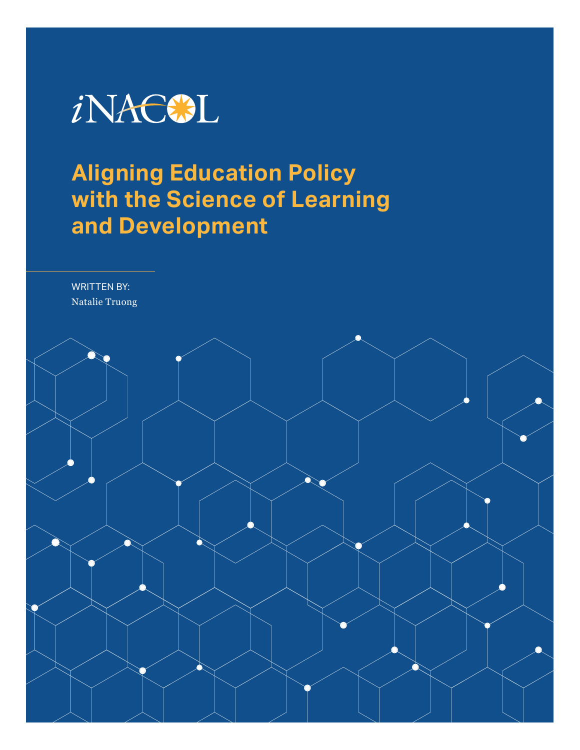iNACOL

# Aligning Education Policy with the Science of Learning and Development

WRITTEN BY:
Natalie Truong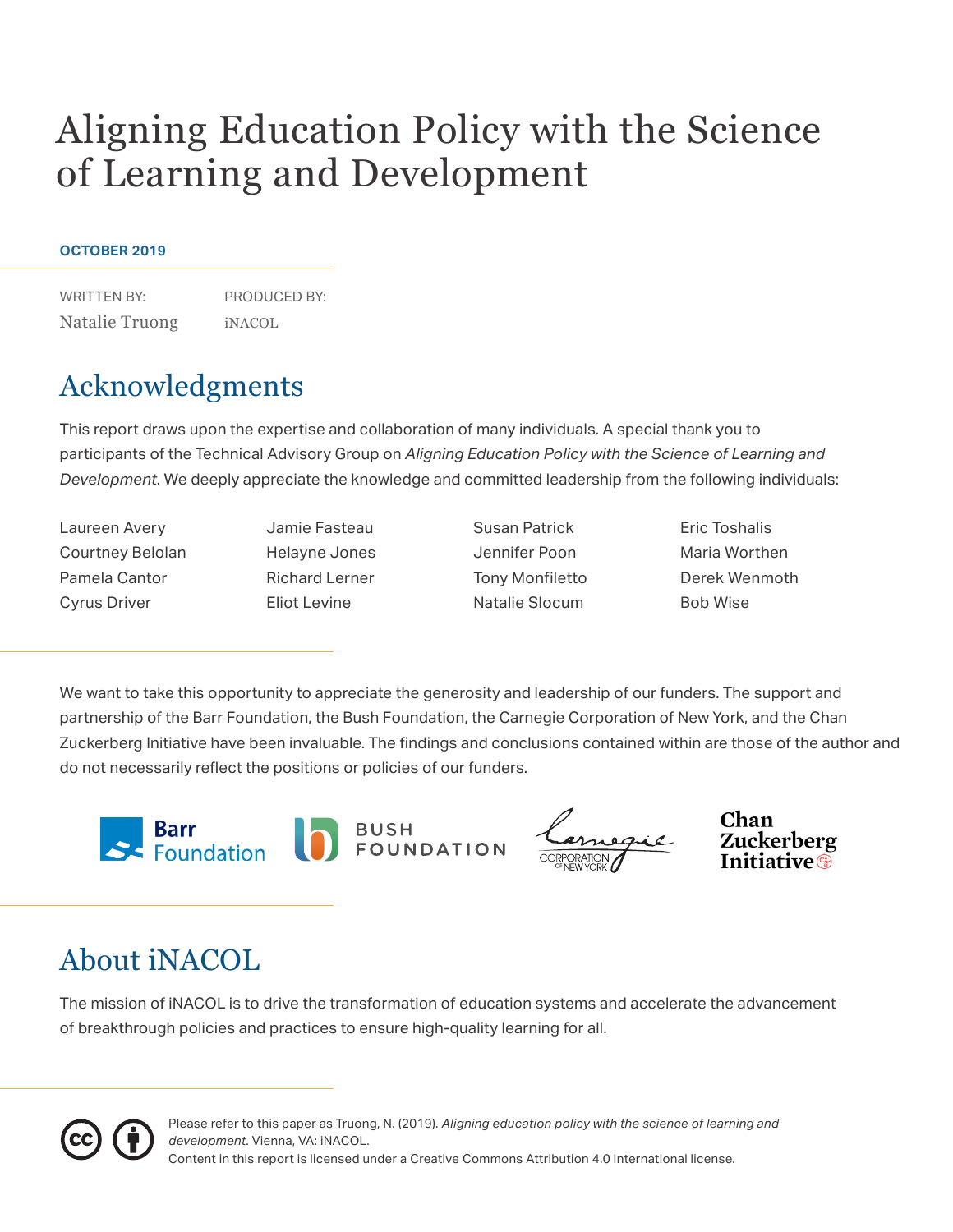# Aligning Education Policy with the Science of Learning and Development

**OCTOBER 2019**

| WRITTEN BY: | PRODUCED BY: |
|---|---|
| Natalie Truong | iNACOL |

## Acknowledgments

This report draws upon the expertise and collaboration of many individuals. A special thank you to participants of the Technical Advisory Group on *Aligning Education Policy with the Science of Learning and Development*. We deeply appreciate the knowledge and committed leadership from the following individuals:

Laureen Avery
Courtney Belolan
Pamela Cantor
Cyrus Driver
Jamie Fasteau
Helayne Jones
Richard Lerner
Eliot Levine
Susan Patrick
Jennifer Poon
Tony Monfiletto
Natalie Slocum
Eric Toshalis
Maria Worthen
Derek Wenmoth
Bob Wise

We want to take this opportunity to appreciate the generosity and leadership of our funders. The support and partnership of the Barr Foundation, the Bush Foundation, the Carnegie Corporation of New York, and the Chan Zuckerberg Initiative have been invaluable. The findings and conclusions contained within are those of the author and do not necessarily reflect the positions or policies of our funders.

## About iNACOL

The mission of iNACOL is to drive the transformation of education systems and accelerate the advancement of breakthrough policies and practices to ensure high-quality learning for all.

Please refer to this paper as Truong, N. (2019). *Aligning education policy with the science of learning and development*. Vienna, VA: iNACOL.
Content in this report is licensed under a Creative Commons Attribution 4.0 International license.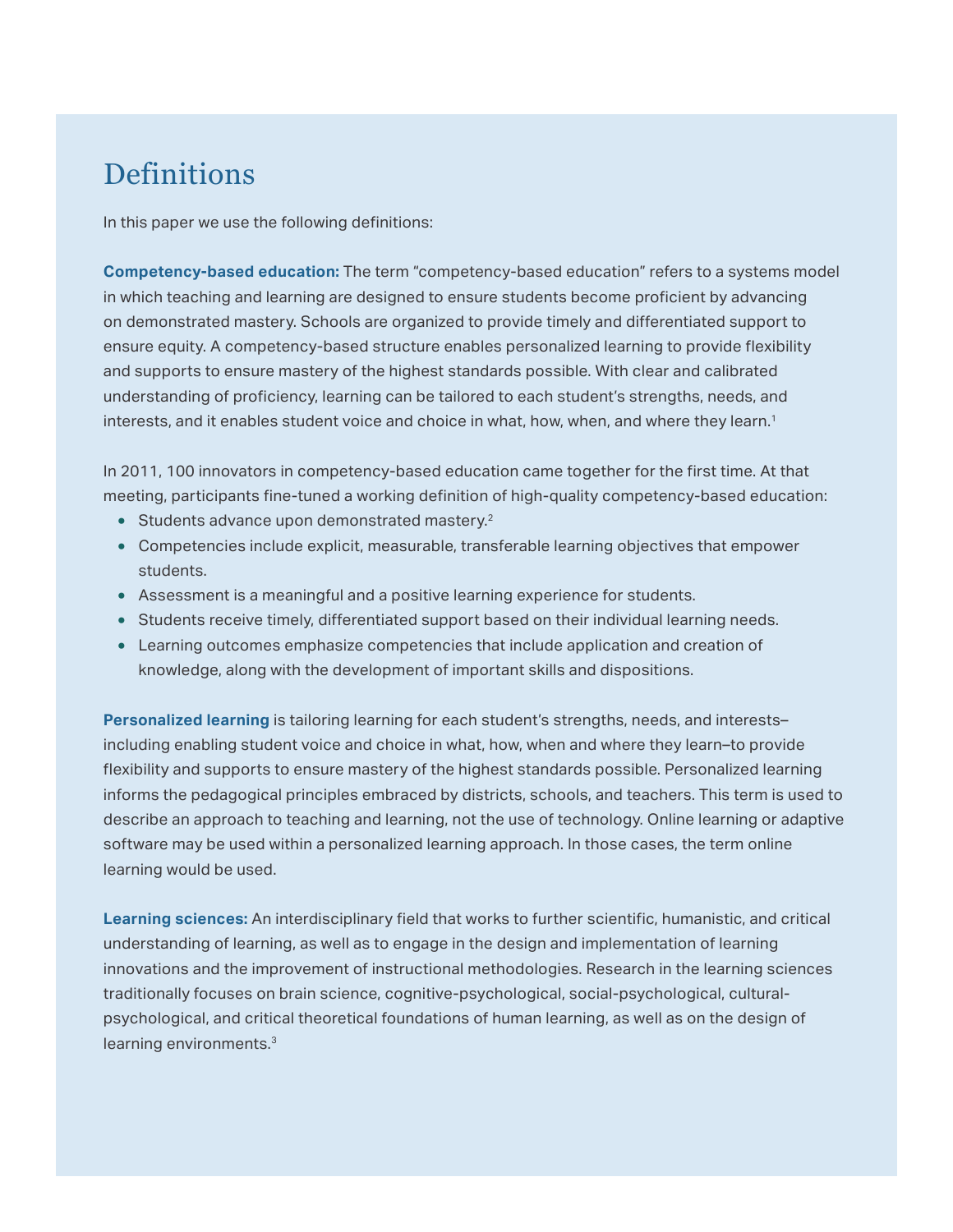# Definitions

In this paper we use the following definitions:

**Competency-based education:** The term "competency-based education" refers to a systems model in which teaching and learning are designed to ensure students become proficient by advancing on demonstrated mastery. Schools are organized to provide timely and differentiated support to ensure equity. A competency-based structure enables personalized learning to provide flexibility and supports to ensure mastery of the highest standards possible. With clear and calibrated understanding of proficiency, learning can be tailored to each student's strengths, needs, and interests, and it enables student voice and choice in what, how, when, and where they learn.[1]

In 2011, 100 innovators in competency-based education came together for the first time. At that meeting, participants fine-tuned a working definition of high-quality competency-based education:

- Students advance upon demonstrated mastery.[2]
- Competencies include explicit, measurable, transferable learning objectives that empower students.
- Assessment is a meaningful and a positive learning experience for students.
- Students receive timely, differentiated support based on their individual learning needs.
- Learning outcomes emphasize competencies that include application and creation of knowledge, along with the development of important skills and dispositions.

**Personalized learning** is tailoring learning for each student's strengths, needs, and interests–including enabling student voice and choice in what, how, when and where they learn–to provide flexibility and supports to ensure mastery of the highest standards possible. Personalized learning informs the pedagogical principles embraced by districts, schools, and teachers. This term is used to describe an approach to teaching and learning, not the use of technology. Online learning or adaptive software may be used within a personalized learning approach. In those cases, the term online learning would be used.

**Learning sciences:** An interdisciplinary field that works to further scientific, humanistic, and critical understanding of learning, as well as to engage in the design and implementation of learning innovations and the improvement of instructional methodologies. Research in the learning sciences traditionally focuses on brain science, cognitive-psychological, social-psychological, cultural-psychological, and critical theoretical foundations of human learning, as well as on the design of learning environments.[3]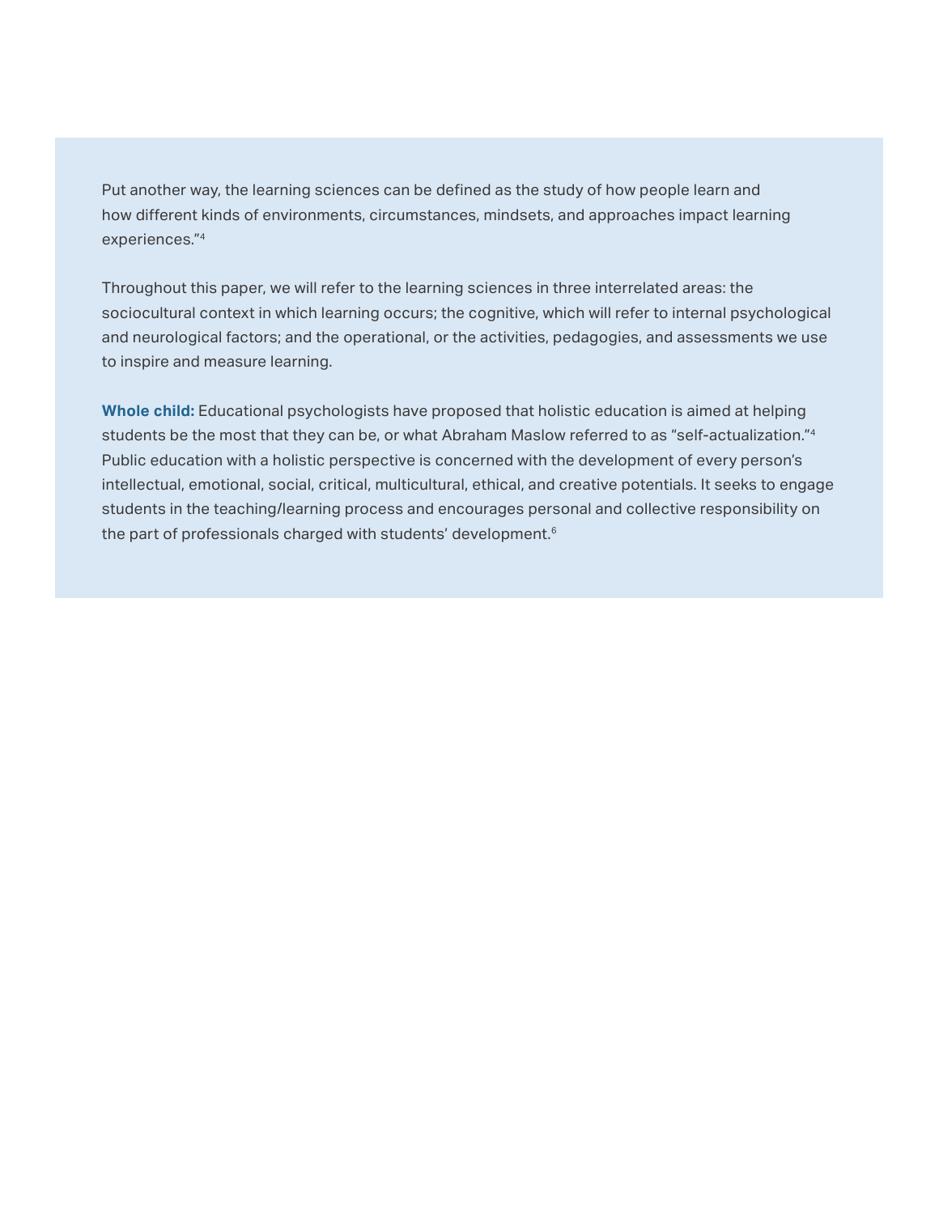Put another way, the learning sciences can be defined as the study of how people learn and how different kinds of environments, circumstances, mindsets, and approaches impact learning experiences."[4]

Throughout this paper, we will refer to the learning sciences in three interrelated areas: the sociocultural context in which learning occurs; the cognitive, which will refer to internal psychological and neurological factors; and the operational, or the activities, pedagogies, and assessments we use to inspire and measure learning.

**Whole child:** Educational psychologists have proposed that holistic education is aimed at helping students be the most that they can be, or what Abraham Maslow referred to as "self-actualization."[4] Public education with a holistic perspective is concerned with the development of every person's intellectual, emotional, social, critical, multicultural, ethical, and creative potentials. It seeks to engage students in the teaching/learning process and encourages personal and collective responsibility on the part of professionals charged with students' development.[6]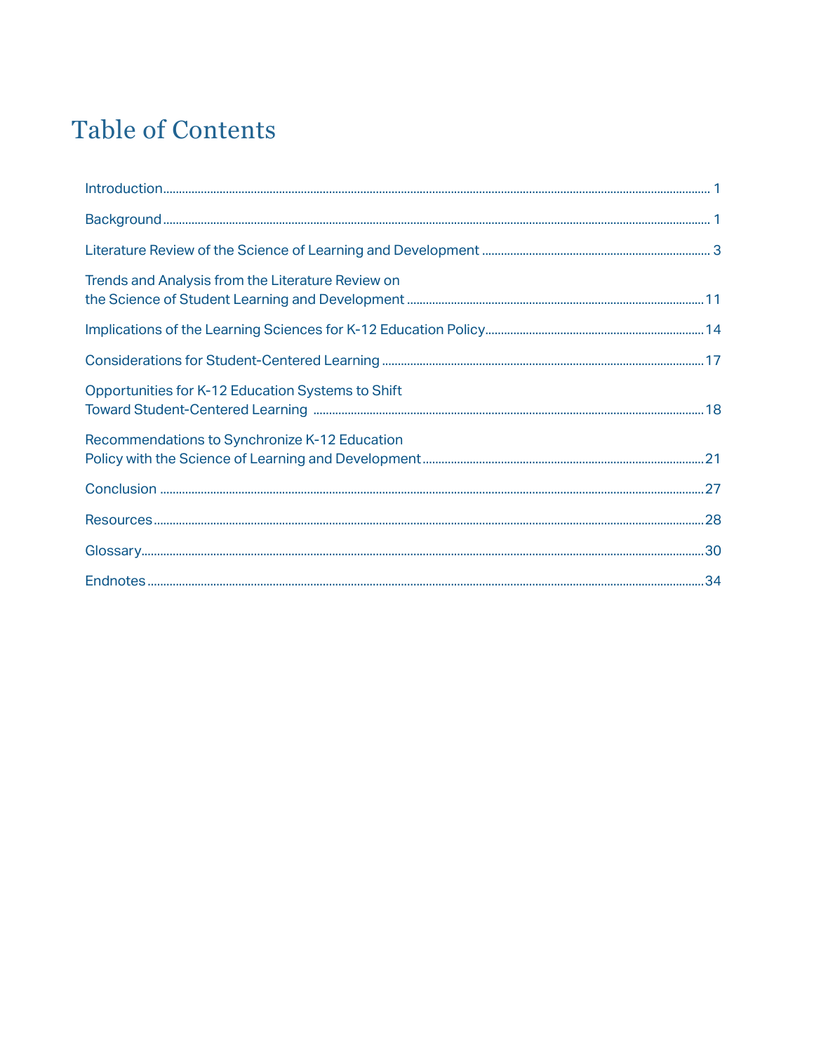# Table of Contents

| | |
|---|---|
| Introduction | 1 |
| Background | 1 |
| Literature Review of the Science of Learning and Development | 3 |
| Trends and Analysis from the Literature Review on the Science of Student Learning and Development | 11 |
| Implications of the Learning Sciences for K-12 Education Policy | 14 |
| Considerations for Student-Centered Learning | 17 |
| Opportunities for K-12 Education Systems to Shift Toward Student-Centered Learning | 18 |
| Recommendations to Synchronize K-12 Education Policy with the Science of Learning and Development | 21 |
| Conclusion | 27 |
| Resources | 28 |
| Glossary | 30 |
| Endnotes | 34 |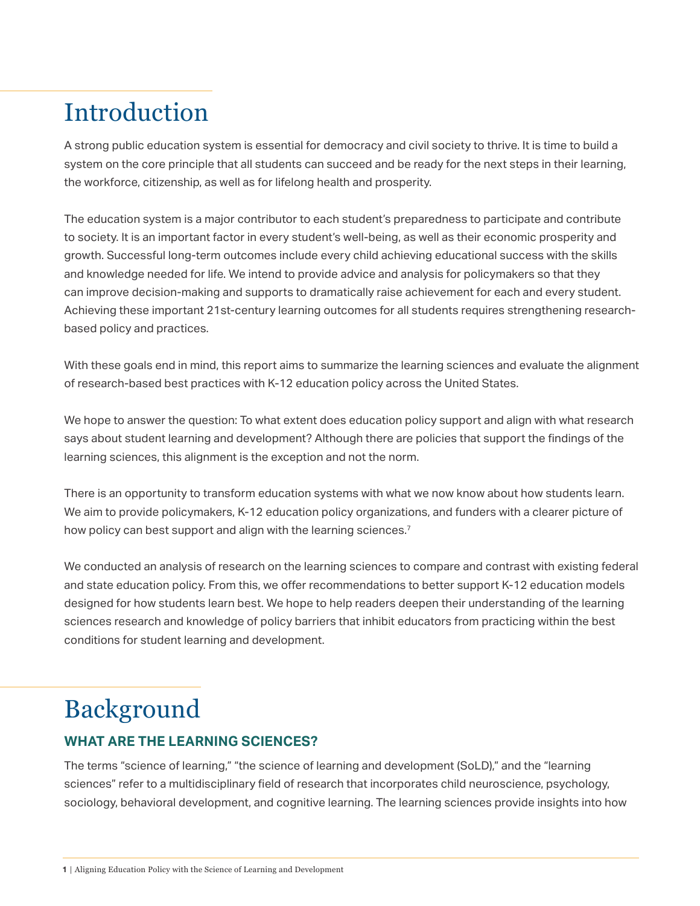# Introduction

A strong public education system is essential for democracy and civil society to thrive. It is time to build a system on the core principle that all students can succeed and be ready for the next steps in their learning, the workforce, citizenship, as well as for lifelong health and prosperity.

The education system is a major contributor to each student's preparedness to participate and contribute to society. It is an important factor in every student's well-being, as well as their economic prosperity and growth. Successful long-term outcomes include every child achieving educational success with the skills and knowledge needed for life. We intend to provide advice and analysis for policymakers so that they can improve decision-making and supports to dramatically raise achievement for each and every student. Achieving these important 21st-century learning outcomes for all students requires strengthening research-based policy and practices.

With these goals end in mind, this report aims to summarize the learning sciences and evaluate the alignment of research-based best practices with K-12 education policy across the United States.

We hope to answer the question: To what extent does education policy support and align with what research says about student learning and development? Although there are policies that support the findings of the learning sciences, this alignment is the exception and not the norm.

There is an opportunity to transform education systems with what we now know about how students learn. We aim to provide policymakers, K-12 education policy organizations, and funders with a clearer picture of how policy can best support and align with the learning sciences.[7]

We conducted an analysis of research on the learning sciences to compare and contrast with existing federal and state education policy. From this, we offer recommendations to better support K-12 education models designed for how students learn best. We hope to help readers deepen their understanding of the learning sciences research and knowledge of policy barriers that inhibit educators from practicing within the best conditions for student learning and development.

# Background

### WHAT ARE THE LEARNING SCIENCES?

The terms "science of learning," "the science of learning and development (SoLD)," and the "learning sciences" refer to a multidisciplinary field of research that incorporates child neuroscience, psychology, sociology, behavioral development, and cognitive learning. The learning sciences provide insights into how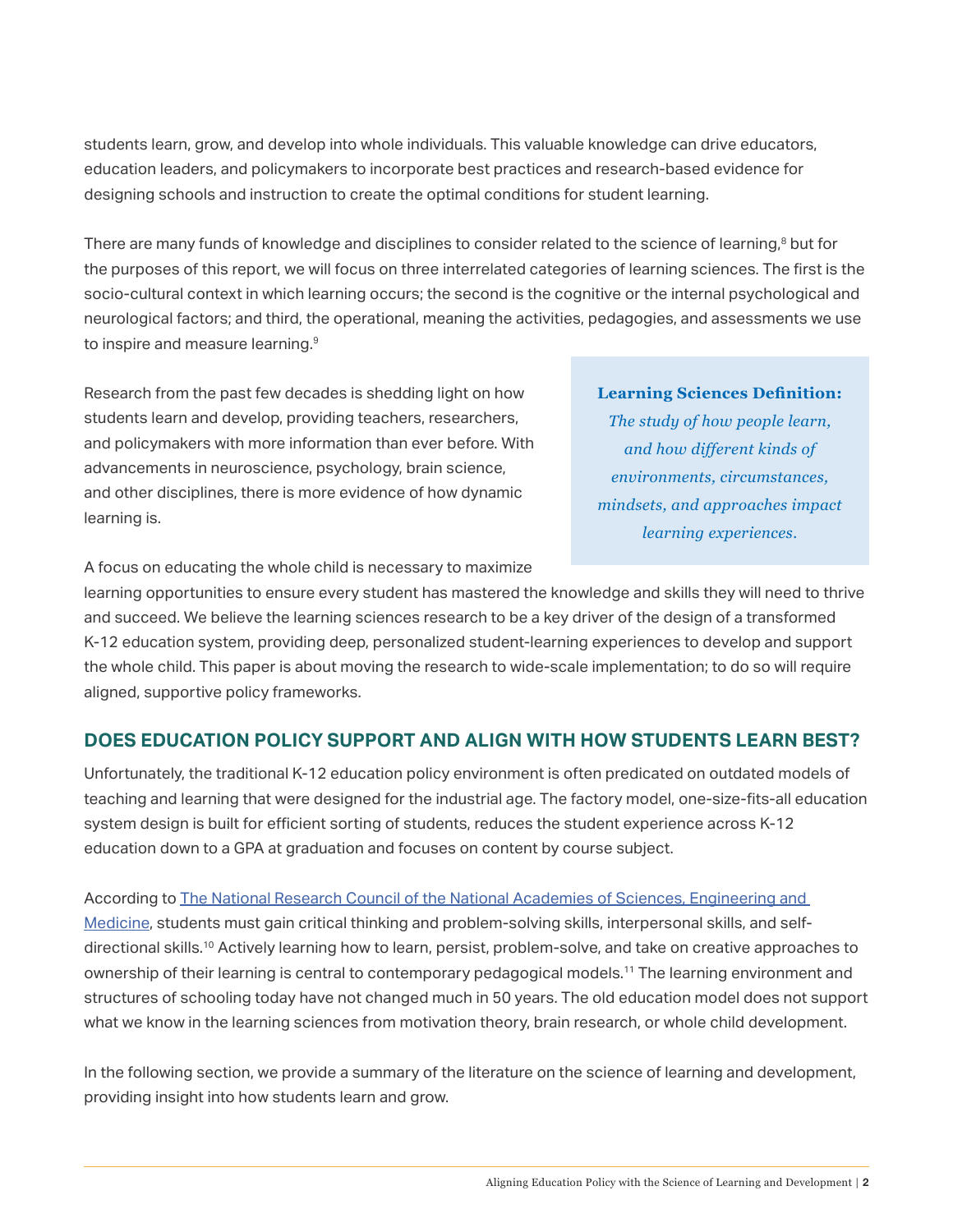students learn, grow, and develop into whole individuals. This valuable knowledge can drive educators, education leaders, and policymakers to incorporate best practices and research-based evidence for designing schools and instruction to create the optimal conditions for student learning.

There are many funds of knowledge and disciplines to consider related to the science of learning,[8] but for the purposes of this report, we will focus on three interrelated categories of learning sciences. The first is the socio-cultural context in which learning occurs; the second is the cognitive or the internal psychological and neurological factors; and third, the operational, meaning the activities, pedagogies, and assessments we use to inspire and measure learning.[9]

Research from the past few decades is shedding light on how students learn and develop, providing teachers, researchers, and policymakers with more information than ever before. With advancements in neuroscience, psychology, brain science, and other disciplines, there is more evidence of how dynamic learning is.

> **Learning Sciences Definition:**
> *The study of how people learn, and how different kinds of environments, circumstances, mindsets, and approaches impact learning experiences.*

A focus on educating the whole child is necessary to maximize learning opportunities to ensure every student has mastered the knowledge and skills they will need to thrive and succeed. We believe the learning sciences research to be a key driver of the design of a transformed K-12 education system, providing deep, personalized student-learning experiences to develop and support the whole child. This paper is about moving the research to wide-scale implementation; to do so will require aligned, supportive policy frameworks.

## DOES EDUCATION POLICY SUPPORT AND ALIGN WITH HOW STUDENTS LEARN BEST?

Unfortunately, the traditional K-12 education policy environment is often predicated on outdated models of teaching and learning that were designed for the industrial age. The factory model, one-size-fits-all education system design is built for efficient sorting of students, reduces the student experience across K-12 education down to a GPA at graduation and focuses on content by course subject.

According to The National Research Council of the National Academies of Sciences, Engineering and Medicine, students must gain critical thinking and problem-solving skills, interpersonal skills, and self-directional skills.[10] Actively learning how to learn, persist, problem-solve, and take on creative approaches to ownership of their learning is central to contemporary pedagogical models.[11] The learning environment and structures of schooling today have not changed much in 50 years. The old education model does not support what we know in the learning sciences from motivation theory, brain research, or whole child development.

In the following section, we provide a summary of the literature on the science of learning and development, providing insight into how students learn and grow.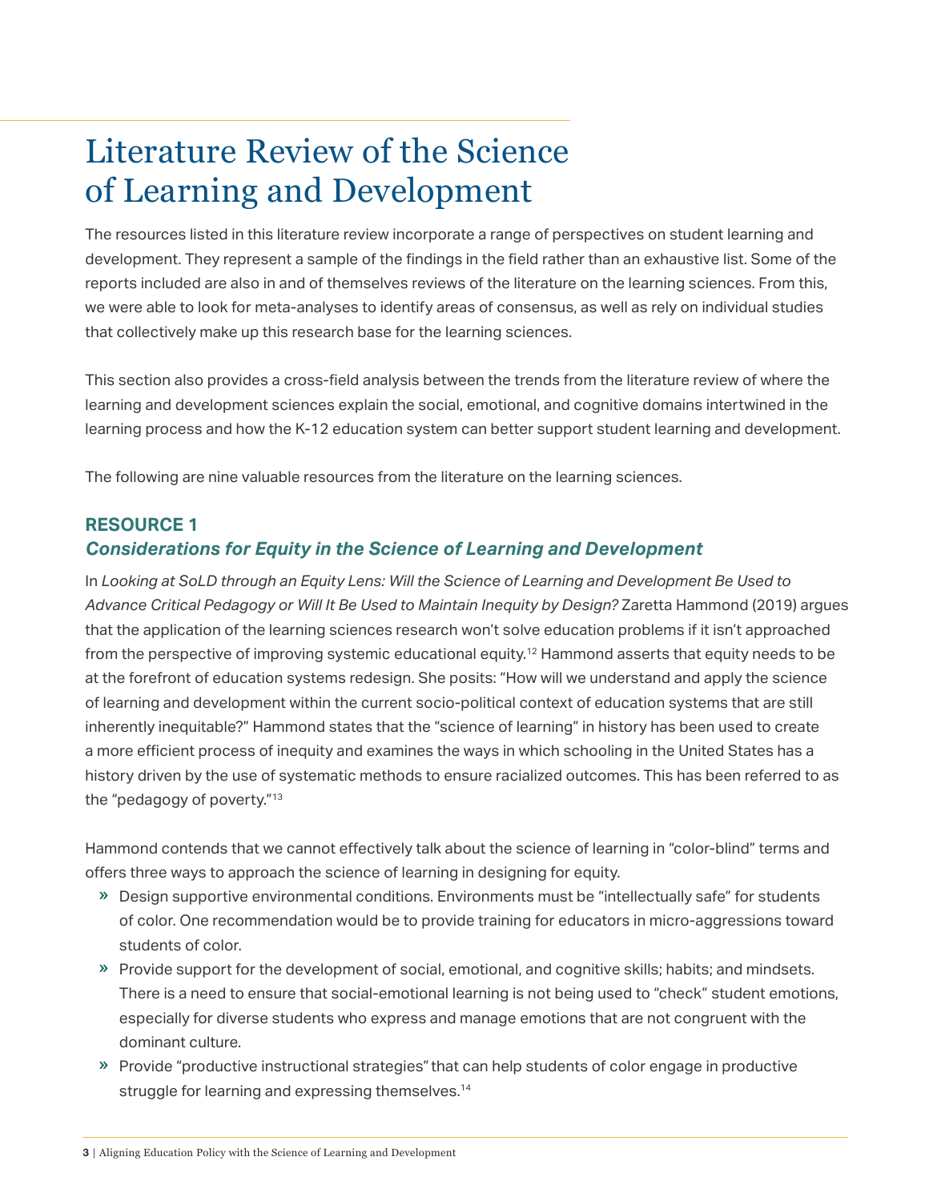# Literature Review of the Science of Learning and Development

The resources listed in this literature review incorporate a range of perspectives on student learning and development. They represent a sample of the findings in the field rather than an exhaustive list. Some of the reports included are also in and of themselves reviews of the literature on the learning sciences. From this, we were able to look for meta-analyses to identify areas of consensus, as well as rely on individual studies that collectively make up this research base for the learning sciences.

This section also provides a cross-field analysis between the trends from the literature review of where the learning and development sciences explain the social, emotional, and cognitive domains intertwined in the learning process and how the K-12 education system can better support student learning and development.

The following are nine valuable resources from the literature on the learning sciences.

### RESOURCE 1
### *Considerations for Equity in the Science of Learning and Development*

In *Looking at SoLD through an Equity Lens: Will the Science of Learning and Development Be Used to Advance Critical Pedagogy or Will It Be Used to Maintain Inequity by Design?* Zaretta Hammond (2019) argues that the application of the learning sciences research won't solve education problems if it isn't approached from the perspective of improving systemic educational equity.[12] Hammond asserts that equity needs to be at the forefront of education systems redesign. She posits: "How will we understand and apply the science of learning and development within the current socio-political context of education systems that are still inherently inequitable?" Hammond states that the "science of learning" in history has been used to create a more efficient process of inequity and examines the ways in which schooling in the United States has a history driven by the use of systematic methods to ensure racialized outcomes. This has been referred to as the "pedagogy of poverty."[13]

Hammond contends that we cannot effectively talk about the science of learning in "color-blind" terms and offers three ways to approach the science of learning in designing for equity.

- Design supportive environmental conditions. Environments must be "intellectually safe" for students of color. One recommendation would be to provide training for educators in micro-aggressions toward students of color.
- Provide support for the development of social, emotional, and cognitive skills; habits; and mindsets. There is a need to ensure that social-emotional learning is not being used to "check" student emotions, especially for diverse students who express and manage emotions that are not congruent with the dominant culture.
- Provide "productive instructional strategies" that can help students of color engage in productive struggle for learning and expressing themselves.[14]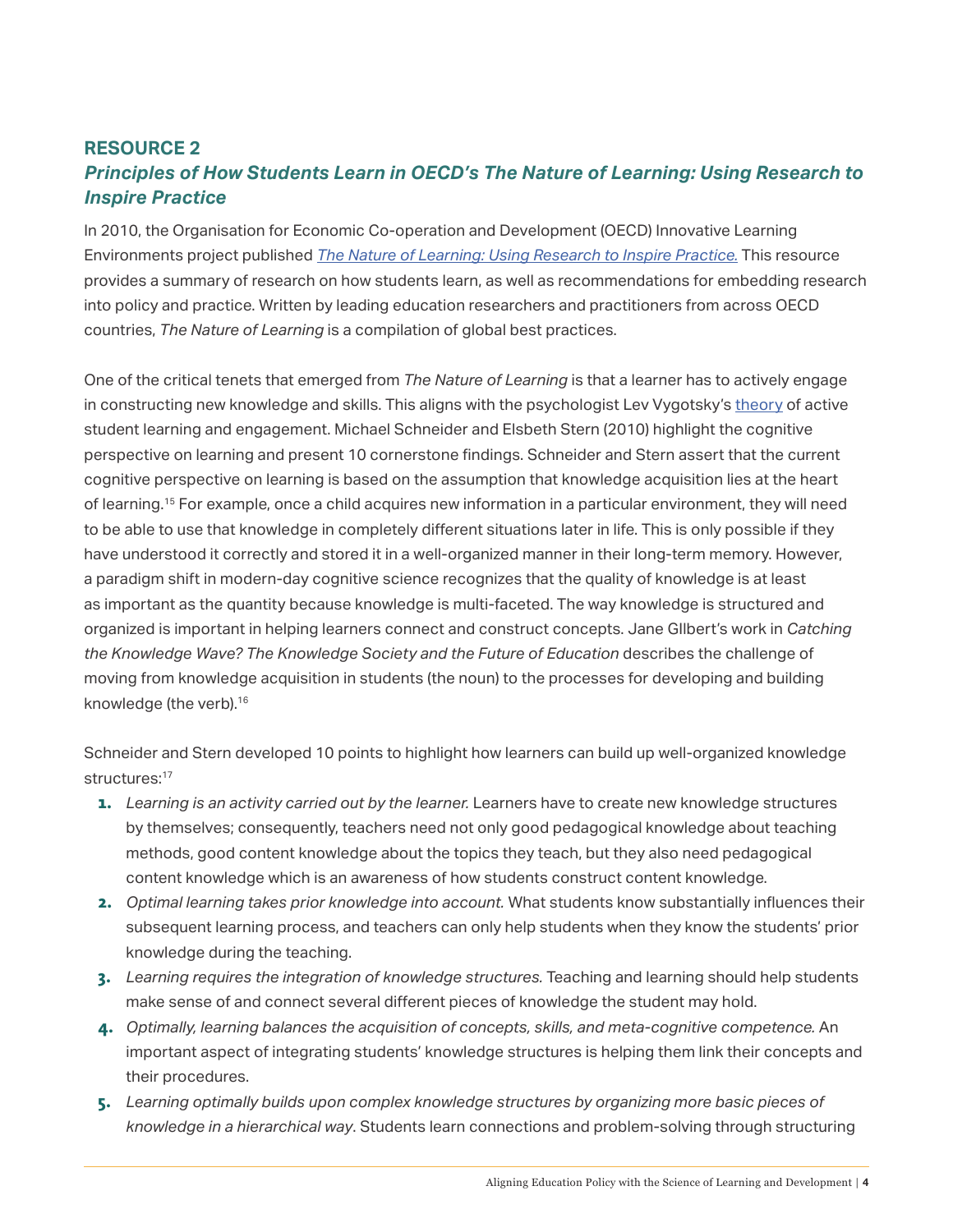## RESOURCE 2

### *Principles of How Students Learn in OECD's The Nature of Learning: Using Research to Inspire Practice*

In 2010, the Organisation for Economic Co-operation and Development (OECD) Innovative Learning Environments project published *The Nature of Learning: Using Research to Inspire Practice.* This resource provides a summary of research on how students learn, as well as recommendations for embedding research into policy and practice. Written by leading education researchers and practitioners from across OECD countries, *The Nature of Learning* is a compilation of global best practices.

One of the critical tenets that emerged from *The Nature of Learning* is that a learner has to actively engage in constructing new knowledge and skills. This aligns with the psychologist Lev Vygotsky's theory of active student learning and engagement. Michael Schneider and Elsbeth Stern (2010) highlight the cognitive perspective on learning and present 10 cornerstone findings. Schneider and Stern assert that the current cognitive perspective on learning is based on the assumption that knowledge acquisition lies at the heart of learning.[15] For example, once a child acquires new information in a particular environment, they will need to be able to use that knowledge in completely different situations later in life. This is only possible if they have understood it correctly and stored it in a well-organized manner in their long-term memory. However, a paradigm shift in modern-day cognitive science recognizes that the quality of knowledge is at least as important as the quantity because knowledge is multi-faceted. The way knowledge is structured and organized is important in helping learners connect and construct concepts. Jane Gllbert's work in *Catching the Knowledge Wave? The Knowledge Society and the Future of Education* describes the challenge of moving from knowledge acquisition in students (the noun) to the processes for developing and building knowledge (the verb).[16]

Schneider and Stern developed 10 points to highlight how learners can build up well-organized knowledge structures:[17]

1. *Learning is an activity carried out by the learner.* Learners have to create new knowledge structures by themselves; consequently, teachers need not only good pedagogical knowledge about teaching methods, good content knowledge about the topics they teach, but they also need pedagogical content knowledge which is an awareness of how students construct content knowledge.
2. *Optimal learning takes prior knowledge into account.* What students know substantially influences their subsequent learning process, and teachers can only help students when they know the students' prior knowledge during the teaching.
3. *Learning requires the integration of knowledge structures.* Teaching and learning should help students make sense of and connect several different pieces of knowledge the student may hold.
4. *Optimally, learning balances the acquisition of concepts, skills, and meta-cognitive competence.* An important aspect of integrating students' knowledge structures is helping them link their concepts and their procedures.
5. *Learning optimally builds upon complex knowledge structures by organizing more basic pieces of knowledge in a hierarchical way*. Students learn connections and problem-solving through structuring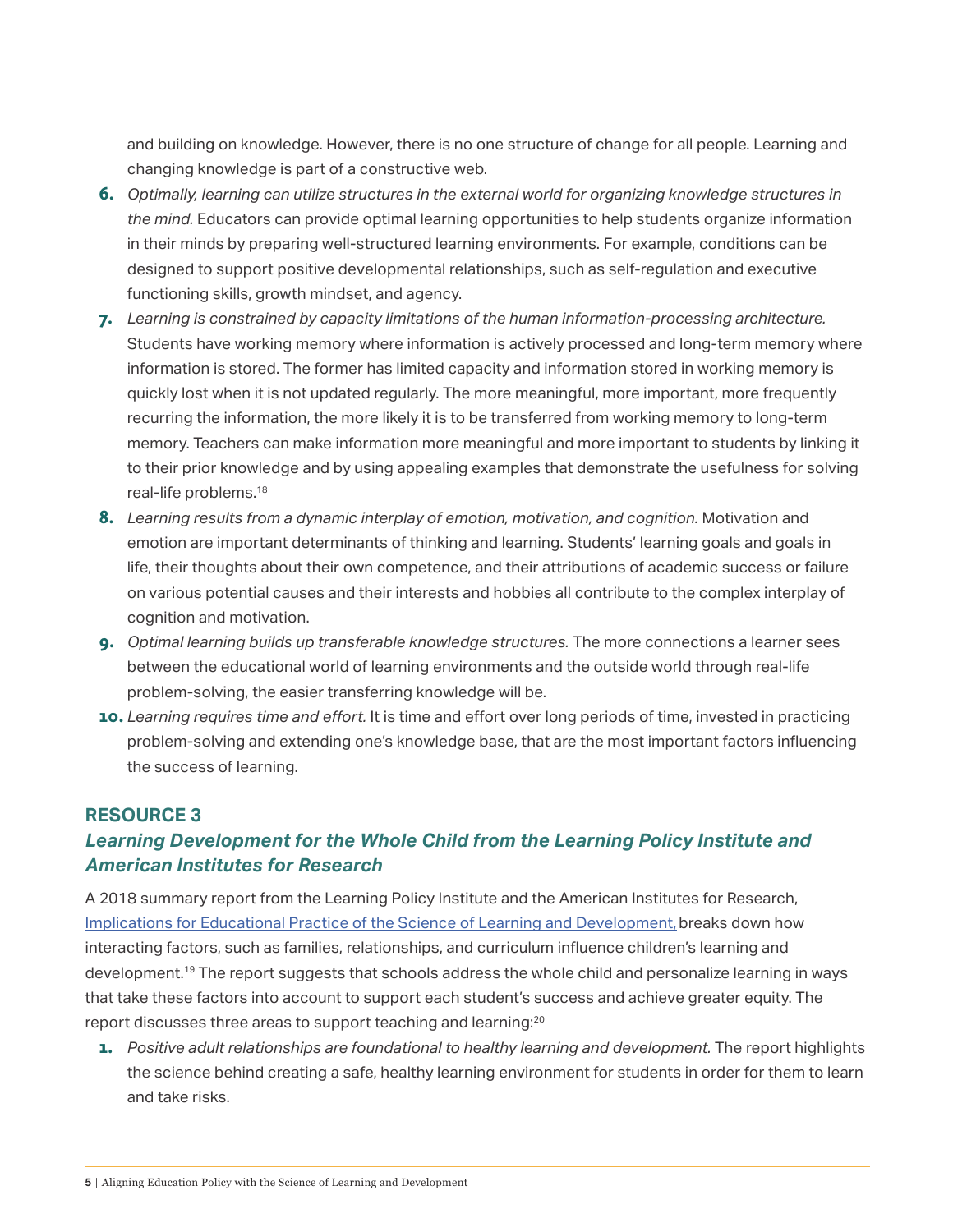and building on knowledge. However, there is no one structure of change for all people. Learning and changing knowledge is part of a constructive web.

6. *Optimally, learning can utilize structures in the external world for organizing knowledge structures in the mind.* Educators can provide optimal learning opportunities to help students organize information in their minds by preparing well-structured learning environments. For example, conditions can be designed to support positive developmental relationships, such as self-regulation and executive functioning skills, growth mindset, and agency.
7. *Learning is constrained by capacity limitations of the human information-processing architecture.* Students have working memory where information is actively processed and long-term memory where information is stored. The former has limited capacity and information stored in working memory is quickly lost when it is not updated regularly. The more meaningful, more important, more frequently recurring the information, the more likely it is to be transferred from working memory to long-term memory. Teachers can make information more meaningful and more important to students by linking it to their prior knowledge and by using appealing examples that demonstrate the usefulness for solving real-life problems.[18]
8. *Learning results from a dynamic interplay of emotion, motivation, and cognition.* Motivation and emotion are important determinants of thinking and learning. Students' learning goals and goals in life, their thoughts about their own competence, and their attributions of academic success or failure on various potential causes and their interests and hobbies all contribute to the complex interplay of cognition and motivation.
9. *Optimal learning builds up transferable knowledge structures.* The more connections a learner sees between the educational world of learning environments and the outside world through real-life problem-solving, the easier transferring knowledge will be.
10. *Learning requires time and effort.* It is time and effort over long periods of time, invested in practicing problem-solving and extending one's knowledge base, that are the most important factors influencing the success of learning.

## RESOURCE 3

### *Learning Development for the Whole Child from the Learning Policy Institute and American Institutes for Research*

A 2018 summary report from the Learning Policy Institute and the American Institutes for Research, Implications for Educational Practice of the Science of Learning and Development, breaks down how interacting factors, such as families, relationships, and curriculum influence children's learning and development.[19] The report suggests that schools address the whole child and personalize learning in ways that take these factors into account to support each student's success and achieve greater equity. The report discusses three areas to support teaching and learning:[20]

1. *Positive adult relationships are foundational to healthy learning and development.* The report highlights the science behind creating a safe, healthy learning environment for students in order for them to learn and take risks.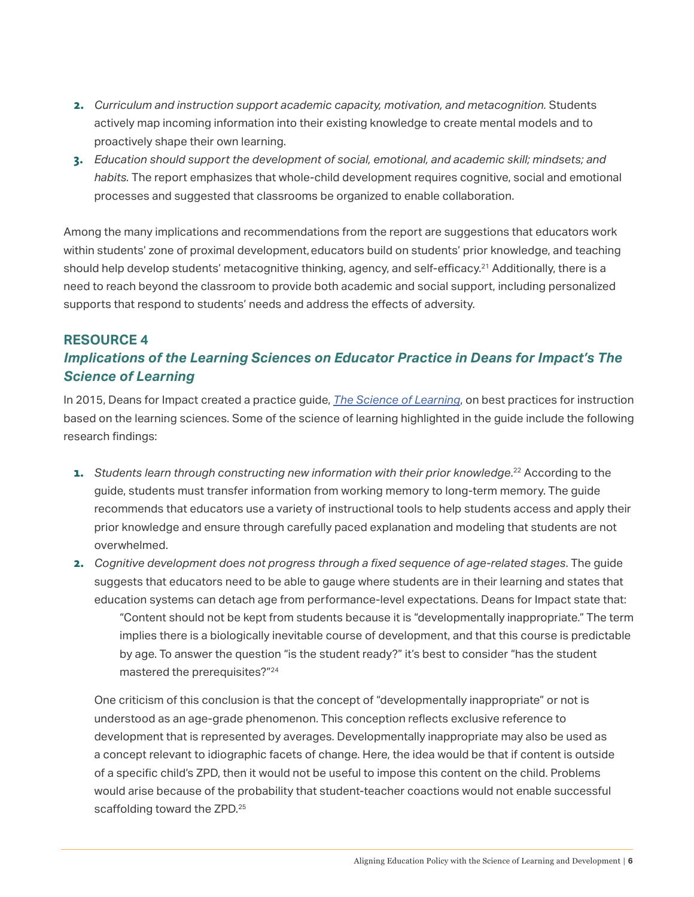2. *Curriculum and instruction support academic capacity, motivation, and metacognition.* Students actively map incoming information into their existing knowledge to create mental models and to proactively shape their own learning.
3. *Education should support the development of social, emotional, and academic skill; mindsets; and habits.* The report emphasizes that whole-child development requires cognitive, social and emotional processes and suggested that classrooms be organized to enable collaboration.

Among the many implications and recommendations from the report are suggestions that educators work within students' zone of proximal development, educators build on students' prior knowledge, and teaching should help develop students' metacognitive thinking, agency, and self-efficacy.[21] Additionally, there is a need to reach beyond the classroom to provide both academic and social support, including personalized supports that respond to students' needs and address the effects of adversity.

## RESOURCE 4

### *Implications of the Learning Sciences on Educator Practice in Deans for Impact's The Science of Learning*

In 2015, Deans for Impact created a practice guide, *The Science of Learning*, on best practices for instruction based on the learning sciences. Some of the science of learning highlighted in the guide include the following research findings:

1. *Students learn through constructing new information with their prior knowledge*.[22] According to the guide, students must transfer information from working memory to long-term memory. The guide recommends that educators use a variety of instructional tools to help students access and apply their prior knowledge and ensure through carefully paced explanation and modeling that students are not overwhelmed.
2. *Cognitive development does not progress through a fixed sequence of age-related stages*. The guide suggests that educators need to be able to gauge where students are in their learning and states that education systems can detach age from performance-level expectations. Deans for Impact state that:

   > "Content should not be kept from students because it is "developmentally inappropriate." The term implies there is a biologically inevitable course of development, and that this course is predictable by age. To answer the question "is the student ready?" it's best to consider "has the student mastered the prerequisites?"[24]

   One criticism of this conclusion is that the concept of "developmentally inappropriate" or not is understood as an age-grade phenomenon. This conception reflects exclusive reference to development that is represented by averages. Developmentally inappropriate may also be used as a concept relevant to idiographic facets of change. Here, the idea would be that if content is outside of a specific child's ZPD, then it would not be useful to impose this content on the child. Problems would arise because of the probability that student-teacher coactions would not enable successful scaffolding toward the ZPD.[25]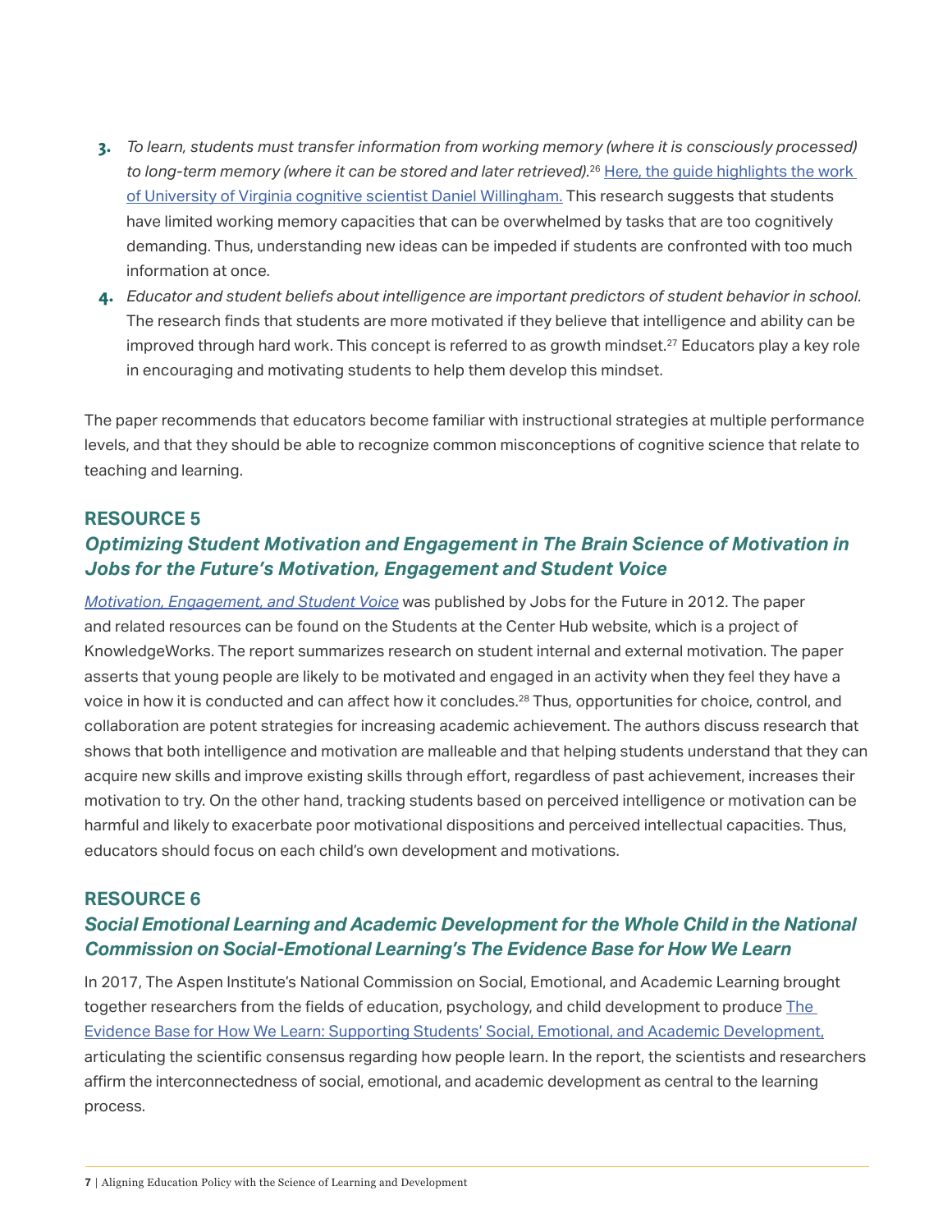3. *To learn, students must transfer information from working memory (where it is consciously processed) to long-term memory (where it can be stored and later retrieved).*[26] Here, the guide highlights the work of University of Virginia cognitive scientist Daniel Willingham. This research suggests that students have limited working memory capacities that can be overwhelmed by tasks that are too cognitively demanding. Thus, understanding new ideas can be impeded if students are confronted with too much information at once.
4. *Educator and student beliefs about intelligence are important predictors of student behavior in school.* The research finds that students are more motivated if they believe that intelligence and ability can be improved through hard work. This concept is referred to as growth mindset.[27] Educators play a key role in encouraging and motivating students to help them develop this mindset.

The paper recommends that educators become familiar with instructional strategies at multiple performance levels, and that they should be able to recognize common misconceptions of cognitive science that relate to teaching and learning.

## RESOURCE 5

### *Optimizing Student Motivation and Engagement in The Brain Science of Motivation in Jobs for the Future's Motivation, Engagement and Student Voice*

*Motivation, Engagement, and Student Voice* was published by Jobs for the Future in 2012. The paper and related resources can be found on the Students at the Center Hub website, which is a project of KnowledgeWorks. The report summarizes research on student internal and external motivation. The paper asserts that young people are likely to be motivated and engaged in an activity when they feel they have a voice in how it is conducted and can affect how it concludes.[28] Thus, opportunities for choice, control, and collaboration are potent strategies for increasing academic achievement. The authors discuss research that shows that both intelligence and motivation are malleable and that helping students understand that they can acquire new skills and improve existing skills through effort, regardless of past achievement, increases their motivation to try. On the other hand, tracking students based on perceived intelligence or motivation can be harmful and likely to exacerbate poor motivational dispositions and perceived intellectual capacities. Thus, educators should focus on each child's own development and motivations.

## RESOURCE 6

### *Social Emotional Learning and Academic Development for the Whole Child in the National Commission on Social-Emotional Learning's The Evidence Base for How We Learn*

In 2017, The Aspen Institute's National Commission on Social, Emotional, and Academic Learning brought together researchers from the fields of education, psychology, and child development to produce The Evidence Base for How We Learn: Supporting Students' Social, Emotional, and Academic Development, articulating the scientific consensus regarding how people learn. In the report, the scientists and researchers affirm the interconnectedness of social, emotional, and academic development as central to the learning process.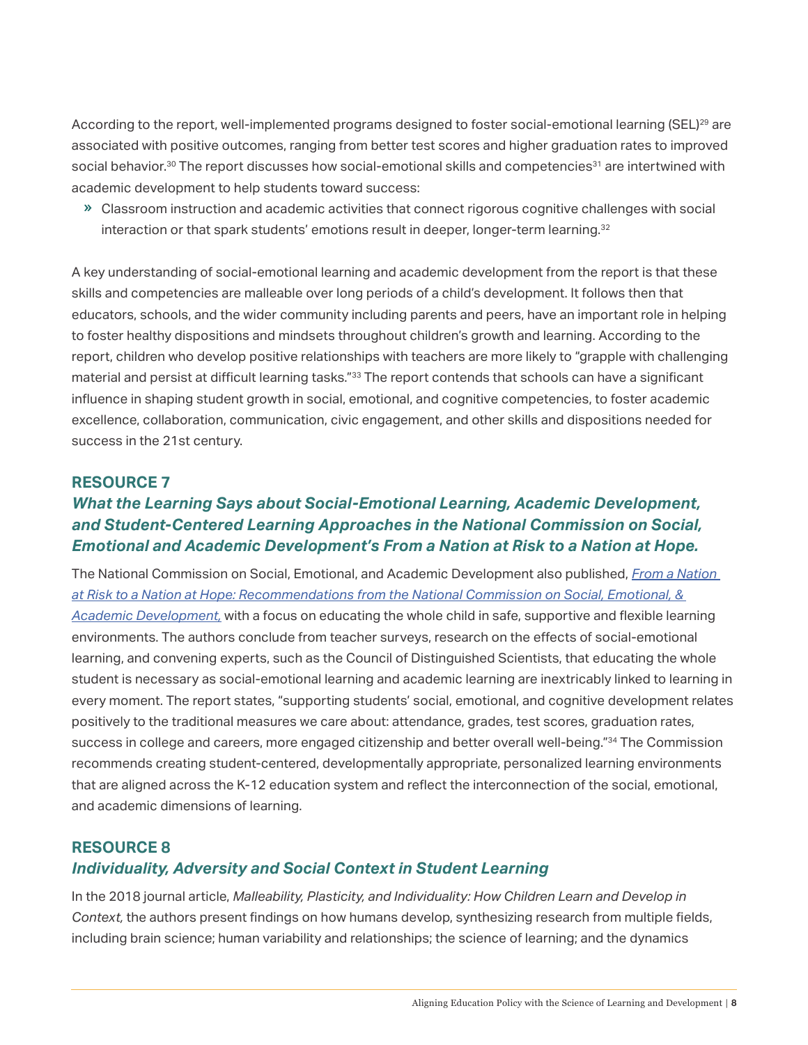According to the report, well-implemented programs designed to foster social-emotional learning (SEL)[29] are associated with positive outcomes, ranging from better test scores and higher graduation rates to improved social behavior.[30] The report discusses how social-emotional skills and competencies[31] are intertwined with academic development to help students toward success:

- Classroom instruction and academic activities that connect rigorous cognitive challenges with social interaction or that spark students' emotions result in deeper, longer-term learning.[32]

A key understanding of social-emotional learning and academic development from the report is that these skills and competencies are malleable over long periods of a child's development. It follows then that educators, schools, and the wider community including parents and peers, have an important role in helping to foster healthy dispositions and mindsets throughout children's growth and learning. According to the report, children who develop positive relationships with teachers are more likely to "grapple with challenging material and persist at difficult learning tasks."[33] The report contends that schools can have a significant influence in shaping student growth in social, emotional, and cognitive competencies, to foster academic excellence, collaboration, communication, civic engagement, and other skills and dispositions needed for success in the 21st century.

## RESOURCE 7

### *What the Learning Says about Social-Emotional Learning, Academic Development, and Student-Centered Learning Approaches in the National Commission on Social, Emotional and Academic Development's From a Nation at Risk to a Nation at Hope.*

The National Commission on Social, Emotional, and Academic Development also published, *From a Nation at Risk to a Nation at Hope: Recommendations from the National Commission on Social, Emotional, & Academic Development,* with a focus on educating the whole child in safe, supportive and flexible learning environments. The authors conclude from teacher surveys, research on the effects of social-emotional learning, and convening experts, such as the Council of Distinguished Scientists, that educating the whole student is necessary as social-emotional learning and academic learning are inextricably linked to learning in every moment. The report states, "supporting students' social, emotional, and cognitive development relates positively to the traditional measures we care about: attendance, grades, test scores, graduation rates, success in college and careers, more engaged citizenship and better overall well-being."[34] The Commission recommends creating student-centered, developmentally appropriate, personalized learning environments that are aligned across the K-12 education system and reflect the interconnection of the social, emotional, and academic dimensions of learning.

## RESOURCE 8

### *Individuality, Adversity and Social Context in Student Learning*

In the 2018 journal article, *Malleability, Plasticity, and Individuality: How Children Learn and Develop in Context,* the authors present findings on how humans develop, synthesizing research from multiple fields, including brain science; human variability and relationships; the science of learning; and the dynamics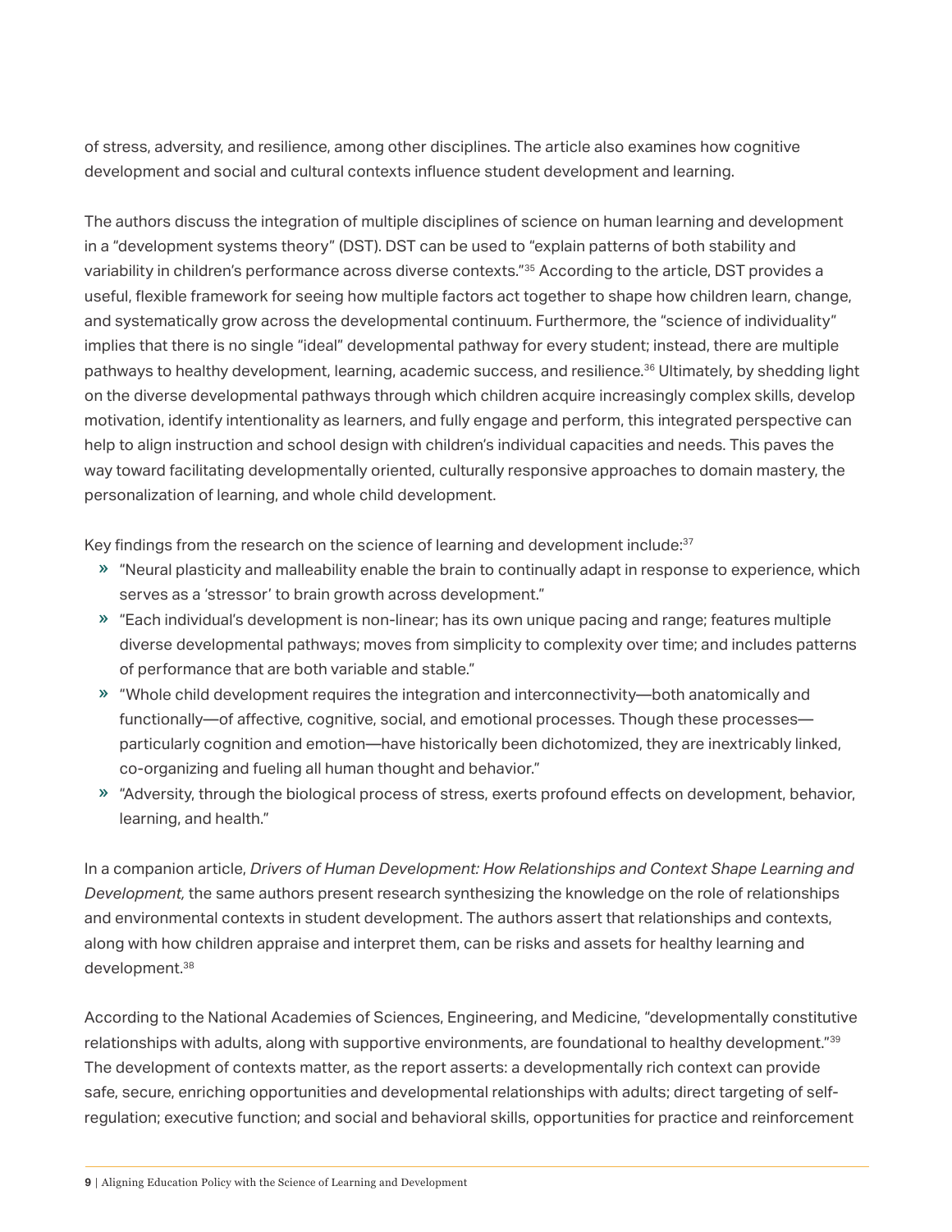of stress, adversity, and resilience, among other disciplines. The article also examines how cognitive development and social and cultural contexts influence student development and learning.

The authors discuss the integration of multiple disciplines of science on human learning and development in a "development systems theory" (DST). DST can be used to "explain patterns of both stability and variability in children's performance across diverse contexts."[35] According to the article, DST provides a useful, flexible framework for seeing how multiple factors act together to shape how children learn, change, and systematically grow across the developmental continuum. Furthermore, the "science of individuality" implies that there is no single "ideal" developmental pathway for every student; instead, there are multiple pathways to healthy development, learning, academic success, and resilience.[36] Ultimately, by shedding light on the diverse developmental pathways through which children acquire increasingly complex skills, develop motivation, identify intentionality as learners, and fully engage and perform, this integrated perspective can help to align instruction and school design with children's individual capacities and needs. This paves the way toward facilitating developmentally oriented, culturally responsive approaches to domain mastery, the personalization of learning, and whole child development.

Key findings from the research on the science of learning and development include:[37]

- "Neural plasticity and malleability enable the brain to continually adapt in response to experience, which serves as a 'stressor' to brain growth across development."
- "Each individual's development is non-linear; has its own unique pacing and range; features multiple diverse developmental pathways; moves from simplicity to complexity over time; and includes patterns of performance that are both variable and stable."
- "Whole child development requires the integration and interconnectivity—both anatomically and functionally—of affective, cognitive, social, and emotional processes. Though these processes—particularly cognition and emotion—have historically been dichotomized, they are inextricably linked, co-organizing and fueling all human thought and behavior."
- "Adversity, through the biological process of stress, exerts profound effects on development, behavior, learning, and health."

In a companion article, *Drivers of Human Development: How Relationships and Context Shape Learning and Development,* the same authors present research synthesizing the knowledge on the role of relationships and environmental contexts in student development. The authors assert that relationships and contexts, along with how children appraise and interpret them, can be risks and assets for healthy learning and development.[38]

According to the National Academies of Sciences, Engineering, and Medicine, "developmentally constitutive relationships with adults, along with supportive environments, are foundational to healthy development."[39] The development of contexts matter, as the report asserts: a developmentally rich context can provide safe, secure, enriching opportunities and developmental relationships with adults; direct targeting of self-regulation; executive function; and social and behavioral skills, opportunities for practice and reinforcement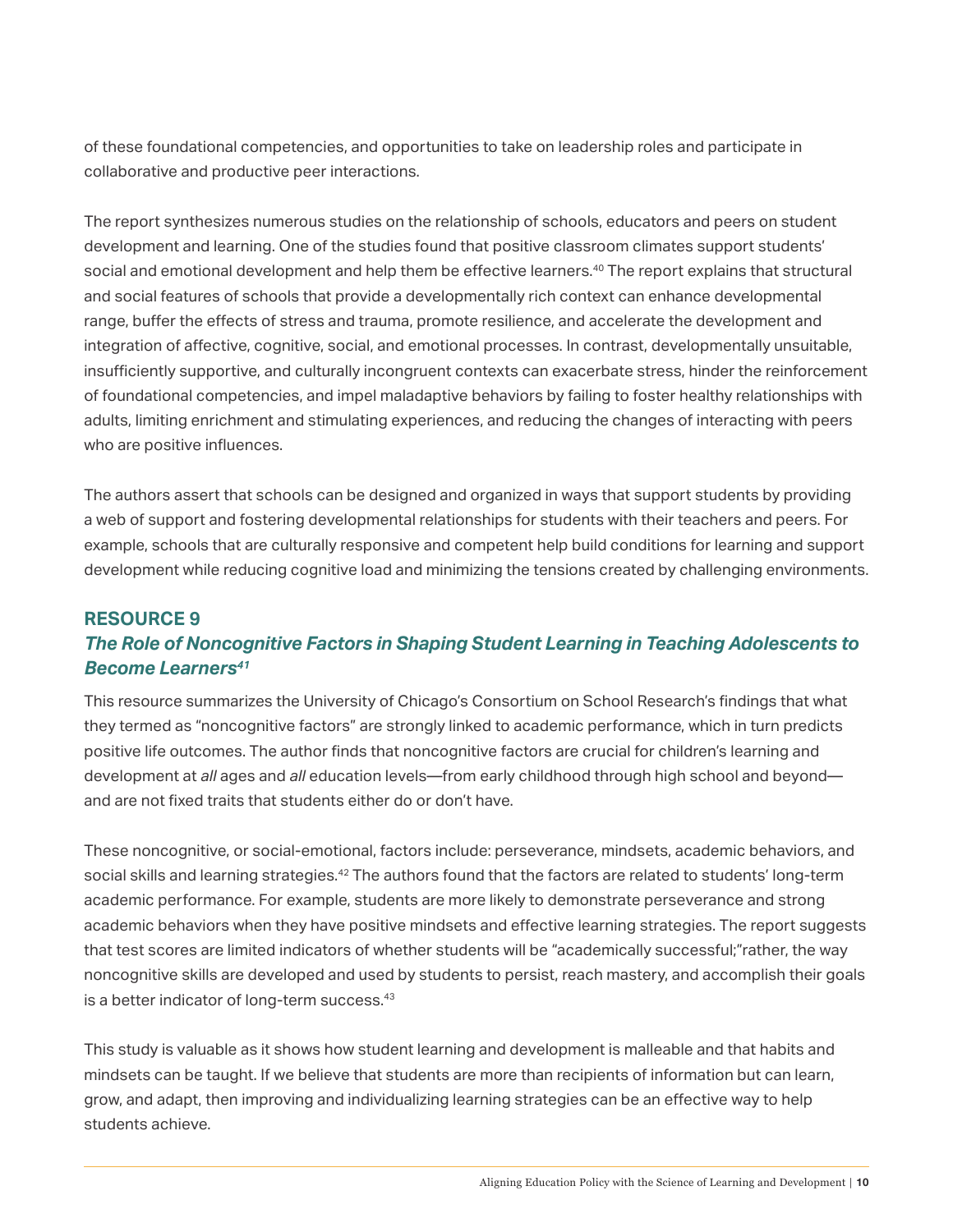of these foundational competencies, and opportunities to take on leadership roles and participate in collaborative and productive peer interactions.

The report synthesizes numerous studies on the relationship of schools, educators and peers on student development and learning. One of the studies found that positive classroom climates support students' social and emotional development and help them be effective learners.[40] The report explains that structural and social features of schools that provide a developmentally rich context can enhance developmental range, buffer the effects of stress and trauma, promote resilience, and accelerate the development and integration of affective, cognitive, social, and emotional processes. In contrast, developmentally unsuitable, insufficiently supportive, and culturally incongruent contexts can exacerbate stress, hinder the reinforcement of foundational competencies, and impel maladaptive behaviors by failing to foster healthy relationships with adults, limiting enrichment and stimulating experiences, and reducing the changes of interacting with peers who are positive influences.

The authors assert that schools can be designed and organized in ways that support students by providing a web of support and fostering developmental relationships for students with their teachers and peers. For example, schools that are culturally responsive and competent help build conditions for learning and support development while reducing cognitive load and minimizing the tensions created by challenging environments.

## RESOURCE 9
### *The Role of Noncognitive Factors in Shaping Student Learning in Teaching Adolescents to Become Learners*[41]

This resource summarizes the University of Chicago's Consortium on School Research's findings that what they termed as "noncognitive factors" are strongly linked to academic performance, which in turn predicts positive life outcomes. The author finds that noncognitive factors are crucial for children's learning and development at *all* ages and *all* education levels—from early childhood through high school and beyond—and are not fixed traits that students either do or don't have.

These noncognitive, or social-emotional, factors include: perseverance, mindsets, academic behaviors, and social skills and learning strategies.[42] The authors found that the factors are related to students' long-term academic performance. For example, students are more likely to demonstrate perseverance and strong academic behaviors when they have positive mindsets and effective learning strategies. The report suggests that test scores are limited indicators of whether students will be "academically successful;"rather, the way noncognitive skills are developed and used by students to persist, reach mastery, and accomplish their goals is a better indicator of long-term success.[43]

This study is valuable as it shows how student learning and development is malleable and that habits and mindsets can be taught. If we believe that students are more than recipients of information but can learn, grow, and adapt, then improving and individualizing learning strategies can be an effective way to help students achieve.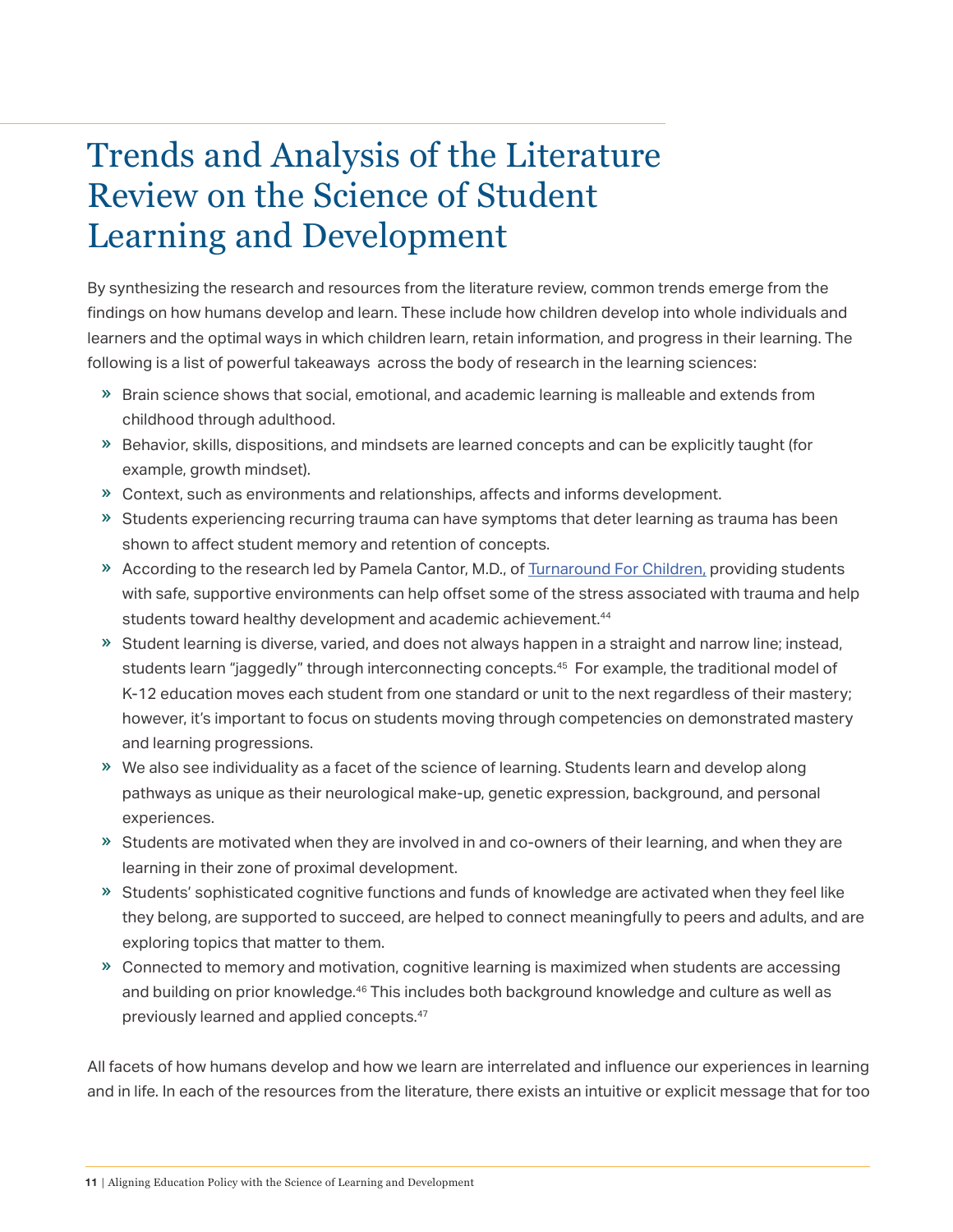# Trends and Analysis of the Literature Review on the Science of Student Learning and Development

By synthesizing the research and resources from the literature review, common trends emerge from the findings on how humans develop and learn. These include how children develop into whole individuals and learners and the optimal ways in which children learn, retain information, and progress in their learning. The following is a list of powerful takeaways across the body of research in the learning sciences:

- Brain science shows that social, emotional, and academic learning is malleable and extends from childhood through adulthood.
- Behavior, skills, dispositions, and mindsets are learned concepts and can be explicitly taught (for example, growth mindset).
- Context, such as environments and relationships, affects and informs development.
- Students experiencing recurring trauma can have symptoms that deter learning as trauma has been shown to affect student memory and retention of concepts.
- According to the research led by Pamela Cantor, M.D., of Turnaround For Children, providing students with safe, supportive environments can help offset some of the stress associated with trauma and help students toward healthy development and academic achievement.[44]
- Student learning is diverse, varied, and does not always happen in a straight and narrow line; instead, students learn "jaggedly" through interconnecting concepts.[45] For example, the traditional model of K-12 education moves each student from one standard or unit to the next regardless of their mastery; however, it's important to focus on students moving through competencies on demonstrated mastery and learning progressions.
- We also see individuality as a facet of the science of learning. Students learn and develop along pathways as unique as their neurological make-up, genetic expression, background, and personal experiences.
- Students are motivated when they are involved in and co-owners of their learning, and when they are learning in their zone of proximal development.
- Students' sophisticated cognitive functions and funds of knowledge are activated when they feel like they belong, are supported to succeed, are helped to connect meaningfully to peers and adults, and are exploring topics that matter to them.
- Connected to memory and motivation, cognitive learning is maximized when students are accessing and building on prior knowledge.[46] This includes both background knowledge and culture as well as previously learned and applied concepts.[47]

All facets of how humans develop and how we learn are interrelated and influence our experiences in learning and in life. In each of the resources from the literature, there exists an intuitive or explicit message that for too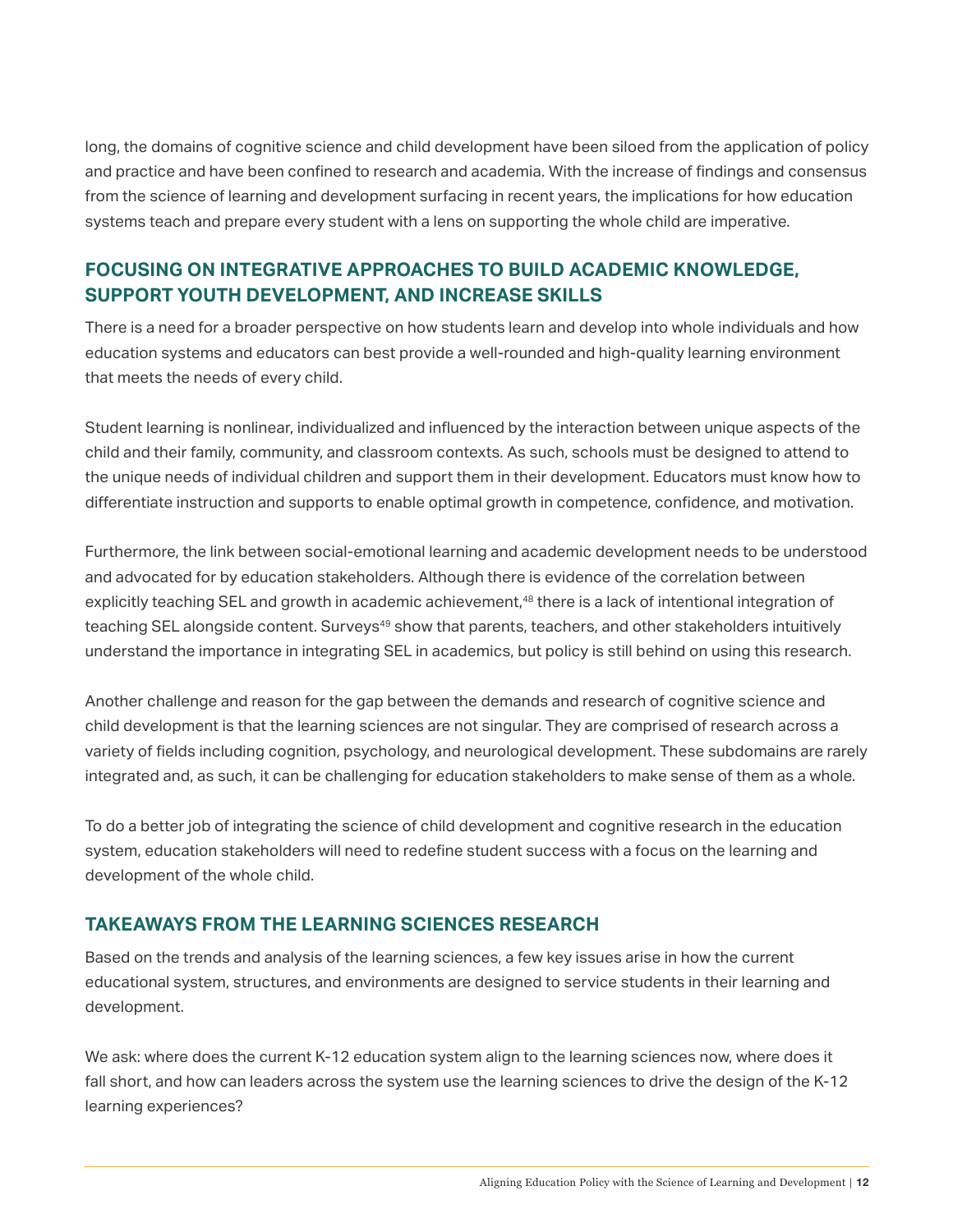long, the domains of cognitive science and child development have been siloed from the application of policy and practice and have been confined to research and academia. With the increase of findings and consensus from the science of learning and development surfacing in recent years, the implications for how education systems teach and prepare every student with a lens on supporting the whole child are imperative.

## FOCUSING ON INTEGRATIVE APPROACHES TO BUILD ACADEMIC KNOWLEDGE, SUPPORT YOUTH DEVELOPMENT, AND INCREASE SKILLS

There is a need for a broader perspective on how students learn and develop into whole individuals and how education systems and educators can best provide a well-rounded and high-quality learning environment that meets the needs of every child.

Student learning is nonlinear, individualized and influenced by the interaction between unique aspects of the child and their family, community, and classroom contexts. As such, schools must be designed to attend to the unique needs of individual children and support them in their development. Educators must know how to differentiate instruction and supports to enable optimal growth in competence, confidence, and motivation.

Furthermore, the link between social-emotional learning and academic development needs to be understood and advocated for by education stakeholders. Although there is evidence of the correlation between explicitly teaching SEL and growth in academic achievement,[48] there is a lack of intentional integration of teaching SEL alongside content. Surveys[49] show that parents, teachers, and other stakeholders intuitively understand the importance in integrating SEL in academics, but policy is still behind on using this research.

Another challenge and reason for the gap between the demands and research of cognitive science and child development is that the learning sciences are not singular. They are comprised of research across a variety of fields including cognition, psychology, and neurological development. These subdomains are rarely integrated and, as such, it can be challenging for education stakeholders to make sense of them as a whole.

To do a better job of integrating the science of child development and cognitive research in the education system, education stakeholders will need to redefine student success with a focus on the learning and development of the whole child.

## TAKEAWAYS FROM THE LEARNING SCIENCES RESEARCH

Based on the trends and analysis of the learning sciences, a few key issues arise in how the current educational system, structures, and environments are designed to service students in their learning and development.

We ask: where does the current K-12 education system align to the learning sciences now, where does it fall short, and how can leaders across the system use the learning sciences to drive the design of the K-12 learning experiences?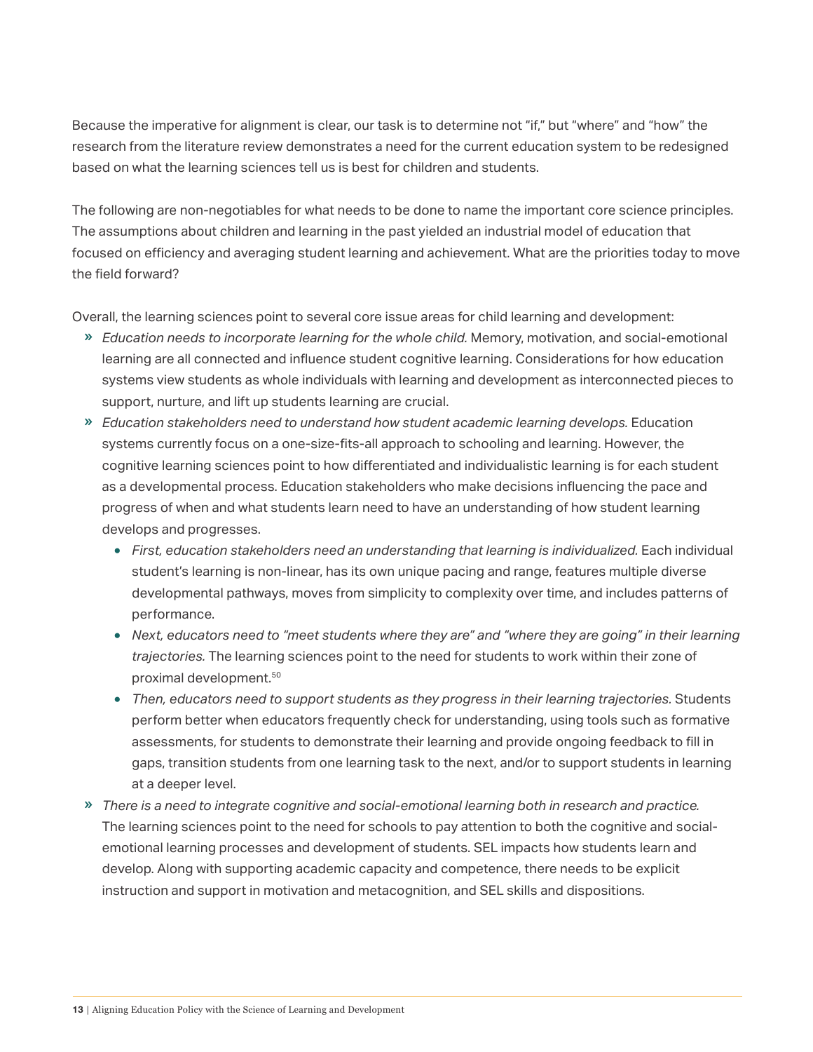Because the imperative for alignment is clear, our task is to determine not "if," but "where" and "how" the research from the literature review demonstrates a need for the current education system to be redesigned based on what the learning sciences tell us is best for children and students.

The following are non-negotiables for what needs to be done to name the important core science principles. The assumptions about children and learning in the past yielded an industrial model of education that focused on efficiency and averaging student learning and achievement. What are the priorities today to move the field forward?

Overall, the learning sciences point to several core issue areas for child learning and development:

- *Education needs to incorporate learning for the whole child.* Memory, motivation, and social-emotional learning are all connected and influence student cognitive learning. Considerations for how education systems view students as whole individuals with learning and development as interconnected pieces to support, nurture, and lift up students learning are crucial.
- *Education stakeholders need to understand how student academic learning develops.* Education systems currently focus on a one-size-fits-all approach to schooling and learning. However, the cognitive learning sciences point to how differentiated and individualistic learning is for each student as a developmental process. Education stakeholders who make decisions influencing the pace and progress of when and what students learn need to have an understanding of how student learning develops and progresses.
  - *First, education stakeholders need an understanding that learning is individualized.* Each individual student's learning is non-linear, has its own unique pacing and range, features multiple diverse developmental pathways, moves from simplicity to complexity over time, and includes patterns of performance.
  - *Next, educators need to "meet students where they are" and "where they are going" in their learning trajectories.* The learning sciences point to the need for students to work within their zone of proximal development.[50]
  - *Then, educators need to support students as they progress in their learning trajectories.* Students perform better when educators frequently check for understanding, using tools such as formative assessments, for students to demonstrate their learning and provide ongoing feedback to fill in gaps, transition students from one learning task to the next, and/or to support students in learning at a deeper level.
- *There is a need to integrate cognitive and social-emotional learning both in research and practice.* The learning sciences point to the need for schools to pay attention to both the cognitive and social-emotional learning processes and development of students. SEL impacts how students learn and develop. Along with supporting academic capacity and competence, there needs to be explicit instruction and support in motivation and metacognition, and SEL skills and dispositions.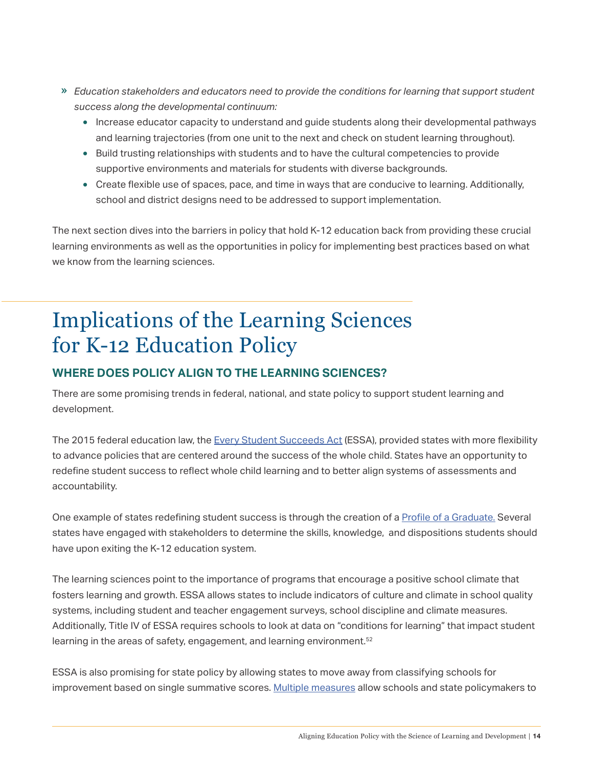» *Education stakeholders and educators need to provide the conditions for learning that support student success along the developmental continuum:*
  - Increase educator capacity to understand and guide students along their developmental pathways and learning trajectories (from one unit to the next and check on student learning throughout).
  - Build trusting relationships with students and to have the cultural competencies to provide supportive environments and materials for students with diverse backgrounds.
  - Create flexible use of spaces, pace, and time in ways that are conducive to learning. Additionally, school and district designs need to be addressed to support implementation.

The next section dives into the barriers in policy that hold K-12 education back from providing these crucial learning environments as well as the opportunities in policy for implementing best practices based on what we know from the learning sciences.

# Implications of the Learning Sciences for K-12 Education Policy

## WHERE DOES POLICY ALIGN TO THE LEARNING SCIENCES?

There are some promising trends in federal, national, and state policy to support student learning and development.

The 2015 federal education law, the Every Student Succeeds Act (ESSA), provided states with more flexibility to advance policies that are centered around the success of the whole child. States have an opportunity to redefine student success to reflect whole child learning and to better align systems of assessments and accountability.

One example of states redefining student success is through the creation of a Profile of a Graduate. Several states have engaged with stakeholders to determine the skills, knowledge, and dispositions students should have upon exiting the K-12 education system.

The learning sciences point to the importance of programs that encourage a positive school climate that fosters learning and growth. ESSA allows states to include indicators of culture and climate in school quality systems, including student and teacher engagement surveys, school discipline and climate measures. Additionally, Title IV of ESSA requires schools to look at data on "conditions for learning" that impact student learning in the areas of safety, engagement, and learning environment.[52]

ESSA is also promising for state policy by allowing states to move away from classifying schools for improvement based on single summative scores. Multiple measures allow schools and state policymakers to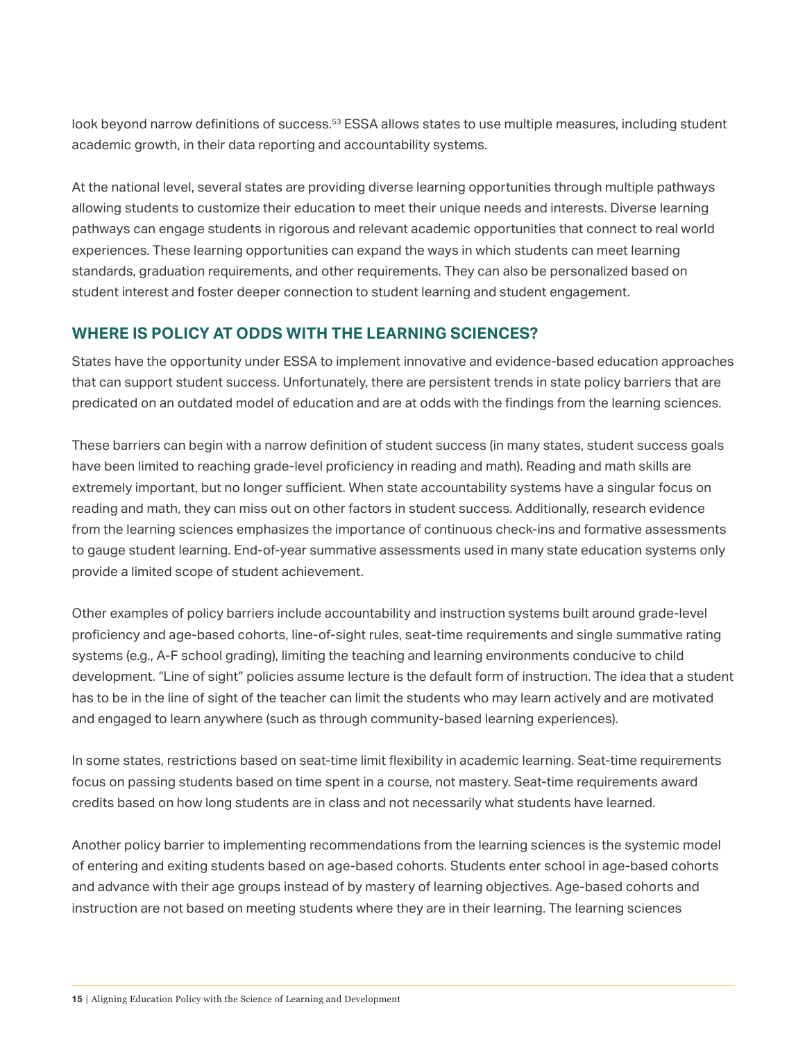look beyond narrow definitions of success.[53] ESSA allows states to use multiple measures, including student academic growth, in their data reporting and accountability systems.

At the national level, several states are providing diverse learning opportunities through multiple pathways allowing students to customize their education to meet their unique needs and interests. Diverse learning pathways can engage students in rigorous and relevant academic opportunities that connect to real world experiences. These learning opportunities can expand the ways in which students can meet learning standards, graduation requirements, and other requirements. They can also be personalized based on student interest and foster deeper connection to student learning and student engagement.

## WHERE IS POLICY AT ODDS WITH THE LEARNING SCIENCES?

States have the opportunity under ESSA to implement innovative and evidence-based education approaches that can support student success. Unfortunately, there are persistent trends in state policy barriers that are predicated on an outdated model of education and are at odds with the findings from the learning sciences.

These barriers can begin with a narrow definition of student success (in many states, student success goals have been limited to reaching grade-level proficiency in reading and math). Reading and math skills are extremely important, but no longer sufficient. When state accountability systems have a singular focus on reading and math, they can miss out on other factors in student success. Additionally, research evidence from the learning sciences emphasizes the importance of continuous check-ins and formative assessments to gauge student learning. End-of-year summative assessments used in many state education systems only provide a limited scope of student achievement.

Other examples of policy barriers include accountability and instruction systems built around grade-level proficiency and age-based cohorts, line-of-sight rules, seat-time requirements and single summative rating systems (e.g., A-F school grading), limiting the teaching and learning environments conducive to child development. "Line of sight" policies assume lecture is the default form of instruction. The idea that a student has to be in the line of sight of the teacher can limit the students who may learn actively and are motivated and engaged to learn anywhere (such as through community-based learning experiences).

In some states, restrictions based on seat-time limit flexibility in academic learning. Seat-time requirements focus on passing students based on time spent in a course, not mastery. Seat-time requirements award credits based on how long students are in class and not necessarily what students have learned.

Another policy barrier to implementing recommendations from the learning sciences is the systemic model of entering and exiting students based on age-based cohorts. Students enter school in age-based cohorts and advance with their age groups instead of by mastery of learning objectives. Age-based cohorts and instruction are not based on meeting students where they are in their learning. The learning sciences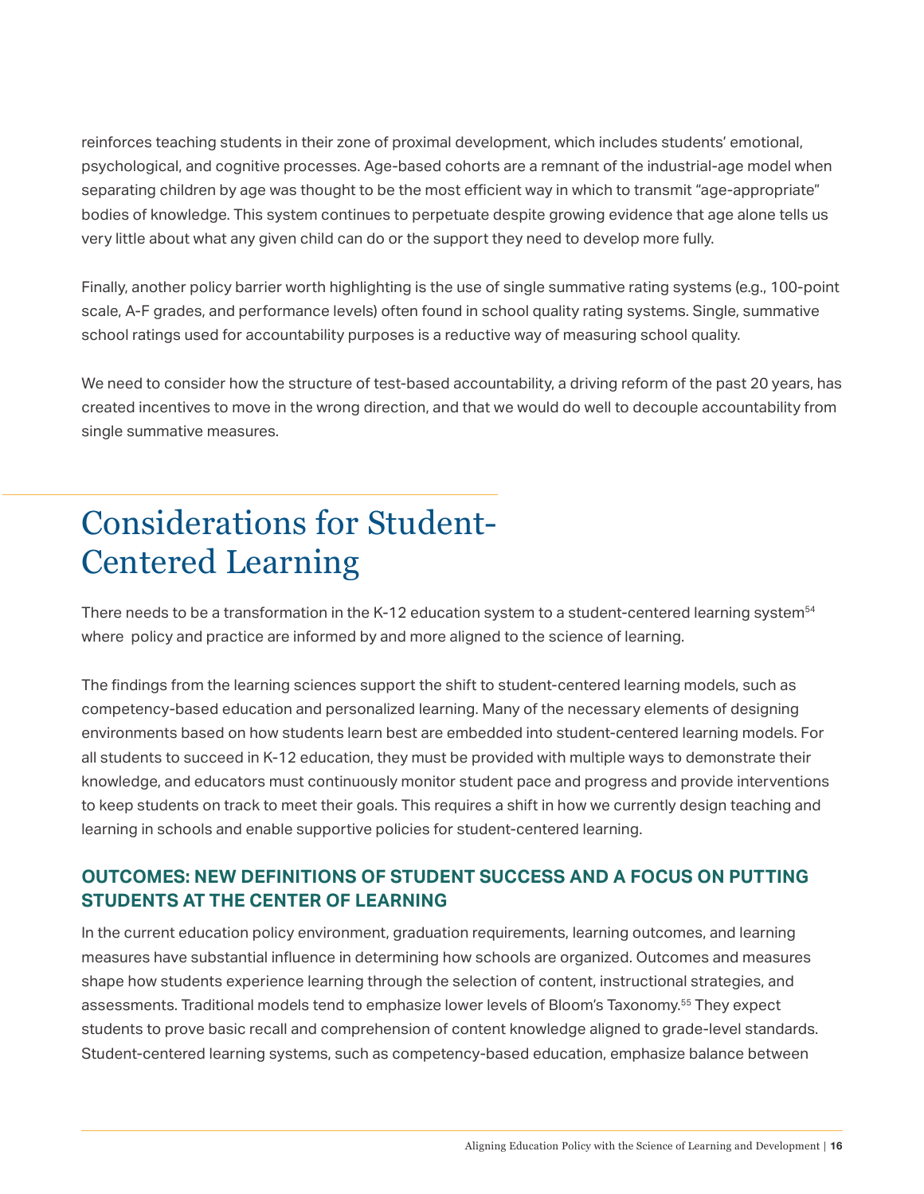reinforces teaching students in their zone of proximal development, which includes students' emotional, psychological, and cognitive processes. Age-based cohorts are a remnant of the industrial-age model when separating children by age was thought to be the most efficient way in which to transmit "age-appropriate" bodies of knowledge. This system continues to perpetuate despite growing evidence that age alone tells us very little about what any given child can do or the support they need to develop more fully.

Finally, another policy barrier worth highlighting is the use of single summative rating systems (e.g., 100-point scale, A-F grades, and performance levels) often found in school quality rating systems. Single, summative school ratings used for accountability purposes is a reductive way of measuring school quality.

We need to consider how the structure of test-based accountability, a driving reform of the past 20 years, has created incentives to move in the wrong direction, and that we would do well to decouple accountability from single summative measures.

# Considerations for Student-Centered Learning

There needs to be a transformation in the K-12 education system to a student-centered learning system[54] where policy and practice are informed by and more aligned to the science of learning.

The findings from the learning sciences support the shift to student-centered learning models, such as competency-based education and personalized learning. Many of the necessary elements of designing environments based on how students learn best are embedded into student-centered learning models. For all students to succeed in K-12 education, they must be provided with multiple ways to demonstrate their knowledge, and educators must continuously monitor student pace and progress and provide interventions to keep students on track to meet their goals. This requires a shift in how we currently design teaching and learning in schools and enable supportive policies for student-centered learning.

## OUTCOMES: NEW DEFINITIONS OF STUDENT SUCCESS AND A FOCUS ON PUTTING STUDENTS AT THE CENTER OF LEARNING

In the current education policy environment, graduation requirements, learning outcomes, and learning measures have substantial influence in determining how schools are organized. Outcomes and measures shape how students experience learning through the selection of content, instructional strategies, and assessments. Traditional models tend to emphasize lower levels of Bloom's Taxonomy.[55] They expect students to prove basic recall and comprehension of content knowledge aligned to grade-level standards. Student-centered learning systems, such as competency-based education, emphasize balance between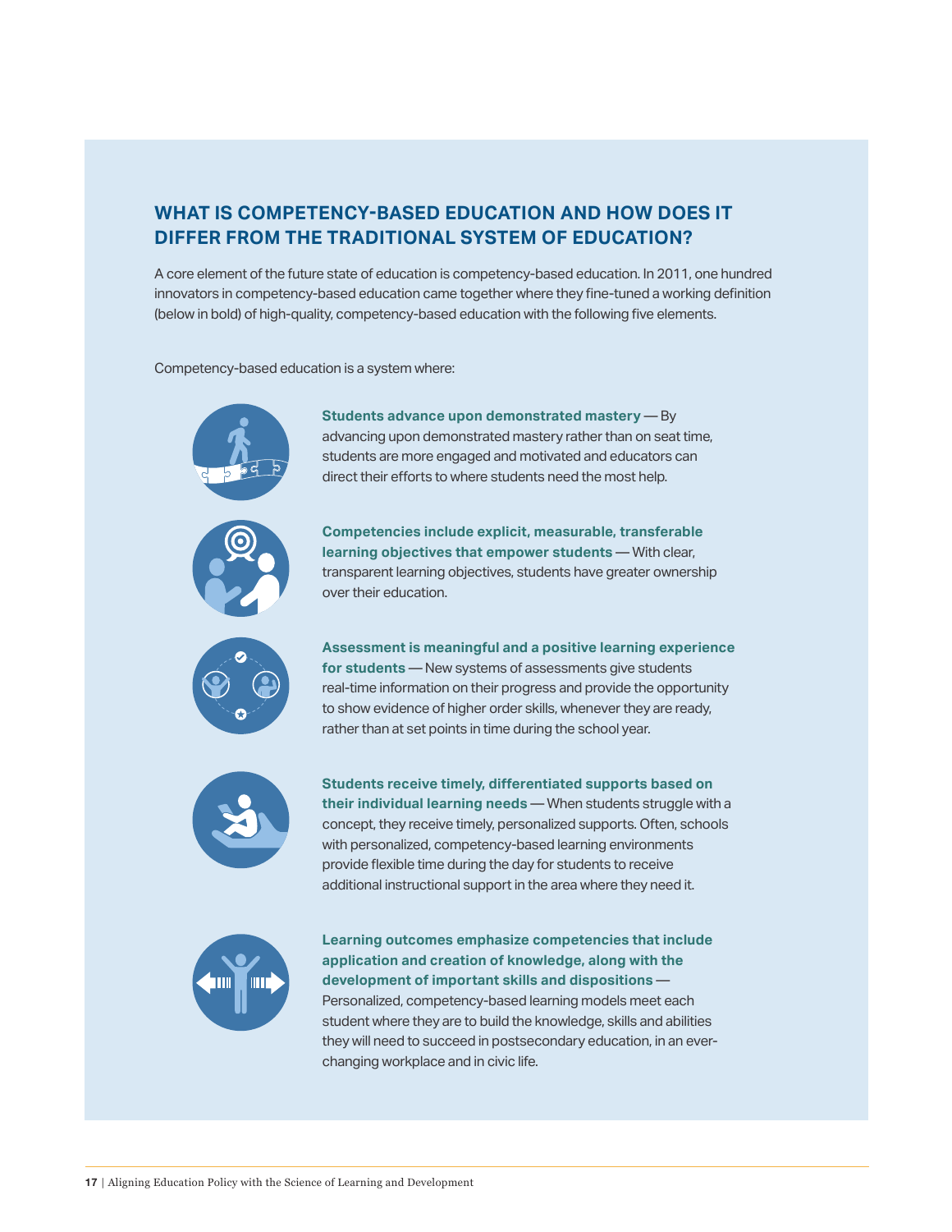## WHAT IS COMPETENCY-BASED EDUCATION AND HOW DOES IT DIFFER FROM THE TRADITIONAL SYSTEM OF EDUCATION?

A core element of the future state of education is competency-based education. In 2011, one hundred innovators in competency-based education came together where they fine-tuned a working definition (below in bold) of high-quality, competency-based education with the following five elements.

Competency-based education is a system where:

**Students advance upon demonstrated mastery** — By advancing upon demonstrated mastery rather than on seat time, students are more engaged and motivated and educators can direct their efforts to where students need the most help.

**Competencies include explicit, measurable, transferable learning objectives that empower students** — With clear, transparent learning objectives, students have greater ownership over their education.

**Assessment is meaningful and a positive learning experience for students** — New systems of assessments give students real-time information on their progress and provide the opportunity to show evidence of higher order skills, whenever they are ready, rather than at set points in time during the school year.

**Students receive timely, differentiated supports based on their individual learning needs** — When students struggle with a concept, they receive timely, personalized supports. Often, schools with personalized, competency-based learning environments provide flexible time during the day for students to receive additional instructional support in the area where they need it.

**Learning outcomes emphasize competencies that include application and creation of knowledge, along with the development of important skills and dispositions** — Personalized, competency-based learning models meet each student where they are to build the knowledge, skills and abilities they will need to succeed in postsecondary education, in an ever-changing workplace and in civic life.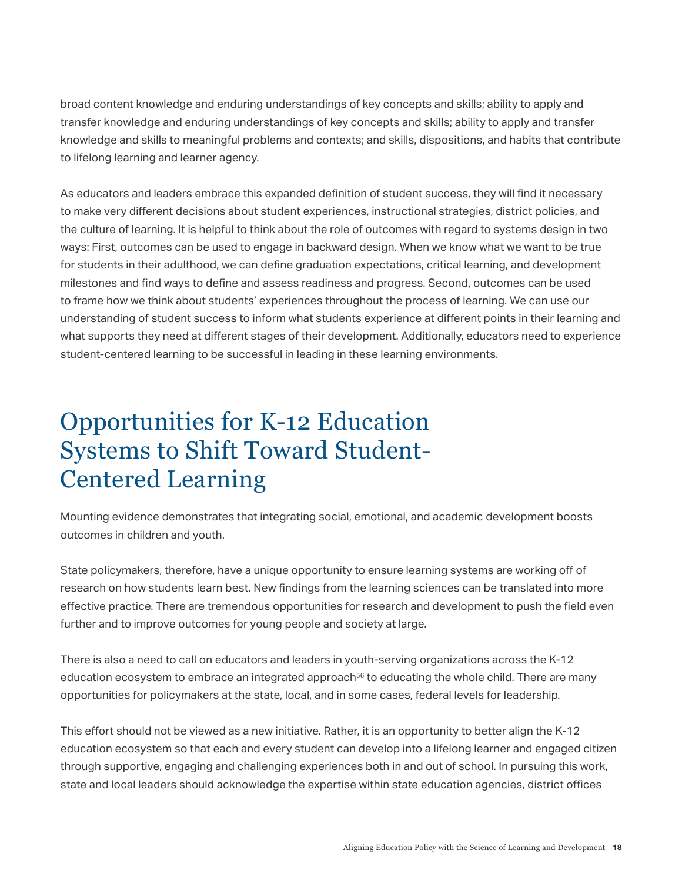broad content knowledge and enduring understandings of key concepts and skills; ability to apply and transfer knowledge and enduring understandings of key concepts and skills; ability to apply and transfer knowledge and skills to meaningful problems and contexts; and skills, dispositions, and habits that contribute to lifelong learning and learner agency.

As educators and leaders embrace this expanded definition of student success, they will find it necessary to make very different decisions about student experiences, instructional strategies, district policies, and the culture of learning. It is helpful to think about the role of outcomes with regard to systems design in two ways: First, outcomes can be used to engage in backward design. When we know what we want to be true for students in their adulthood, we can define graduation expectations, critical learning, and development milestones and find ways to define and assess readiness and progress. Second, outcomes can be used to frame how we think about students' experiences throughout the process of learning. We can use our understanding of student success to inform what students experience at different points in their learning and what supports they need at different stages of their development. Additionally, educators need to experience student-centered learning to be successful in leading in these learning environments.

# Opportunities for K-12 Education Systems to Shift Toward Student-Centered Learning

Mounting evidence demonstrates that integrating social, emotional, and academic development boosts outcomes in children and youth.

State policymakers, therefore, have a unique opportunity to ensure learning systems are working off of research on how students learn best. New findings from the learning sciences can be translated into more effective practice. There are tremendous opportunities for research and development to push the field even further and to improve outcomes for young people and society at large.

There is also a need to call on educators and leaders in youth-serving organizations across the K-12 education ecosystem to embrace an integrated approach[56] to educating the whole child. There are many opportunities for policymakers at the state, local, and in some cases, federal levels for leadership.

This effort should not be viewed as a new initiative. Rather, it is an opportunity to better align the K-12 education ecosystem so that each and every student can develop into a lifelong learner and engaged citizen through supportive, engaging and challenging experiences both in and out of school. In pursuing this work, state and local leaders should acknowledge the expertise within state education agencies, district offices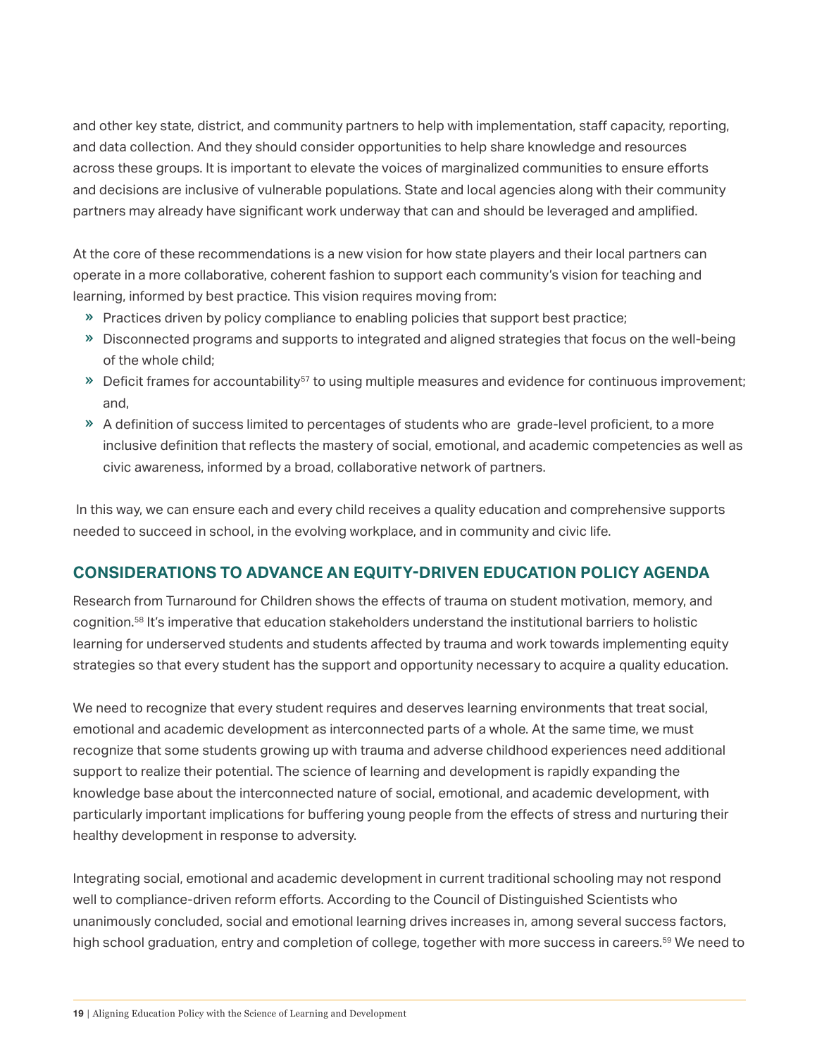and other key state, district, and community partners to help with implementation, staff capacity, reporting, and data collection. And they should consider opportunities to help share knowledge and resources across these groups. It is important to elevate the voices of marginalized communities to ensure efforts and decisions are inclusive of vulnerable populations. State and local agencies along with their community partners may already have significant work underway that can and should be leveraged and amplified.

At the core of these recommendations is a new vision for how state players and their local partners can operate in a more collaborative, coherent fashion to support each community's vision for teaching and learning, informed by best practice. This vision requires moving from:

- Practices driven by policy compliance to enabling policies that support best practice;
- Disconnected programs and supports to integrated and aligned strategies that focus on the well-being of the whole child;
- Deficit frames for accountability[57] to using multiple measures and evidence for continuous improvement; and,
- A definition of success limited to percentages of students who are grade-level proficient, to a more inclusive definition that reflects the mastery of social, emotional, and academic competencies as well as civic awareness, informed by a broad, collaborative network of partners.

In this way, we can ensure each and every child receives a quality education and comprehensive supports needed to succeed in school, in the evolving workplace, and in community and civic life.

## CONSIDERATIONS TO ADVANCE AN EQUITY-DRIVEN EDUCATION POLICY AGENDA

Research from Turnaround for Children shows the effects of trauma on student motivation, memory, and cognition.[58] It's imperative that education stakeholders understand the institutional barriers to holistic learning for underserved students and students affected by trauma and work towards implementing equity strategies so that every student has the support and opportunity necessary to acquire a quality education.

We need to recognize that every student requires and deserves learning environments that treat social, emotional and academic development as interconnected parts of a whole. At the same time, we must recognize that some students growing up with trauma and adverse childhood experiences need additional support to realize their potential. The science of learning and development is rapidly expanding the knowledge base about the interconnected nature of social, emotional, and academic development, with particularly important implications for buffering young people from the effects of stress and nurturing their healthy development in response to adversity.

Integrating social, emotional and academic development in current traditional schooling may not respond well to compliance-driven reform efforts. According to the Council of Distinguished Scientists who unanimously concluded, social and emotional learning drives increases in, among several success factors, high school graduation, entry and completion of college, together with more success in careers.[59] We need to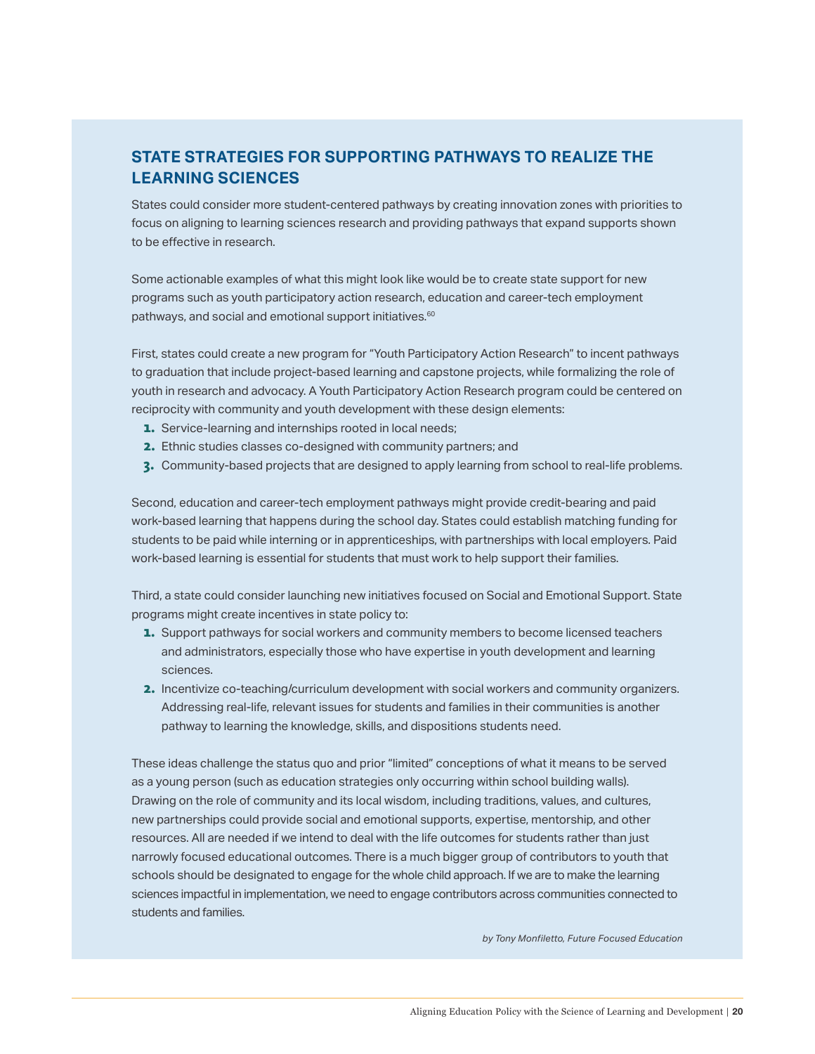## STATE STRATEGIES FOR SUPPORTING PATHWAYS TO REALIZE THE LEARNING SCIENCES

States could consider more student-centered pathways by creating innovation zones with priorities to focus on aligning to learning sciences research and providing pathways that expand supports shown to be effective in research.

Some actionable examples of what this might look like would be to create state support for new programs such as youth participatory action research, education and career-tech employment pathways, and social and emotional support initiatives.[60]

First, states could create a new program for "Youth Participatory Action Research" to incent pathways to graduation that include project-based learning and capstone projects, while formalizing the role of youth in research and advocacy. A Youth Participatory Action Research program could be centered on reciprocity with community and youth development with these design elements:

1. Service-learning and internships rooted in local needs;
2. Ethnic studies classes co-designed with community partners; and
3. Community-based projects that are designed to apply learning from school to real-life problems.

Second, education and career-tech employment pathways might provide credit-bearing and paid work-based learning that happens during the school day. States could establish matching funding for students to be paid while interning or in apprenticeships, with partnerships with local employers. Paid work-based learning is essential for students that must work to help support their families.

Third, a state could consider launching new initiatives focused on Social and Emotional Support. State programs might create incentives in state policy to:

1. Support pathways for social workers and community members to become licensed teachers and administrators, especially those who have expertise in youth development and learning sciences.
2. Incentivize co-teaching/curriculum development with social workers and community organizers. Addressing real-life, relevant issues for students and families in their communities is another pathway to learning the knowledge, skills, and dispositions students need.

These ideas challenge the status quo and prior "limited" conceptions of what it means to be served as a young person (such as education strategies only occurring within school building walls). Drawing on the role of community and its local wisdom, including traditions, values, and cultures, new partnerships could provide social and emotional supports, expertise, mentorship, and other resources. All are needed if we intend to deal with the life outcomes for students rather than just narrowly focused educational outcomes. There is a much bigger group of contributors to youth that schools should be designated to engage for the whole child approach. If we are to make the learning sciences impactful in implementation, we need to engage contributors across communities connected to students and families.

*by Tony Monfiletto, Future Focused Education*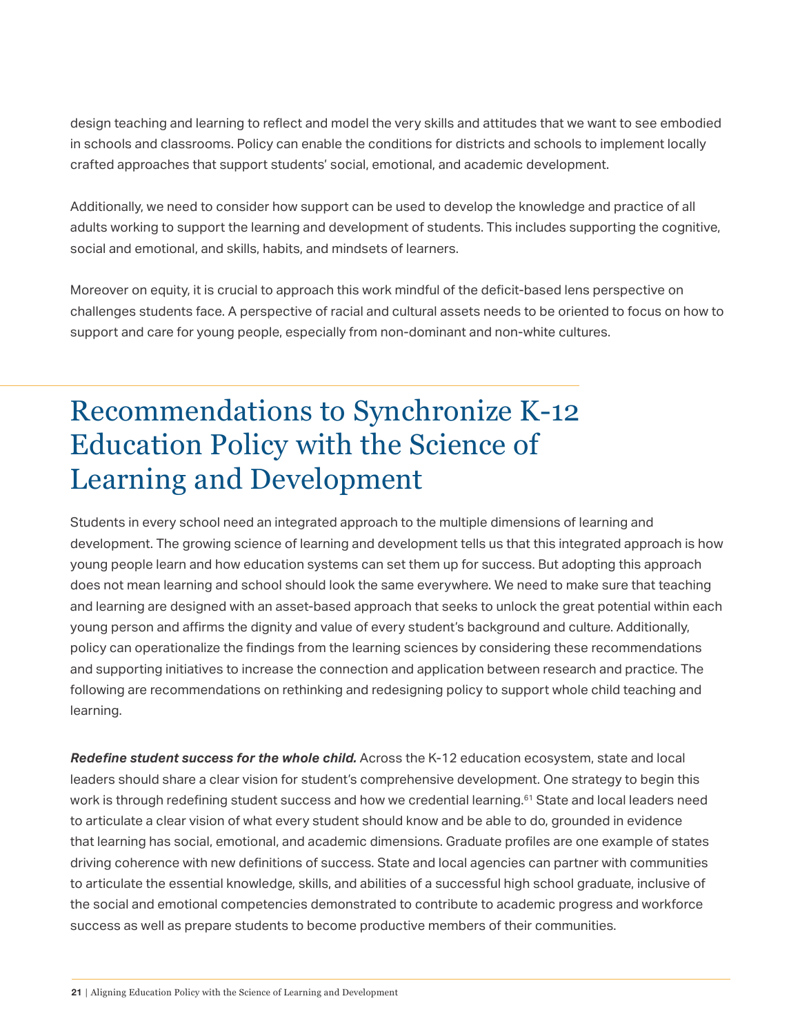design teaching and learning to reflect and model the very skills and attitudes that we want to see embodied in schools and classrooms. Policy can enable the conditions for districts and schools to implement locally crafted approaches that support students' social, emotional, and academic development.

Additionally, we need to consider how support can be used to develop the knowledge and practice of all adults working to support the learning and development of students. This includes supporting the cognitive, social and emotional, and skills, habits, and mindsets of learners.

Moreover on equity, it is crucial to approach this work mindful of the deficit-based lens perspective on challenges students face. A perspective of racial and cultural assets needs to be oriented to focus on how to support and care for young people, especially from non-dominant and non-white cultures.

# Recommendations to Synchronize K-12 Education Policy with the Science of Learning and Development

Students in every school need an integrated approach to the multiple dimensions of learning and development. The growing science of learning and development tells us that this integrated approach is how young people learn and how education systems can set them up for success. But adopting this approach does not mean learning and school should look the same everywhere. We need to make sure that teaching and learning are designed with an asset-based approach that seeks to unlock the great potential within each young person and affirms the dignity and value of every student's background and culture. Additionally, policy can operationalize the findings from the learning sciences by considering these recommendations and supporting initiatives to increase the connection and application between research and practice. The following are recommendations on rethinking and redesigning policy to support whole child teaching and learning.

***Redefine student success for the whole child.*** Across the K-12 education ecosystem, state and local leaders should share a clear vision for student's comprehensive development. One strategy to begin this work is through redefining student success and how we credential learning.[61] State and local leaders need to articulate a clear vision of what every student should know and be able to do, grounded in evidence that learning has social, emotional, and academic dimensions. Graduate profiles are one example of states driving coherence with new definitions of success. State and local agencies can partner with communities to articulate the essential knowledge, skills, and abilities of a successful high school graduate, inclusive of the social and emotional competencies demonstrated to contribute to academic progress and workforce success as well as prepare students to become productive members of their communities.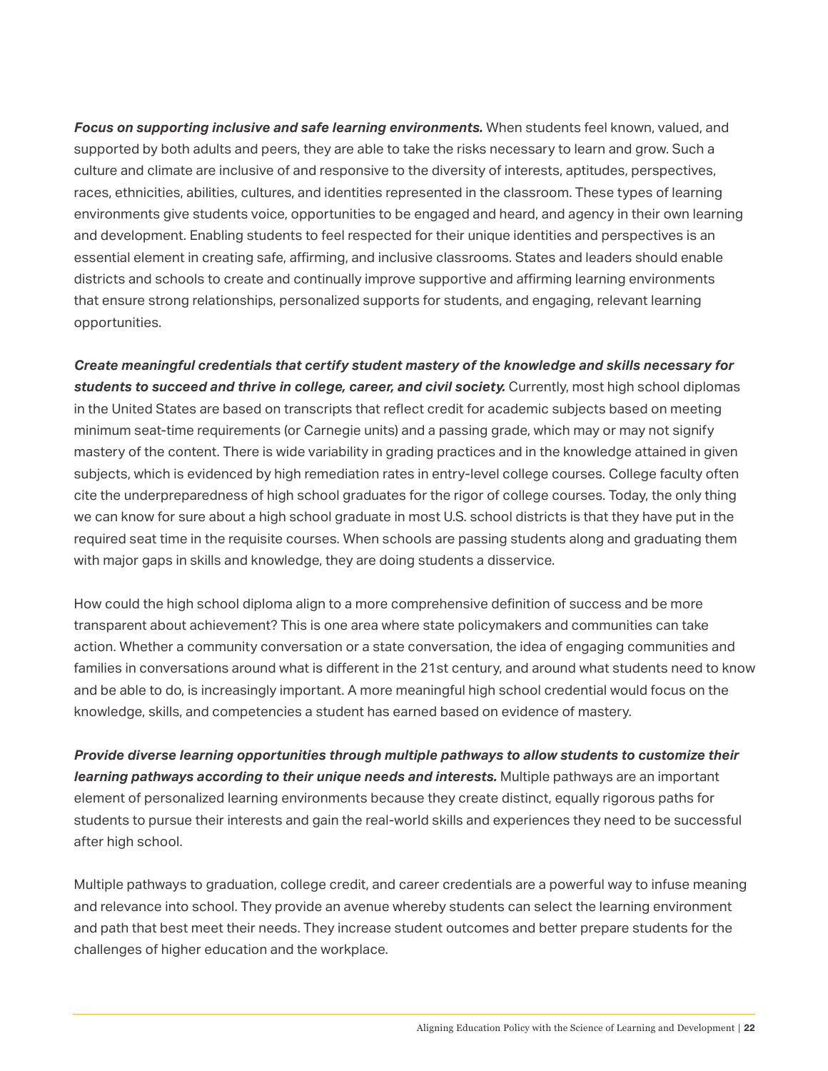***Focus on supporting inclusive and safe learning environments.*** When students feel known, valued, and supported by both adults and peers, they are able to take the risks necessary to learn and grow. Such a culture and climate are inclusive of and responsive to the diversity of interests, aptitudes, perspectives, races, ethnicities, abilities, cultures, and identities represented in the classroom. These types of learning environments give students voice, opportunities to be engaged and heard, and agency in their own learning and development. Enabling students to feel respected for their unique identities and perspectives is an essential element in creating safe, affirming, and inclusive classrooms. States and leaders should enable districts and schools to create and continually improve supportive and affirming learning environments that ensure strong relationships, personalized supports for students, and engaging, relevant learning opportunities.

***Create meaningful credentials that certify student mastery of the knowledge and skills necessary for students to succeed and thrive in college, career, and civil society.*** Currently, most high school diplomas in the United States are based on transcripts that reflect credit for academic subjects based on meeting minimum seat-time requirements (or Carnegie units) and a passing grade, which may or may not signify mastery of the content. There is wide variability in grading practices and in the knowledge attained in given subjects, which is evidenced by high remediation rates in entry-level college courses. College faculty often cite the underpreparedness of high school graduates for the rigor of college courses. Today, the only thing we can know for sure about a high school graduate in most U.S. school districts is that they have put in the required seat time in the requisite courses. When schools are passing students along and graduating them with major gaps in skills and knowledge, they are doing students a disservice.

How could the high school diploma align to a more comprehensive definition of success and be more transparent about achievement? This is one area where state policymakers and communities can take action. Whether a community conversation or a state conversation, the idea of engaging communities and families in conversations around what is different in the 21st century, and around what students need to know and be able to do, is increasingly important. A more meaningful high school credential would focus on the knowledge, skills, and competencies a student has earned based on evidence of mastery.

***Provide diverse learning opportunities through multiple pathways to allow students to customize their learning pathways according to their unique needs and interests.*** Multiple pathways are an important element of personalized learning environments because they create distinct, equally rigorous paths for students to pursue their interests and gain the real-world skills and experiences they need to be successful after high school.

Multiple pathways to graduation, college credit, and career credentials are a powerful way to infuse meaning and relevance into school. They provide an avenue whereby students can select the learning environment and path that best meet their needs. They increase student outcomes and better prepare students for the challenges of higher education and the workplace.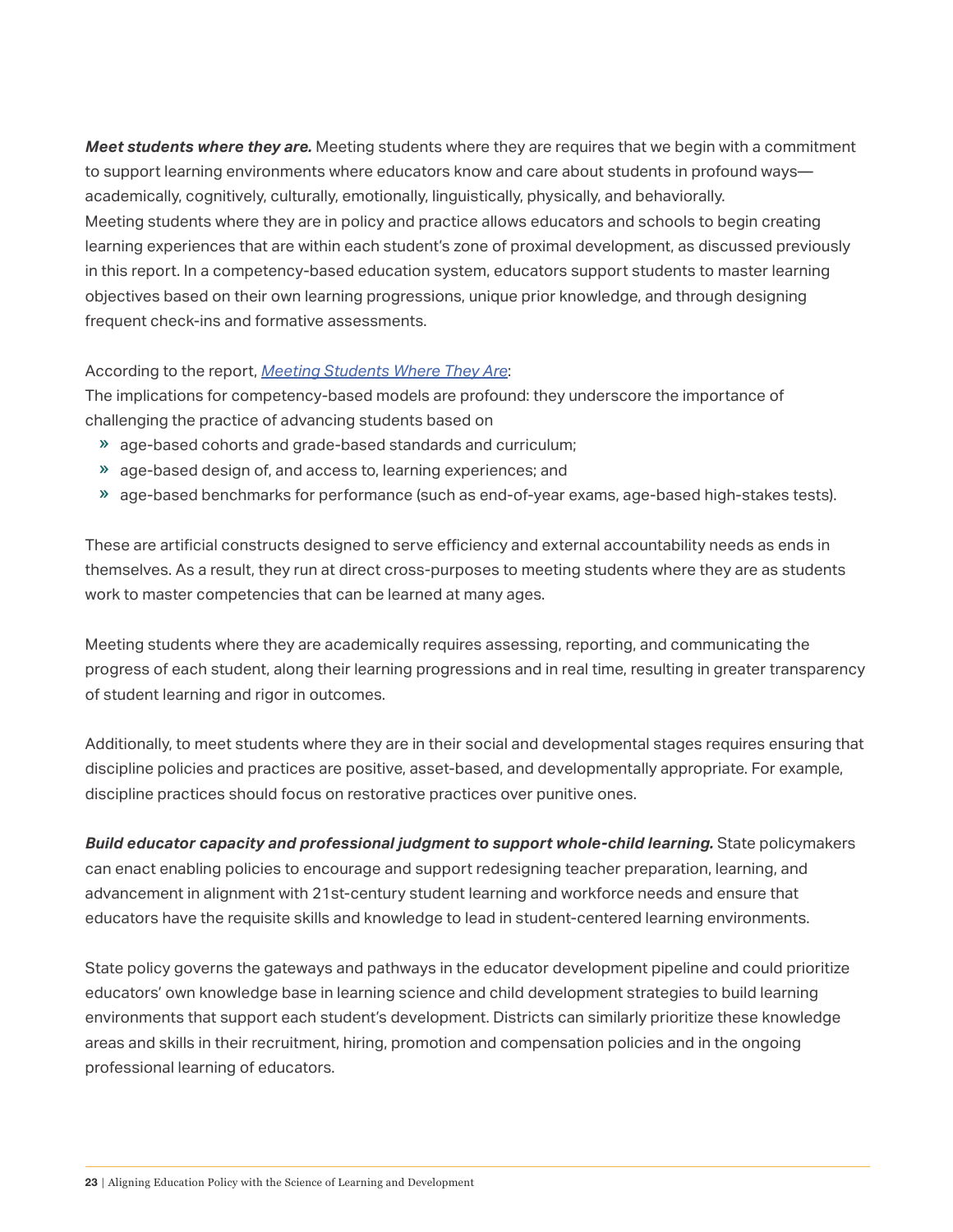***Meet students where they are.*** Meeting students where they are requires that we begin with a commitment to support learning environments where educators know and care about students in profound ways—academically, cognitively, culturally, emotionally, linguistically, physically, and behaviorally. Meeting students where they are in policy and practice allows educators and schools to begin creating learning experiences that are within each student's zone of proximal development, as discussed previously in this report. In a competency-based education system, educators support students to master learning objectives based on their own learning progressions, unique prior knowledge, and through designing frequent check-ins and formative assessments.

According to the report, *Meeting Students Where They Are*:

The implications for competency-based models are profound: they underscore the importance of challenging the practice of advancing students based on

- age-based cohorts and grade-based standards and curriculum;
- age-based design of, and access to, learning experiences; and
- age-based benchmarks for performance (such as end-of-year exams, age-based high-stakes tests).

These are artificial constructs designed to serve efficiency and external accountability needs as ends in themselves. As a result, they run at direct cross-purposes to meeting students where they are as students work to master competencies that can be learned at many ages.

Meeting students where they are academically requires assessing, reporting, and communicating the progress of each student, along their learning progressions and in real time, resulting in greater transparency of student learning and rigor in outcomes.

Additionally, to meet students where they are in their social and developmental stages requires ensuring that discipline policies and practices are positive, asset-based, and developmentally appropriate. For example, discipline practices should focus on restorative practices over punitive ones.

***Build educator capacity and professional judgment to support whole-child learning.*** State policymakers can enact enabling policies to encourage and support redesigning teacher preparation, learning, and advancement in alignment with 21st-century student learning and workforce needs and ensure that educators have the requisite skills and knowledge to lead in student-centered learning environments.

State policy governs the gateways and pathways in the educator development pipeline and could prioritize educators' own knowledge base in learning science and child development strategies to build learning environments that support each student's development. Districts can similarly prioritize these knowledge areas and skills in their recruitment, hiring, promotion and compensation policies and in the ongoing professional learning of educators.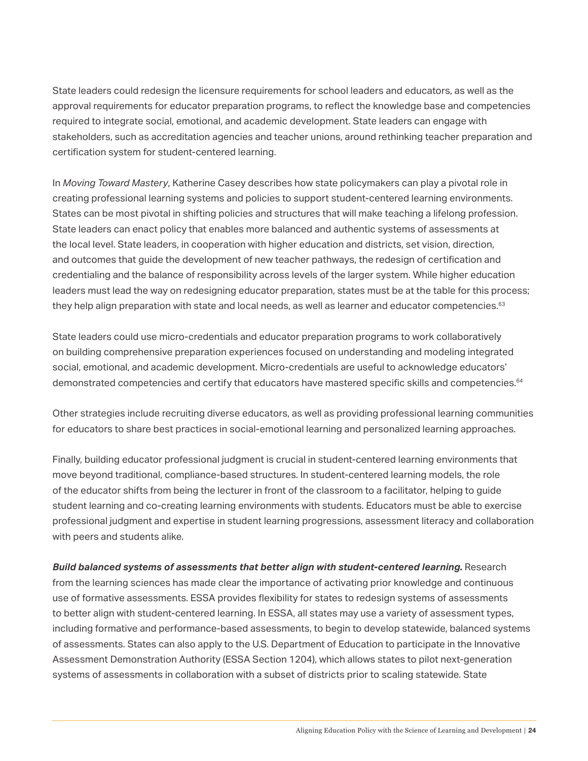State leaders could redesign the licensure requirements for school leaders and educators, as well as the approval requirements for educator preparation programs, to reflect the knowledge base and competencies required to integrate social, emotional, and academic development. State leaders can engage with stakeholders, such as accreditation agencies and teacher unions, around rethinking teacher preparation and certification system for student-centered learning.

In *Moving Toward Mastery*, Katherine Casey describes how state policymakers can play a pivotal role in creating professional learning systems and policies to support student-centered learning environments. States can be most pivotal in shifting policies and structures that will make teaching a lifelong profession. State leaders can enact policy that enables more balanced and authentic systems of assessments at the local level. State leaders, in cooperation with higher education and districts, set vision, direction, and outcomes that guide the development of new teacher pathways, the redesign of certification and credentialing and the balance of responsibility across levels of the larger system. While higher education leaders must lead the way on redesigning educator preparation, states must be at the table for this process; they help align preparation with state and local needs, as well as learner and educator competencies.[63]

State leaders could use micro-credentials and educator preparation programs to work collaboratively on building comprehensive preparation experiences focused on understanding and modeling integrated social, emotional, and academic development. Micro-credentials are useful to acknowledge educators' demonstrated competencies and certify that educators have mastered specific skills and competencies.[64]

Other strategies include recruiting diverse educators, as well as providing professional learning communities for educators to share best practices in social-emotional learning and personalized learning approaches.

Finally, building educator professional judgment is crucial in student-centered learning environments that move beyond traditional, compliance-based structures. In student-centered learning models, the role of the educator shifts from being the lecturer in front of the classroom to a facilitator, helping to guide student learning and co-creating learning environments with students. Educators must be able to exercise professional judgment and expertise in student learning progressions, assessment literacy and collaboration with peers and students alike.

***Build balanced systems of assessments that better align with student-centered learning.*** Research from the learning sciences has made clear the importance of activating prior knowledge and continuous use of formative assessments. ESSA provides flexibility for states to redesign systems of assessments to better align with student-centered learning. In ESSA, all states may use a variety of assessment types, including formative and performance-based assessments, to begin to develop statewide, balanced systems of assessments. States can also apply to the U.S. Department of Education to participate in the Innovative Assessment Demonstration Authority (ESSA Section 1204), which allows states to pilot next-generation systems of assessments in collaboration with a subset of districts prior to scaling statewide. State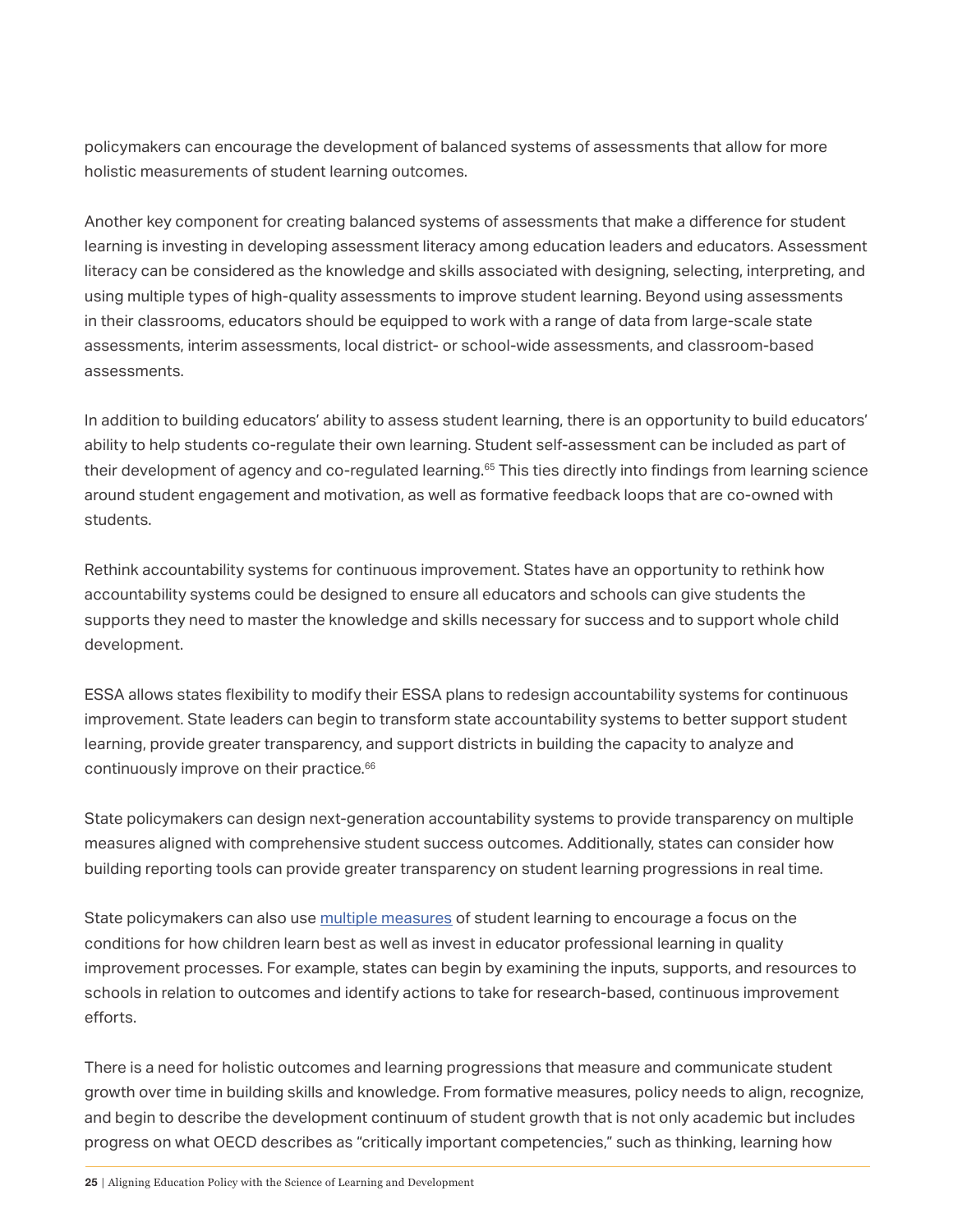policymakers can encourage the development of balanced systems of assessments that allow for more holistic measurements of student learning outcomes.

Another key component for creating balanced systems of assessments that make a difference for student learning is investing in developing assessment literacy among education leaders and educators. Assessment literacy can be considered as the knowledge and skills associated with designing, selecting, interpreting, and using multiple types of high-quality assessments to improve student learning. Beyond using assessments in their classrooms, educators should be equipped to work with a range of data from large-scale state assessments, interim assessments, local district- or school-wide assessments, and classroom-based assessments.

In addition to building educators' ability to assess student learning, there is an opportunity to build educators' ability to help students co-regulate their own learning. Student self-assessment can be included as part of their development of agency and co-regulated learning.[65] This ties directly into findings from learning science around student engagement and motivation, as well as formative feedback loops that are co-owned with students.

Rethink accountability systems for continuous improvement. States have an opportunity to rethink how accountability systems could be designed to ensure all educators and schools can give students the supports they need to master the knowledge and skills necessary for success and to support whole child development.

ESSA allows states flexibility to modify their ESSA plans to redesign accountability systems for continuous improvement. State leaders can begin to transform state accountability systems to better support student learning, provide greater transparency, and support districts in building the capacity to analyze and continuously improve on their practice.[66]

State policymakers can design next-generation accountability systems to provide transparency on multiple measures aligned with comprehensive student success outcomes. Additionally, states can consider how building reporting tools can provide greater transparency on student learning progressions in real time.

State policymakers can also use multiple measures of student learning to encourage a focus on the conditions for how children learn best as well as invest in educator professional learning in quality improvement processes. For example, states can begin by examining the inputs, supports, and resources to schools in relation to outcomes and identify actions to take for research-based, continuous improvement efforts.

There is a need for holistic outcomes and learning progressions that measure and communicate student growth over time in building skills and knowledge. From formative measures, policy needs to align, recognize, and begin to describe the development continuum of student growth that is not only academic but includes progress on what OECD describes as "critically important competencies," such as thinking, learning how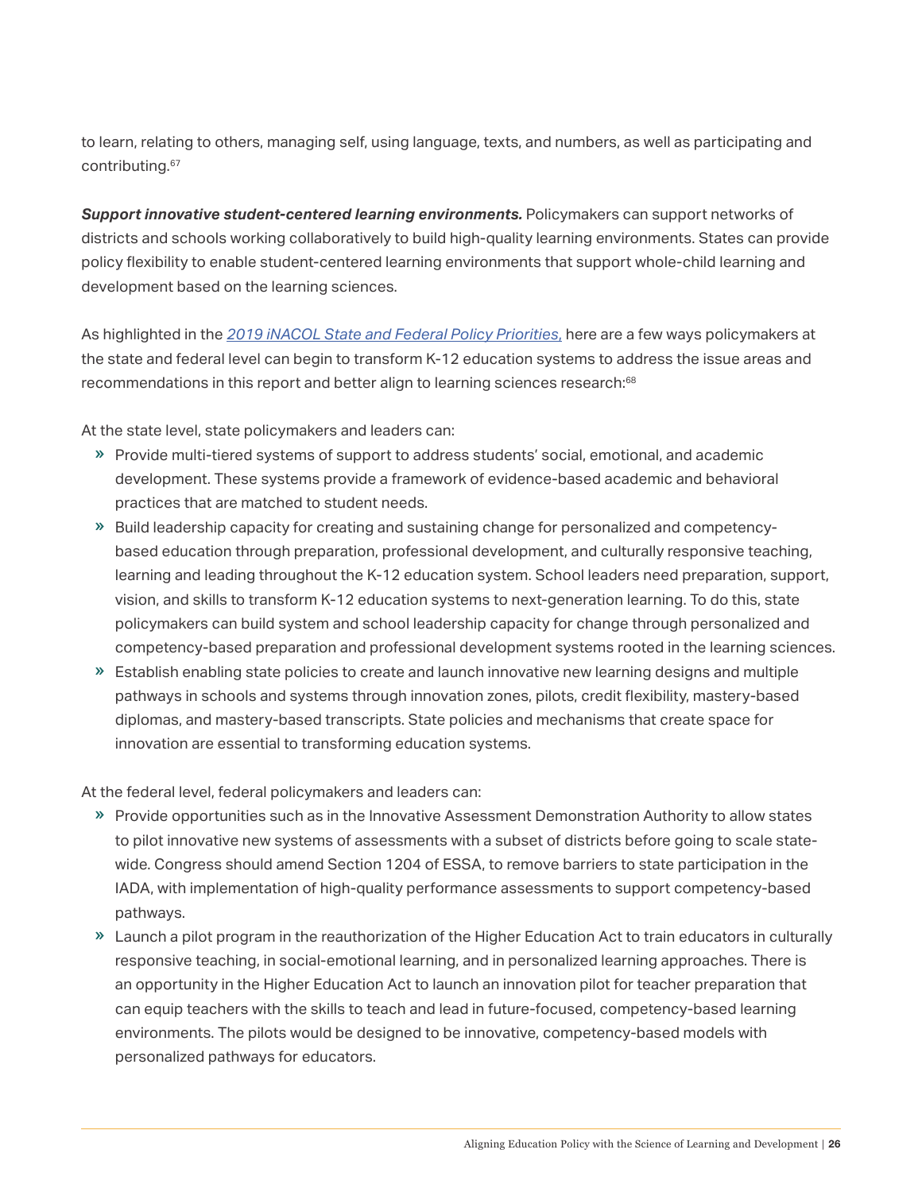to learn, relating to others, managing self, using language, texts, and numbers, as well as participating and contributing.[67]

***Support innovative student-centered learning environments.*** Policymakers can support networks of districts and schools working collaboratively to build high-quality learning environments. States can provide policy flexibility to enable student-centered learning environments that support whole-child learning and development based on the learning sciences.

As highlighted in the *2019 iNACOL State and Federal Policy Priorities,* here are a few ways policymakers at the state and federal level can begin to transform K-12 education systems to address the issue areas and recommendations in this report and better align to learning sciences research:[68]

At the state level, state policymakers and leaders can:

- Provide multi-tiered systems of support to address students' social, emotional, and academic development. These systems provide a framework of evidence-based academic and behavioral practices that are matched to student needs.
- Build leadership capacity for creating and sustaining change for personalized and competency-based education through preparation, professional development, and culturally responsive teaching, learning and leading throughout the K-12 education system. School leaders need preparation, support, vision, and skills to transform K-12 education systems to next-generation learning. To do this, state policymakers can build system and school leadership capacity for change through personalized and competency-based preparation and professional development systems rooted in the learning sciences.
- Establish enabling state policies to create and launch innovative new learning designs and multiple pathways in schools and systems through innovation zones, pilots, credit flexibility, mastery-based diplomas, and mastery-based transcripts. State policies and mechanisms that create space for innovation are essential to transforming education systems.

At the federal level, federal policymakers and leaders can:

- Provide opportunities such as in the Innovative Assessment Demonstration Authority to allow states to pilot innovative new systems of assessments with a subset of districts before going to scale state-wide. Congress should amend Section 1204 of ESSA, to remove barriers to state participation in the IADA, with implementation of high-quality performance assessments to support competency-based pathways.
- Launch a pilot program in the reauthorization of the Higher Education Act to train educators in culturally responsive teaching, in social-emotional learning, and in personalized learning approaches. There is an opportunity in the Higher Education Act to launch an innovation pilot for teacher preparation that can equip teachers with the skills to teach and lead in future-focused, competency-based learning environments. The pilots would be designed to be innovative, competency-based models with personalized pathways for educators.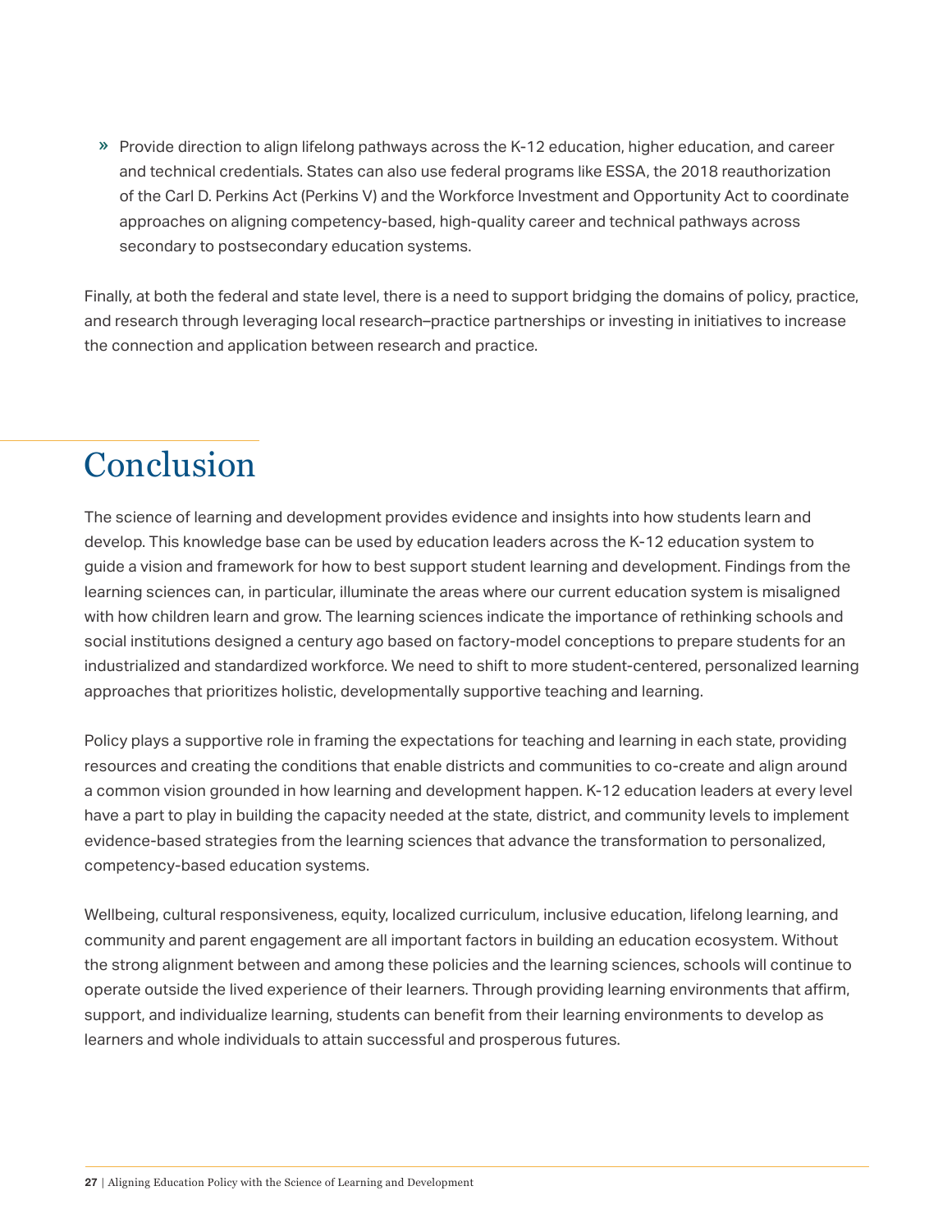- Provide direction to align lifelong pathways across the K-12 education, higher education, and career and technical credentials. States can also use federal programs like ESSA, the 2018 reauthorization of the Carl D. Perkins Act (Perkins V) and the Workforce Investment and Opportunity Act to coordinate approaches on aligning competency-based, high-quality career and technical pathways across secondary to postsecondary education systems.

Finally, at both the federal and state level, there is a need to support bridging the domains of policy, practice, and research through leveraging local research–practice partnerships or investing in initiatives to increase the connection and application between research and practice.

# Conclusion

The science of learning and development provides evidence and insights into how students learn and develop. This knowledge base can be used by education leaders across the K-12 education system to guide a vision and framework for how to best support student learning and development. Findings from the learning sciences can, in particular, illuminate the areas where our current education system is misaligned with how children learn and grow. The learning sciences indicate the importance of rethinking schools and social institutions designed a century ago based on factory-model conceptions to prepare students for an industrialized and standardized workforce. We need to shift to more student-centered, personalized learning approaches that prioritizes holistic, developmentally supportive teaching and learning.

Policy plays a supportive role in framing the expectations for teaching and learning in each state, providing resources and creating the conditions that enable districts and communities to co-create and align around a common vision grounded in how learning and development happen. K-12 education leaders at every level have a part to play in building the capacity needed at the state, district, and community levels to implement evidence-based strategies from the learning sciences that advance the transformation to personalized, competency-based education systems.

Wellbeing, cultural responsiveness, equity, localized curriculum, inclusive education, lifelong learning, and community and parent engagement are all important factors in building an education ecosystem. Without the strong alignment between and among these policies and the learning sciences, schools will continue to operate outside the lived experience of their learners. Through providing learning environments that affirm, support, and individualize learning, students can benefit from their learning environments to develop as learners and whole individuals to attain successful and prosperous futures.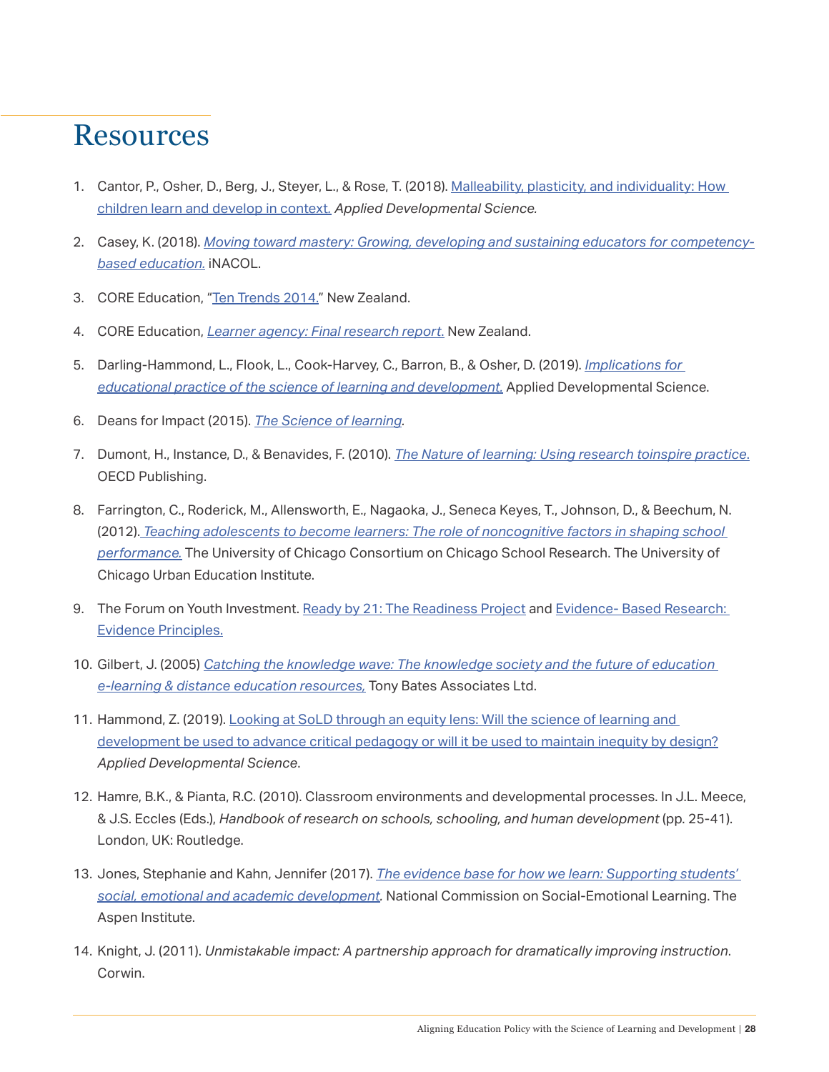# Resources

1. Cantor, P., Osher, D., Berg, J., Steyer, L., & Rose, T. (2018). Malleability, plasticity, and individuality: How children learn and develop in context. *Applied Developmental Science.*
2. Casey, K. (2018). *Moving toward mastery: Growing, developing and sustaining educators for competency-based education.* iNACOL.
3. CORE Education, "Ten Trends 2014." New Zealand.
4. CORE Education, *Learner agency: Final research report.* New Zealand.
5. Darling-Hammond, L., Flook, L., Cook-Harvey, C., Barron, B., & Osher, D. (2019). *Implications for educational practice of the science of learning and development.* Applied Developmental Science.
6. Deans for Impact (2015). *The Science of learning.*
7. Dumont, H., Instance, D., & Benavides, F. (2010). *The Nature of learning: Using research toinspire practice.* OECD Publishing.
8. Farrington, C., Roderick, M., Allensworth, E., Nagaoka, J., Seneca Keyes, T., Johnson, D., & Beechum, N. (2012). *Teaching adolescents to become learners: The role of noncognitive factors in shaping school performance.* The University of Chicago Consortium on Chicago School Research. The University of Chicago Urban Education Institute.
9. The Forum on Youth Investment. Ready by 21: The Readiness Project and Evidence- Based Research: Evidence Principles.
10. Gilbert, J. (2005) *Catching the knowledge wave: The knowledge society and the future of education e-learning & distance education resources,* Tony Bates Associates Ltd.
11. Hammond, Z. (2019). Looking at SoLD through an equity lens: Will the science of learning and development be used to advance critical pedagogy or will it be used to maintain inequity by design? *Applied Developmental Science*.
12. Hamre, B.K., & Pianta, R.C. (2010). Classroom environments and developmental processes. In J.L. Meece, & J.S. Eccles (Eds.), *Handbook of research on schools, schooling, and human development* (pp. 25-41). London, UK: Routledge.
13. Jones, Stephanie and Kahn, Jennifer (2017). *The evidence base for how we learn: Supporting students' social, emotional and academic development.* National Commission on Social-Emotional Learning. The Aspen Institute.
14. Knight, J. (2011). *Unmistakable impact: A partnership approach for dramatically improving instruction.* Corwin.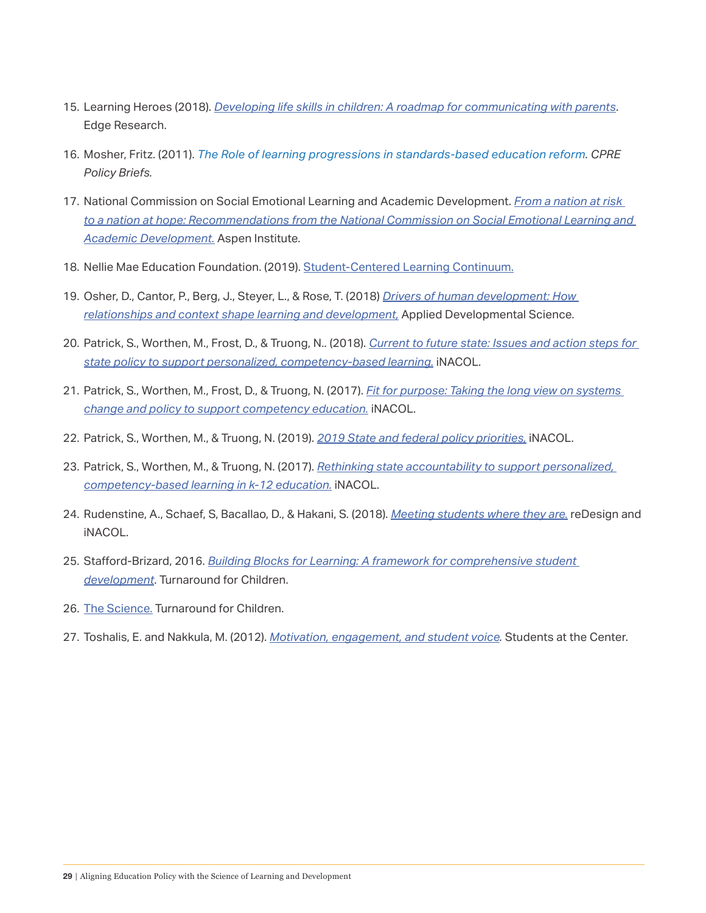15. Learning Heroes (2018). *Developing life skills in children: A roadmap for communicating with parents*. Edge Research.

16. Mosher, Fritz. (2011). *The Role of learning progressions in standards-based education reform. CPRE Policy Briefs.*

17. National Commission on Social Emotional Learning and Academic Development. *From a nation at risk to a nation at hope: Recommendations from the National Commission on Social Emotional Learning and Academic Development.* Aspen Institute.

18. Nellie Mae Education Foundation. (2019). Student-Centered Learning Continuum.

19. Osher, D., Cantor, P., Berg, J., Steyer, L., & Rose, T. (2018) *Drivers of human development: How relationships and context shape learning and development,* Applied Developmental Science.

20. Patrick, S., Worthen, M., Frost, D., & Truong, N.. (2018). *Current to future state: Issues and action steps for state policy to support personalized, competency-based learning.* iNACOL.

21. Patrick, S., Worthen, M., Frost, D., & Truong, N. (2017). *Fit for purpose: Taking the long view on systems change and policy to support competency education.* iNACOL.

22. Patrick, S., Worthen, M., & Truong, N. (2019). *2019 State and federal policy priorities,* iNACOL.

23. Patrick, S., Worthen, M., & Truong, N. (2017). *Rethinking state accountability to support personalized, competency-based learning in k-12 education.* iNACOL.

24. Rudenstine, A., Schaef, S, Bacallao, D., & Hakani, S. (2018). *Meeting students where they are.* reDesign and iNACOL.

25. Stafford-Brizard, 2016. *Building Blocks for Learning: A framework for comprehensive student development*. Turnaround for Children.

26. The Science. Turnaround for Children.

27. Toshalis, E. and Nakkula, M. (2012). *Motivation, engagement, and student voice.* Students at the Center.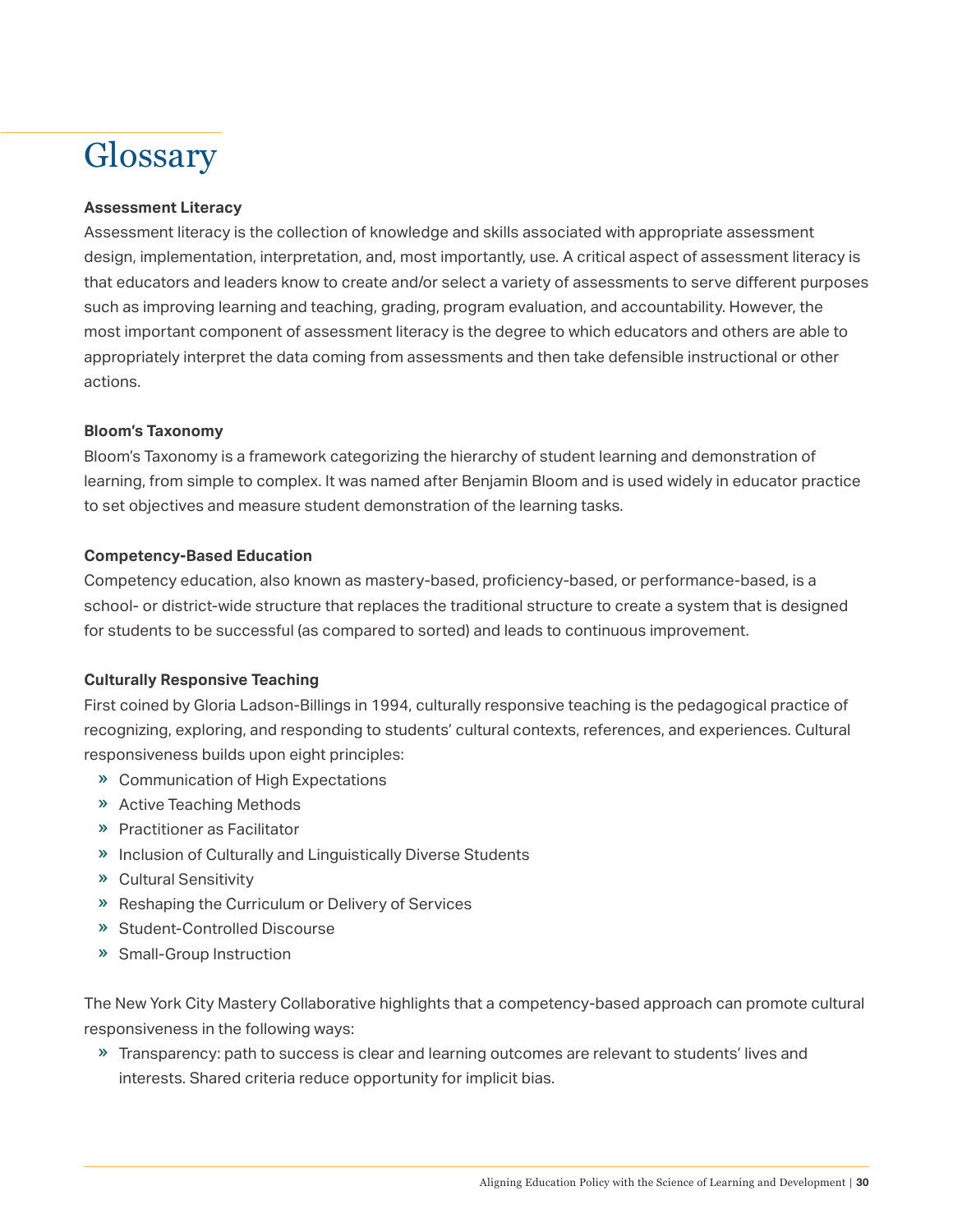# Glossary

**Assessment Literacy**

Assessment literacy is the collection of knowledge and skills associated with appropriate assessment design, implementation, interpretation, and, most importantly, use. A critical aspect of assessment literacy is that educators and leaders know to create and/or select a variety of assessments to serve different purposes such as improving learning and teaching, grading, program evaluation, and accountability. However, the most important component of assessment literacy is the degree to which educators and others are able to appropriately interpret the data coming from assessments and then take defensible instructional or other actions.

**Bloom's Taxonomy**

Bloom's Taxonomy is a framework categorizing the hierarchy of student learning and demonstration of learning, from simple to complex. It was named after Benjamin Bloom and is used widely in educator practice to set objectives and measure student demonstration of the learning tasks.

**Competency-Based Education**

Competency education, also known as mastery-based, proficiency-based, or performance-based, is a school- or district-wide structure that replaces the traditional structure to create a system that is designed for students to be successful (as compared to sorted) and leads to continuous improvement.

**Culturally Responsive Teaching**

First coined by Gloria Ladson-Billings in 1994, culturally responsive teaching is the pedagogical practice of recognizing, exploring, and responding to students' cultural contexts, references, and experiences. Cultural responsiveness builds upon eight principles:

- Communication of High Expectations
- Active Teaching Methods
- Practitioner as Facilitator
- Inclusion of Culturally and Linguistically Diverse Students
- Cultural Sensitivity
- Reshaping the Curriculum or Delivery of Services
- Student-Controlled Discourse
- Small-Group Instruction

The New York City Mastery Collaborative highlights that a competency-based approach can promote cultural responsiveness in the following ways:

- Transparency: path to success is clear and learning outcomes are relevant to students' lives and interests. Shared criteria reduce opportunity for implicit bias.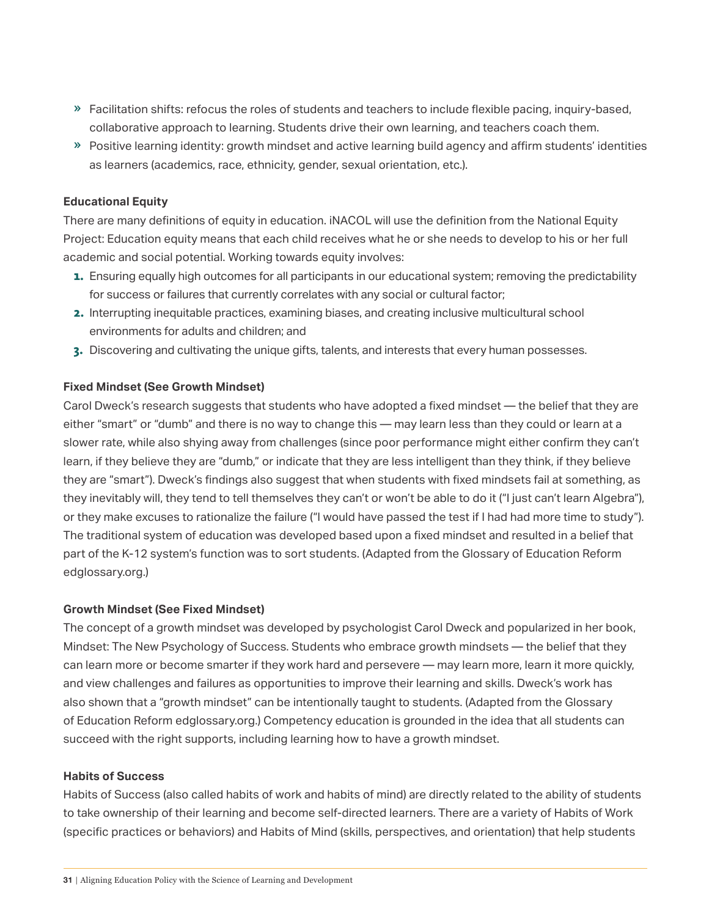- Facilitation shifts: refocus the roles of students and teachers to include flexible pacing, inquiry-based, collaborative approach to learning. Students drive their own learning, and teachers coach them.
- Positive learning identity: growth mindset and active learning build agency and affirm students' identities as learners (academics, race, ethnicity, gender, sexual orientation, etc.).

**Educational Equity**

There are many definitions of equity in education. iNACOL will use the definition from the National Equity Project: Education equity means that each child receives what he or she needs to develop to his or her full academic and social potential. Working towards equity involves:

1. Ensuring equally high outcomes for all participants in our educational system; removing the predictability for success or failures that currently correlates with any social or cultural factor;
2. Interrupting inequitable practices, examining biases, and creating inclusive multicultural school environments for adults and children; and
3. Discovering and cultivating the unique gifts, talents, and interests that every human possesses.

**Fixed Mindset (See Growth Mindset)**

Carol Dweck's research suggests that students who have adopted a fixed mindset — the belief that they are either "smart" or "dumb" and there is no way to change this — may learn less than they could or learn at a slower rate, while also shying away from challenges (since poor performance might either confirm they can't learn, if they believe they are "dumb," or indicate that they are less intelligent than they think, if they believe they are "smart"). Dweck's findings also suggest that when students with fixed mindsets fail at something, as they inevitably will, they tend to tell themselves they can't or won't be able to do it ("I just can't learn Algebra"), or they make excuses to rationalize the failure ("I would have passed the test if I had had more time to study"). The traditional system of education was developed based upon a fixed mindset and resulted in a belief that part of the K-12 system's function was to sort students. (Adapted from the Glossary of Education Reform edglossary.org.)

**Growth Mindset (See Fixed Mindset)**

The concept of a growth mindset was developed by psychologist Carol Dweck and popularized in her book, Mindset: The New Psychology of Success. Students who embrace growth mindsets — the belief that they can learn more or become smarter if they work hard and persevere — may learn more, learn it more quickly, and view challenges and failures as opportunities to improve their learning and skills. Dweck's work has also shown that a "growth mindset" can be intentionally taught to students. (Adapted from the Glossary of Education Reform edglossary.org.) Competency education is grounded in the idea that all students can succeed with the right supports, including learning how to have a growth mindset.

**Habits of Success**

Habits of Success (also called habits of work and habits of mind) are directly related to the ability of students to take ownership of their learning and become self-directed learners. There are a variety of Habits of Work (specific practices or behaviors) and Habits of Mind (skills, perspectives, and orientation) that help students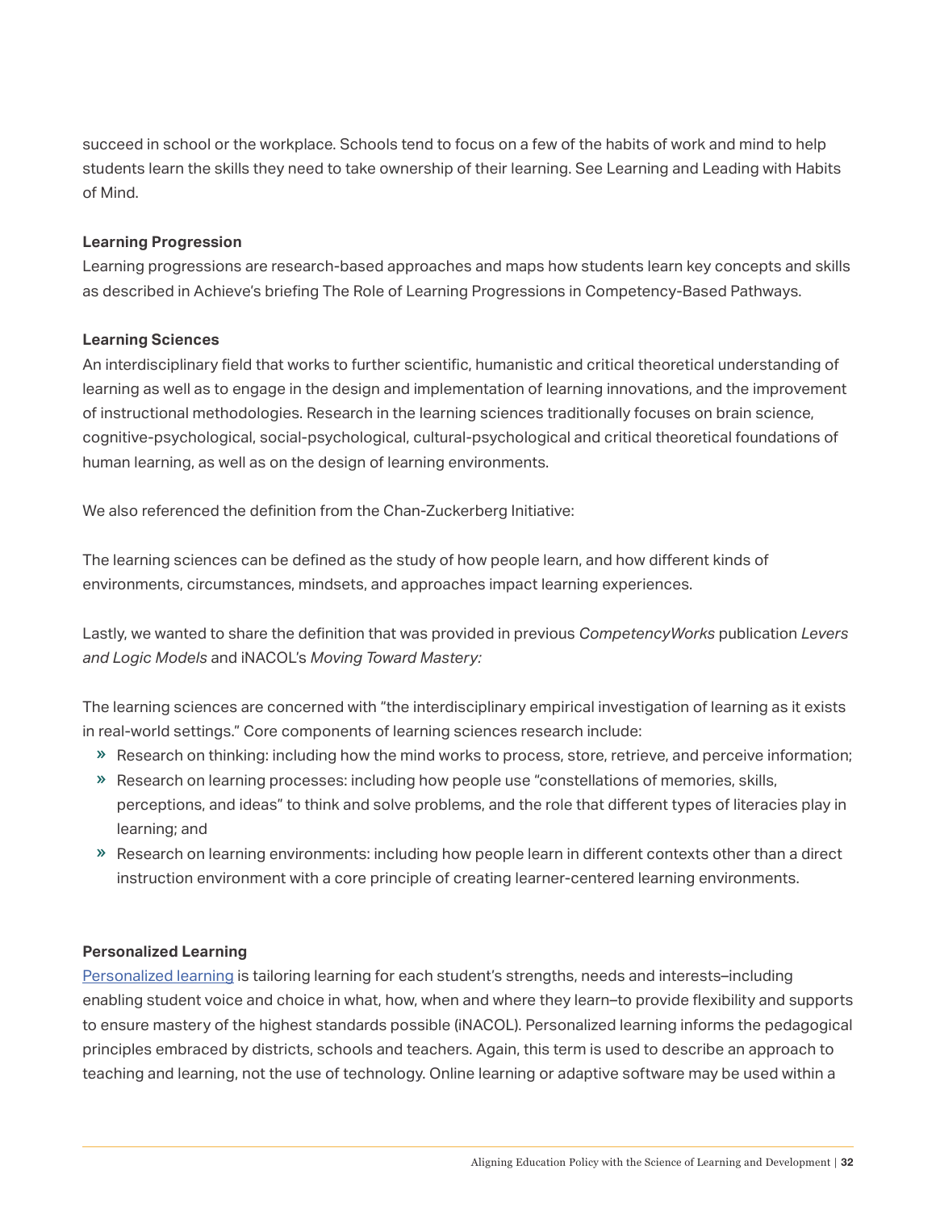succeed in school or the workplace. Schools tend to focus on a few of the habits of work and mind to help students learn the skills they need to take ownership of their learning. See Learning and Leading with Habits of Mind.

**Learning Progression**

Learning progressions are research-based approaches and maps how students learn key concepts and skills as described in Achieve's briefing The Role of Learning Progressions in Competency-Based Pathways.

**Learning Sciences**

An interdisciplinary field that works to further scientific, humanistic and critical theoretical understanding of learning as well as to engage in the design and implementation of learning innovations, and the improvement of instructional methodologies. Research in the learning sciences traditionally focuses on brain science, cognitive-psychological, social-psychological, cultural-psychological and critical theoretical foundations of human learning, as well as on the design of learning environments.

We also referenced the definition from the Chan-Zuckerberg Initiative:

The learning sciences can be defined as the study of how people learn, and how different kinds of environments, circumstances, mindsets, and approaches impact learning experiences.

Lastly, we wanted to share the definition that was provided in previous *CompetencyWorks* publication *Levers and Logic Models* and iNACOL's *Moving Toward Mastery:*

The learning sciences are concerned with "the interdisciplinary empirical investigation of learning as it exists in real-world settings." Core components of learning sciences research include:

- Research on thinking: including how the mind works to process, store, retrieve, and perceive information;
- Research on learning processes: including how people use "constellations of memories, skills, perceptions, and ideas" to think and solve problems, and the role that different types of literacies play in learning; and
- Research on learning environments: including how people learn in different contexts other than a direct instruction environment with a core principle of creating learner-centered learning environments.

**Personalized Learning**

Personalized learning is tailoring learning for each student's strengths, needs and interests–including enabling student voice and choice in what, how, when and where they learn–to provide flexibility and supports to ensure mastery of the highest standards possible (iNACOL). Personalized learning informs the pedagogical principles embraced by districts, schools and teachers. Again, this term is used to describe an approach to teaching and learning, not the use of technology. Online learning or adaptive software may be used within a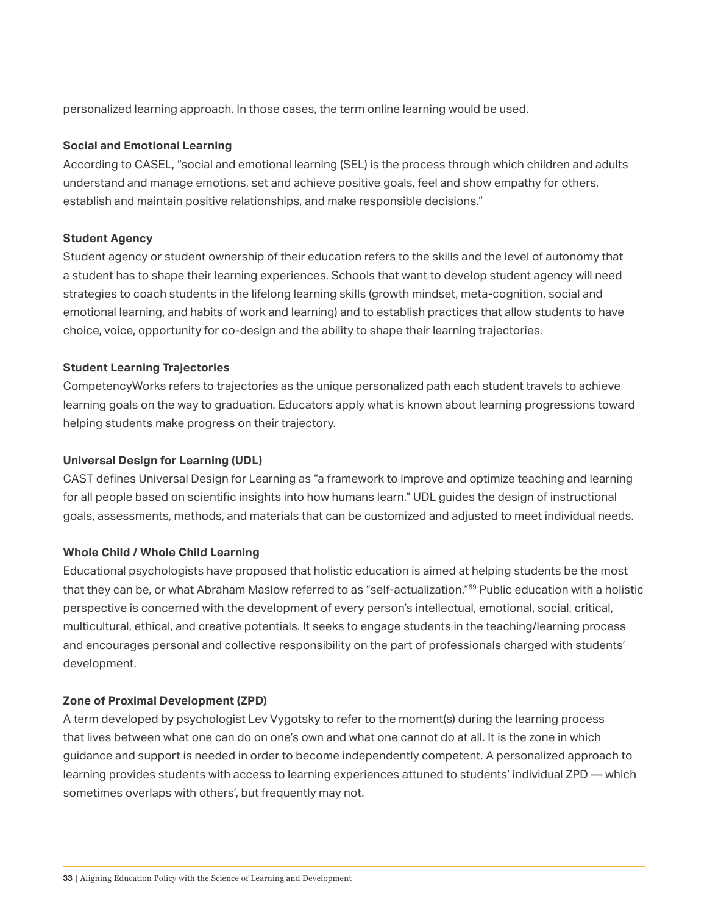personalized learning approach. In those cases, the term online learning would be used.

**Social and Emotional Learning**

According to CASEL, "social and emotional learning (SEL) is the process through which children and adults understand and manage emotions, set and achieve positive goals, feel and show empathy for others, establish and maintain positive relationships, and make responsible decisions."

**Student Agency**

Student agency or student ownership of their education refers to the skills and the level of autonomy that a student has to shape their learning experiences. Schools that want to develop student agency will need strategies to coach students in the lifelong learning skills (growth mindset, meta-cognition, social and emotional learning, and habits of work and learning) and to establish practices that allow students to have choice, voice, opportunity for co-design and the ability to shape their learning trajectories.

**Student Learning Trajectories**

CompetencyWorks refers to trajectories as the unique personalized path each student travels to achieve learning goals on the way to graduation. Educators apply what is known about learning progressions toward helping students make progress on their trajectory.

**Universal Design for Learning (UDL)**

CAST defines Universal Design for Learning as "a framework to improve and optimize teaching and learning for all people based on scientific insights into how humans learn." UDL guides the design of instructional goals, assessments, methods, and materials that can be customized and adjusted to meet individual needs.

**Whole Child / Whole Child Learning**

Educational psychologists have proposed that holistic education is aimed at helping students be the most that they can be, or what Abraham Maslow referred to as "self-actualization."[69] Public education with a holistic perspective is concerned with the development of every person's intellectual, emotional, social, critical, multicultural, ethical, and creative potentials. It seeks to engage students in the teaching/learning process and encourages personal and collective responsibility on the part of professionals charged with students' development.

**Zone of Proximal Development (ZPD)**

A term developed by psychologist Lev Vygotsky to refer to the moment(s) during the learning process that lives between what one can do on one's own and what one cannot do at all. It is the zone in which guidance and support is needed in order to become independently competent. A personalized approach to learning provides students with access to learning experiences attuned to students' individual ZPD — which sometimes overlaps with others', but frequently may not.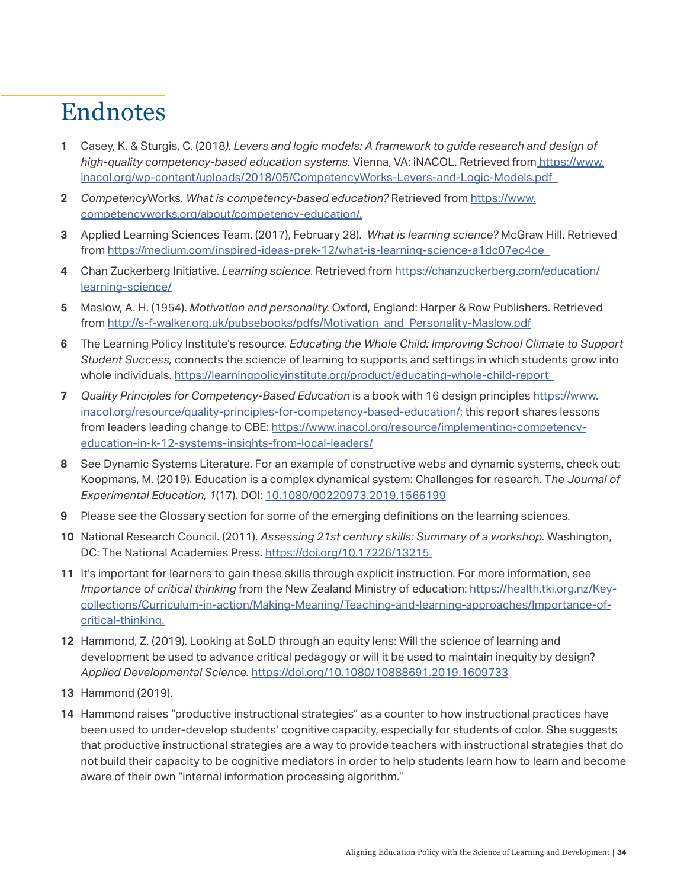# Endnotes

1. Casey, K. & Sturgis, C. (2018*). Levers and logic models: A framework to guide research and design of high-quality competency-based education systems.* Vienna, VA: iNACOL. Retrieved from https://www.inacol.org/wp-content/uploads/2018/05/CompetencyWorks-Levers-and-Logic-Models.pdf
2. *Competency*Works. *What is competency-based education?* Retrieved from https://www.competencyworks.org/about/competency-education/.
3. Applied Learning Sciences Team. (2017), February 28). *What is learning science?* McGraw Hill. Retrieved from https://medium.com/inspired-ideas-prek-12/what-is-learning-science-a1dc07ec4ce
4. Chan Zuckerberg Initiative. *Learning science*. Retrieved from https://chanzuckerberg.com/education/learning-science/
5. Maslow, A. H. (1954). *Motivation and personality.* Oxford, England: Harper & Row Publishers. Retrieved from http://s-f-walker.org.uk/pubsebooks/pdfs/Motivation_and_Personality-Maslow.pdf
6. The Learning Policy Institute's resource, *Educating the Whole Child: Improving School Climate to Support Student Success,* connects the science of learning to supports and settings in which students grow into whole individuals. https://learningpolicyinstitute.org/product/educating-whole-child-report
7. *Quality Principles for Competency-Based Education* is a book with 16 design principles https://www.inacol.org/resource/quality-principles-for-competency-based-education/; this report shares lessons from leaders leading change to CBE: https://www.inacol.org/resource/implementing-competency-education-in-k-12-systems-insights-from-local-leaders/
8. See Dynamic Systems Literature. For an example of constructive webs and dynamic systems, check out: Koopmans, M. (2019). Education is a complex dynamical system: Challenges for research. T*he Journal of Experimental Education, 1*(17). DOI: 10.1080/00220973.2019.1566199
9. Please see the Glossary section for some of the emerging definitions on the learning sciences.
10. National Research Council. (2011). *Assessing 21st century skills: Summary of a workshop.* Washington, DC: The National Academies Press. https://doi.org/10.17226/13215
11. It's important for learners to gain these skills through explicit instruction. For more information, see *Importance of critical thinking* from the New Zealand Ministry of education: https://health.tki.org.nz/Key-collections/Curriculum-in-action/Making-Meaning/Teaching-and-learning-approaches/Importance-of-critical-thinking.
12. Hammond, Z. (2019). Looking at SoLD through an equity lens: Will the science of learning and development be used to advance critical pedagogy or will it be used to maintain inequity by design? *Applied Developmental Science.* https://doi.org/10.1080/10888691.2019.1609733
13. Hammond (2019).
14. Hammond raises "productive instructional strategies" as a counter to how instructional practices have been used to under-develop students' cognitive capacity, especially for students of color. She suggests that productive instructional strategies are a way to provide teachers with instructional strategies that do not build their capacity to be cognitive mediators in order to help students learn how to learn and become aware of their own "internal information processing algorithm."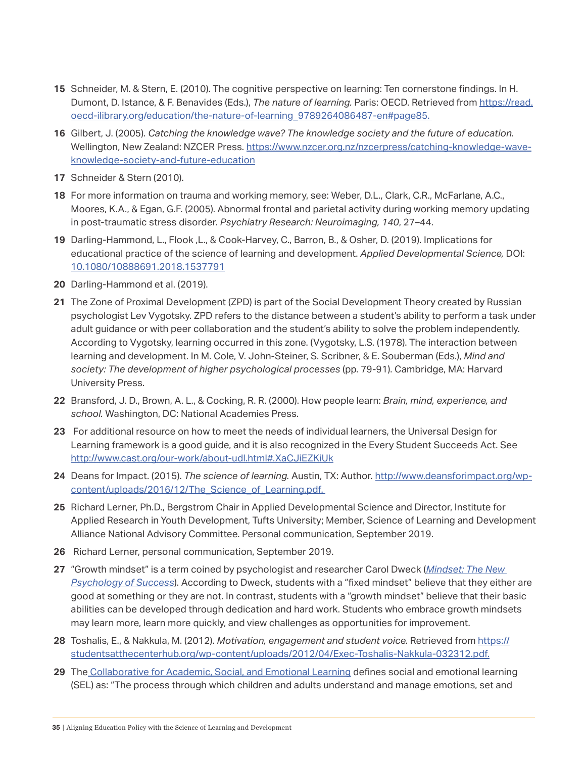15 Schneider, M. & Stern, E. (2010). The cognitive perspective on learning: Ten cornerstone findings. In H. Dumont, D. Istance, & F. Benavides (Eds.), *The nature of learning.* Paris: OECD. Retrieved from https://read.oecd-ilibrary.org/education/the-nature-of-learning_9789264086487-en#page85.

16 Gilbert, J. (2005). *Catching the knowledge wave? The knowledge society and the future of education.* Wellington, New Zealand: NZCER Press. https://www.nzcer.org.nz/nzcerpress/catching-knowledge-wave-knowledge-society-and-future-education

17 Schneider & Stern (2010).

18 For more information on trauma and working memory, see: Weber, D.L., Clark, C.R., McFarlane, A.C., Moores, K.A., & Egan, G.F. (2005). Abnormal frontal and parietal activity during working memory updating in post-traumatic stress disorder. *Psychiatry Research: Neuroimaging, 140*, 27–44.

19 Darling-Hammond, L., Flook ,L., & Cook-Harvey, C., Barron, B., & Osher, D. (2019). Implications for educational practice of the science of learning and development. *Applied Developmental Science,* DOI: 10.1080/10888691.2018.1537791

20 Darling-Hammond et al. (2019).

21 The Zone of Proximal Development (ZPD) is part of the Social Development Theory created by Russian psychologist Lev Vygotsky. ZPD refers to the distance between a student's ability to perform a task under adult guidance or with peer collaboration and the student's ability to solve the problem independently. According to Vygotsky, learning occurred in this zone. (Vygotsky, L.S. (1978). The interaction between learning and development. In M. Cole, V. John-Steiner, S. Scribner, & E. Souberman (Eds.), *Mind and society: The development of higher psychological processes* (pp. 79-91). Cambridge, MA: Harvard University Press.

22 Bransford, J. D., Brown, A. L., & Cocking, R. R. (2000). How people learn: *Brain, mind, experience, and school.* Washington, DC: National Academies Press.

23 For additional resource on how to meet the needs of individual learners, the Universal Design for Learning framework is a good guide, and it is also recognized in the Every Student Succeeds Act. See http://www.cast.org/our-work/about-udl.html#.XaCJiEZKiUk

24 Deans for Impact. (2015). *The science of learning.* Austin, TX: Author. http://www.deansforimpact.org/wp-content/uploads/2016/12/The_Science_of_Learning.pdf.

25 Richard Lerner, Ph.D., Bergstrom Chair in Applied Developmental Science and Director, Institute for Applied Research in Youth Development, Tufts University; Member, Science of Learning and Development Alliance National Advisory Committee. Personal communication, September 2019.

26 Richard Lerner, personal communication, September 2019.

27 "Growth mindset" is a term coined by psychologist and researcher Carol Dweck (*Mindset: The New Psychology of Success*). According to Dweck, students with a "fixed mindset" believe that they either are good at something or they are not. In contrast, students with a "growth mindset" believe that their basic abilities can be developed through dedication and hard work. Students who embrace growth mindsets may learn more, learn more quickly, and view challenges as opportunities for improvement.

28 Toshalis, E., & Nakkula, M. (2012). *Motivation, engagement and student voice.* Retrieved from https://studentsatthecenterhub.org/wp-content/uploads/2012/04/Exec-Toshalis-Nakkula-032312.pdf.

29 The Collaborative for Academic, Social, and Emotional Learning defines social and emotional learning (SEL) as: "The process through which children and adults understand and manage emotions, set and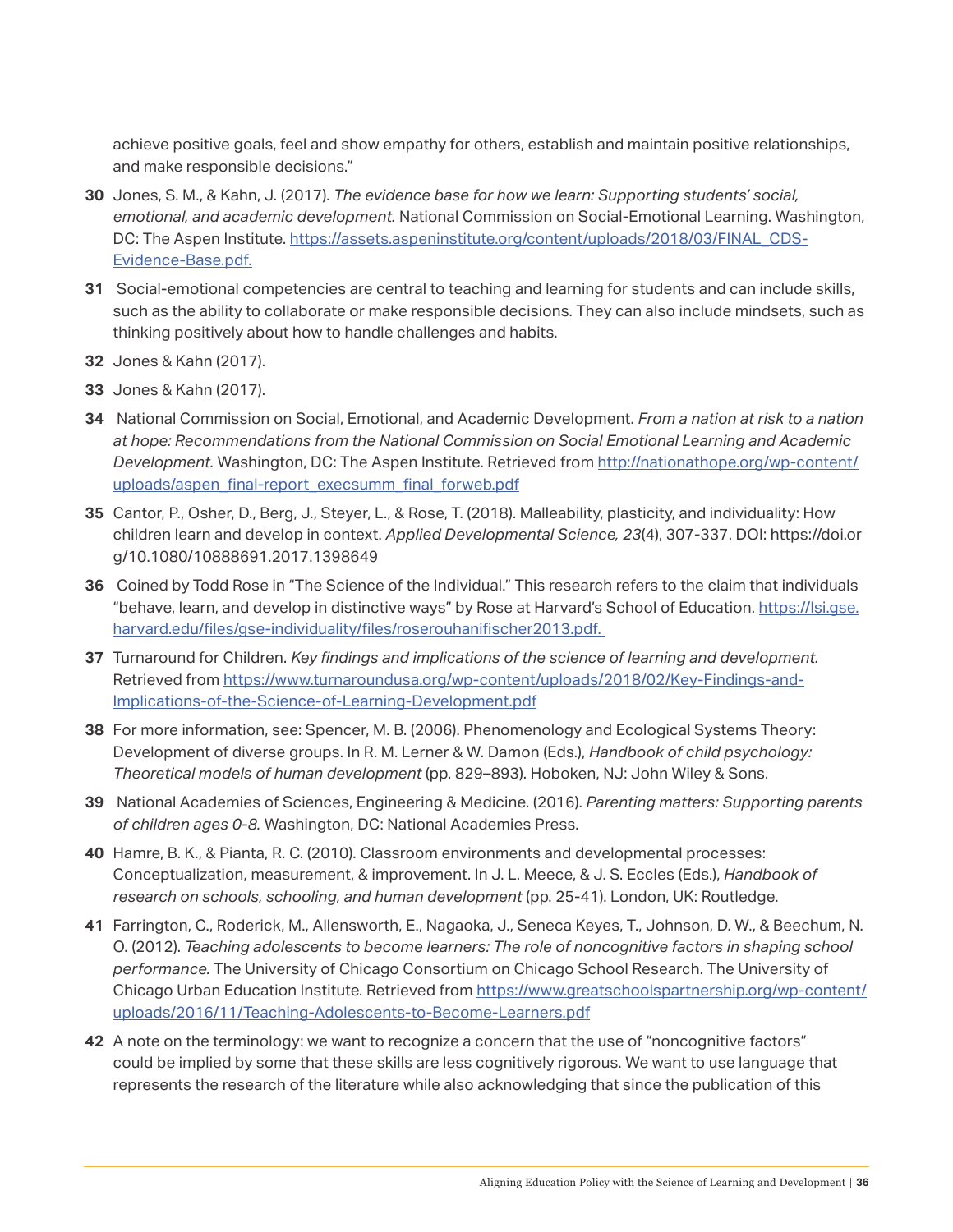achieve positive goals, feel and show empathy for others, establish and maintain positive relationships, and make responsible decisions."

**30** Jones, S. M., & Kahn, J. (2017). *The evidence base for how we learn: Supporting students' social, emotional, and academic development.* National Commission on Social-Emotional Learning. Washington, DC: The Aspen Institute. https://assets.aspeninstitute.org/content/uploads/2018/03/FINAL_CDS-Evidence-Base.pdf.

**31** Social-emotional competencies are central to teaching and learning for students and can include skills, such as the ability to collaborate or make responsible decisions. They can also include mindsets, such as thinking positively about how to handle challenges and habits.

**32** Jones & Kahn (2017).

**33** Jones & Kahn (2017).

**34** National Commission on Social, Emotional, and Academic Development. *From a nation at risk to a nation at hope: Recommendations from the National Commission on Social Emotional Learning and Academic Development.* Washington, DC: The Aspen Institute. Retrieved from http://nationathope.org/wp-content/uploads/aspen_final-report_execsumm_final_forweb.pdf

**35** Cantor, P., Osher, D., Berg, J., Steyer, L., & Rose, T. (2018). Malleability, plasticity, and individuality: How children learn and develop in context. *Applied Developmental Science, 23*(4), 307-337. DOI: https://doi.org/10.1080/10888691.2017.1398649

**36** Coined by Todd Rose in "The Science of the Individual." This research refers to the claim that individuals "behave, learn, and develop in distinctive ways" by Rose at Harvard's School of Education. https://lsi.gse.harvard.edu/files/gse-individuality/files/roserouhanifischer2013.pdf.

**37** Turnaround for Children. *Key findings and implications of the science of learning and development.* Retrieved from https://www.turnaroundusa.org/wp-content/uploads/2018/02/Key-Findings-and-Implications-of-the-Science-of-Learning-Development.pdf

**38** For more information, see: Spencer, M. B. (2006). Phenomenology and Ecological Systems Theory: Development of diverse groups. In R. M. Lerner & W. Damon (Eds.), *Handbook of child psychology: Theoretical models of human development* (pp. 829–893). Hoboken, NJ: John Wiley & Sons.

**39** National Academies of Sciences, Engineering & Medicine. (2016). *Parenting matters: Supporting parents of children ages 0-8.* Washington, DC: National Academies Press.

**40** Hamre, B. K., & Pianta, R. C. (2010). Classroom environments and developmental processes: Conceptualization, measurement, & improvement. In J. L. Meece, & J. S. Eccles (Eds.), *Handbook of research on schools, schooling, and human development* (pp. 25-41). London, UK: Routledge.

**41** Farrington, C., Roderick, M., Allensworth, E., Nagaoka, J., Seneca Keyes, T., Johnson, D. W., & Beechum, N. O. (2012). *Teaching adolescents to become learners: The role of noncognitive factors in shaping school performance.* The University of Chicago Consortium on Chicago School Research. The University of Chicago Urban Education Institute. Retrieved from https://www.greatschoolspartnership.org/wp-content/uploads/2016/11/Teaching-Adolescents-to-Become-Learners.pdf

**42** A note on the terminology: we want to recognize a concern that the use of "noncognitive factors" could be implied by some that these skills are less cognitively rigorous. We want to use language that represents the research of the literature while also acknowledging that since the publication of this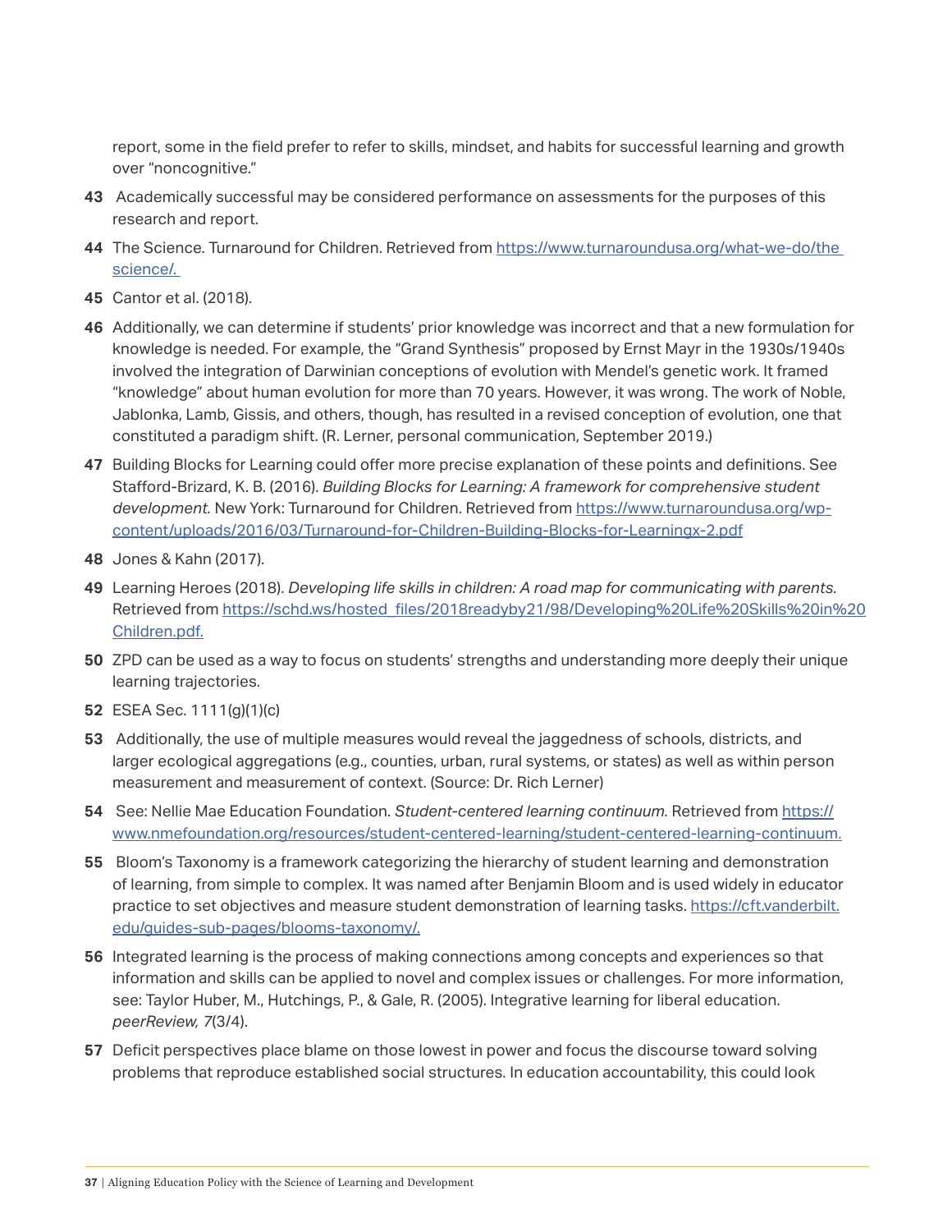report, some in the field prefer to refer to skills, mindset, and habits for successful learning and growth over "noncognitive."

**43** Academically successful may be considered performance on assessments for the purposes of this research and report.

**44** The Science. Turnaround for Children. Retrieved from https://www.turnaroundusa.org/what-we-do/the science/.

**45** Cantor et al. (2018).

**46** Additionally, we can determine if students' prior knowledge was incorrect and that a new formulation for knowledge is needed. For example, the "Grand Synthesis" proposed by Ernst Mayr in the 1930s/1940s involved the integration of Darwinian conceptions of evolution with Mendel's genetic work. It framed "knowledge" about human evolution for more than 70 years. However, it was wrong. The work of Noble, Jablonka, Lamb, Gissis, and others, though, has resulted in a revised conception of evolution, one that constituted a paradigm shift. (R. Lerner, personal communication, September 2019.)

**47** Building Blocks for Learning could offer more precise explanation of these points and definitions. See Stafford-Brizard, K. B. (2016). *Building Blocks for Learning: A framework for comprehensive student development.* New York: Turnaround for Children. Retrieved from https://www.turnaroundusa.org/wp-content/uploads/2016/03/Turnaround-for-Children-Building-Blocks-for-Learningx-2.pdf

**48** Jones & Kahn (2017).

**49** Learning Heroes (2018). *Developing life skills in children: A road map for communicating with parents.* Retrieved from https://schd.ws/hosted_files/2018readyby21/98/Developing%20Life%20Skills%20in%20Children.pdf.

**50** ZPD can be used as a way to focus on students' strengths and understanding more deeply their unique learning trajectories.

**52** ESEA Sec. 1111(g)(1)(c)

**53** Additionally, the use of multiple measures would reveal the jaggedness of schools, districts, and larger ecological aggregations (e.g., counties, urban, rural systems, or states) as well as within person measurement and measurement of context. (Source: Dr. Rich Lerner)

**54** See: Nellie Mae Education Foundation. *Student-centered learning continuum.* Retrieved from https://www.nmefoundation.org/resources/student-centered-learning/student-centered-learning-continuum.

**55** Bloom's Taxonomy is a framework categorizing the hierarchy of student learning and demonstration of learning, from simple to complex. It was named after Benjamin Bloom and is used widely in educator practice to set objectives and measure student demonstration of learning tasks. https://cft.vanderbilt.edu/guides-sub-pages/blooms-taxonomy/.

**56** Integrated learning is the process of making connections among concepts and experiences so that information and skills can be applied to novel and complex issues or challenges. For more information, see: Taylor Huber, M., Hutchings, P., & Gale, R. (2005). Integrative learning for liberal education. *peerReview, 7*(3/4).

**57** Deficit perspectives place blame on those lowest in power and focus the discourse toward solving problems that reproduce established social structures. In education accountability, this could look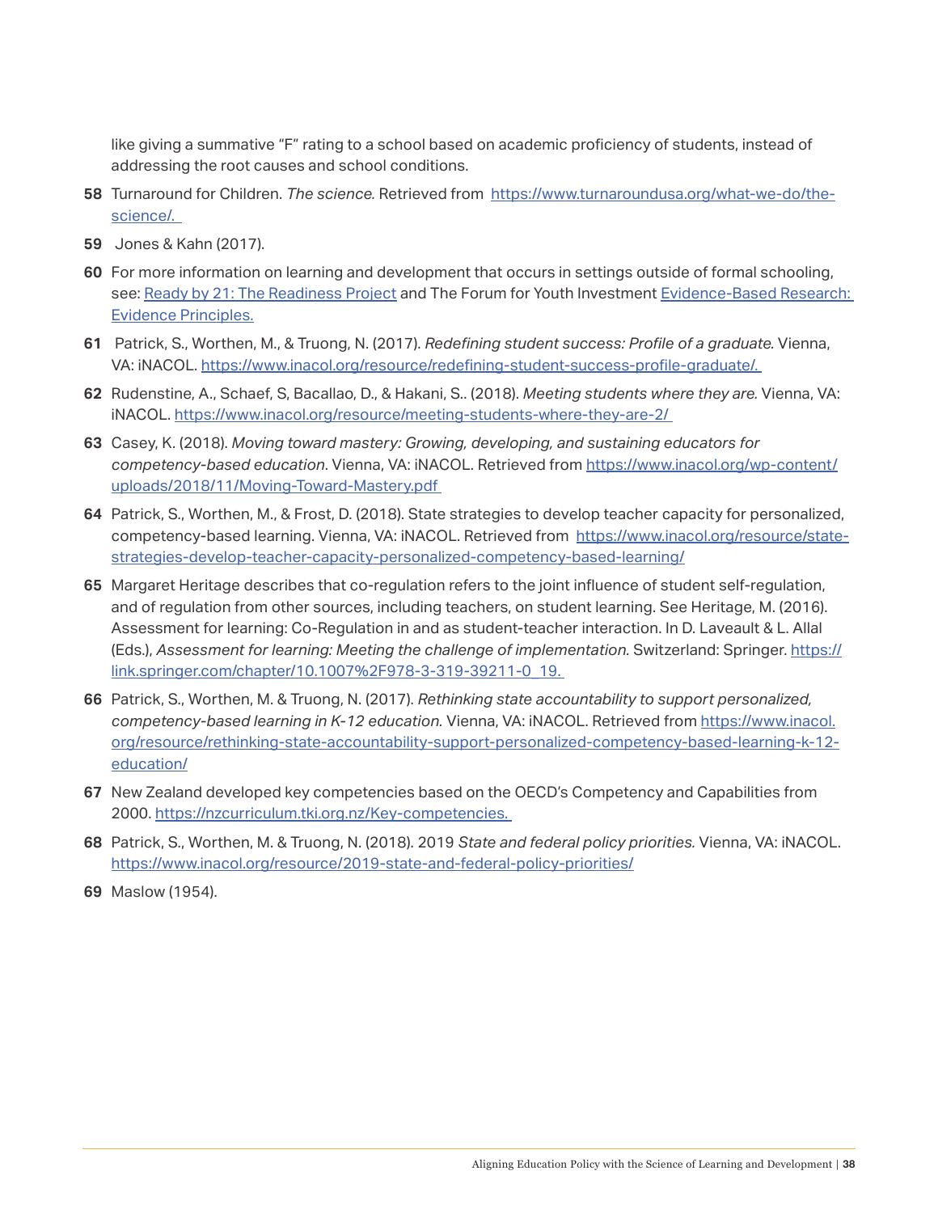like giving a summative "F" rating to a school based on academic proficiency of students, instead of addressing the root causes and school conditions.

**58** Turnaround for Children. *The science.* Retrieved from https://www.turnaroundusa.org/what-we-do/the-science/.

**59** Jones & Kahn (2017).

**60** For more information on learning and development that occurs in settings outside of formal schooling, see: Ready by 21: The Readiness Project and The Forum for Youth Investment Evidence-Based Research: Evidence Principles.

**61** Patrick, S., Worthen, M., & Truong, N. (2017). *Redefining student success: Profile of a graduate.* Vienna, VA: iNACOL. https://www.inacol.org/resource/redefining-student-success-profile-graduate/.

**62** Rudenstine, A., Schaef, S, Bacallao, D., & Hakani, S.. (2018). *Meeting students where they are.* Vienna, VA: iNACOL. https://www.inacol.org/resource/meeting-students-where-they-are-2/

**63** Casey, K. (2018). *Moving toward mastery: Growing, developing, and sustaining educators for competency-based education*. Vienna, VA: iNACOL. Retrieved from https://www.inacol.org/wp-content/uploads/2018/11/Moving-Toward-Mastery.pdf

**64** Patrick, S., Worthen, M., & Frost, D. (2018). State strategies to develop teacher capacity for personalized, competency-based learning. Vienna, VA: iNACOL. Retrieved from https://www.inacol.org/resource/state-strategies-develop-teacher-capacity-personalized-competency-based-learning/

**65** Margaret Heritage describes that co-regulation refers to the joint influence of student self-regulation, and of regulation from other sources, including teachers, on student learning. See Heritage, M. (2016). Assessment for learning: Co-Regulation in and as student-teacher interaction. In D. Laveault & L. Allal (Eds.), *Assessment for learning: Meeting the challenge of implementation.* Switzerland: Springer. https://link.springer.com/chapter/10.1007%2F978-3-319-39211-0_19.

**66** Patrick, S., Worthen, M. & Truong, N. (2017). *Rethinking state accountability to support personalized, competency-based learning in K-12 education.* Vienna, VA: iNACOL. Retrieved from https://www.inacol.org/resource/rethinking-state-accountability-support-personalized-competency-based-learning-k-12-education/

**67** New Zealand developed key competencies based on the OECD's Competency and Capabilities from 2000. https://nzcurriculum.tki.org.nz/Key-competencies.

**68** Patrick, S., Worthen, M. & Truong, N. (2018). 2019 *State and federal policy priorities.* Vienna, VA: iNACOL. https://www.inacol.org/resource/2019-state-and-federal-policy-priorities/

**69** Maslow (1954).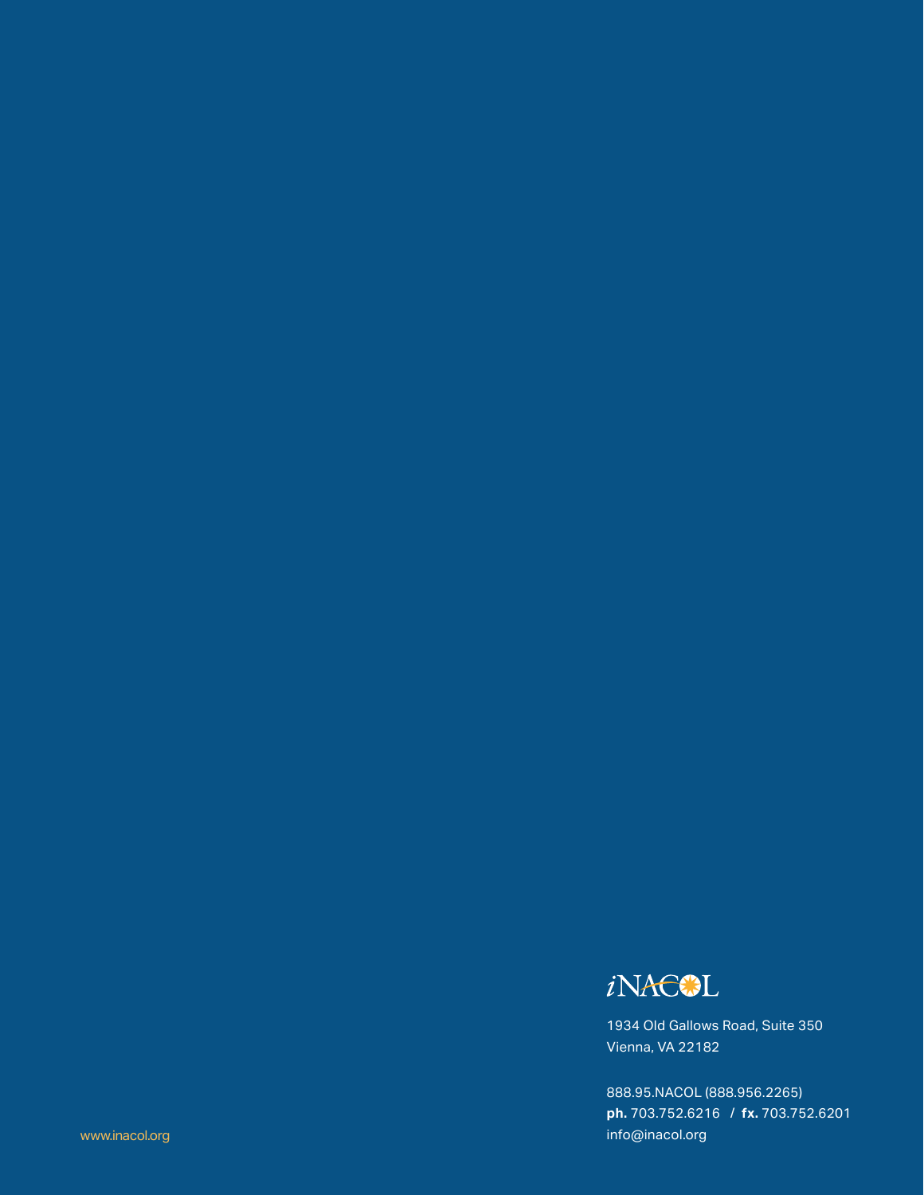iNACOL

1934 Old Gallows Road, Suite 350
Vienna, VA 22182

888.95.NACOL (888.956.2265)
**ph.** 703.752.6216 / **fx.** 703.752.6201
info@inacol.org

www.inacol.org